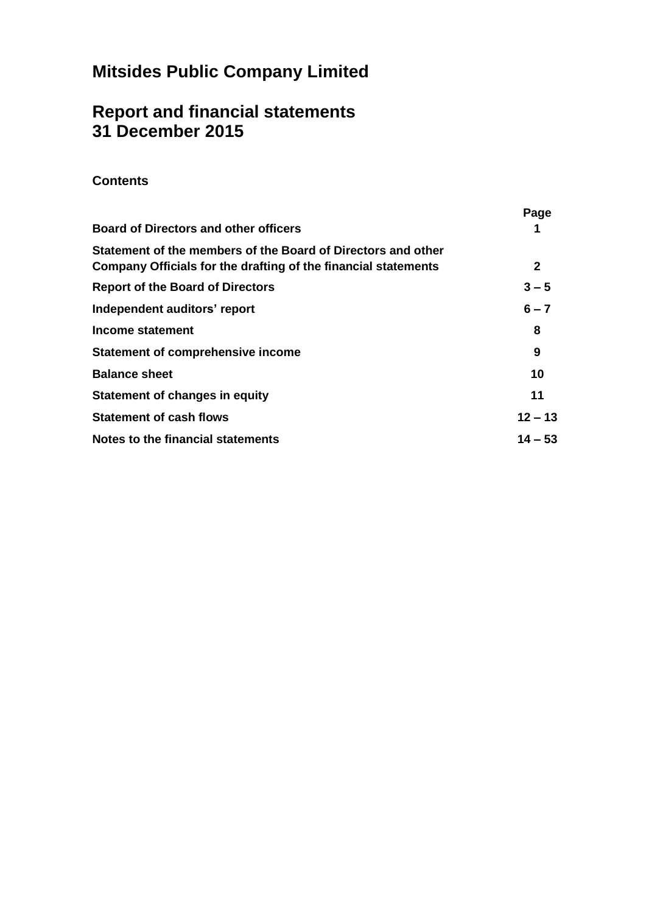# Mitsides Public Company Limited

## Report and financial statements
## 31 December 2015

**Contents**

| | Page |
|---|---|
| **Board of Directors and other officers** | **1** |
| **Statement of the members of the Board of Directors and other Company Officials for the drafting of the financial statements** | **2** |
| **Report of the Board of Directors** | **3 – 5** |
| **Independent auditors' report** | **6 – 7** |
| **Income statement** | **8** |
| **Statement of comprehensive income** | **9** |
| **Balance sheet** | **10** |
| **Statement of changes in equity** | **11** |
| **Statement of cash flows** | **12 – 13** |
| **Notes to the financial statements** | **14 – 53** |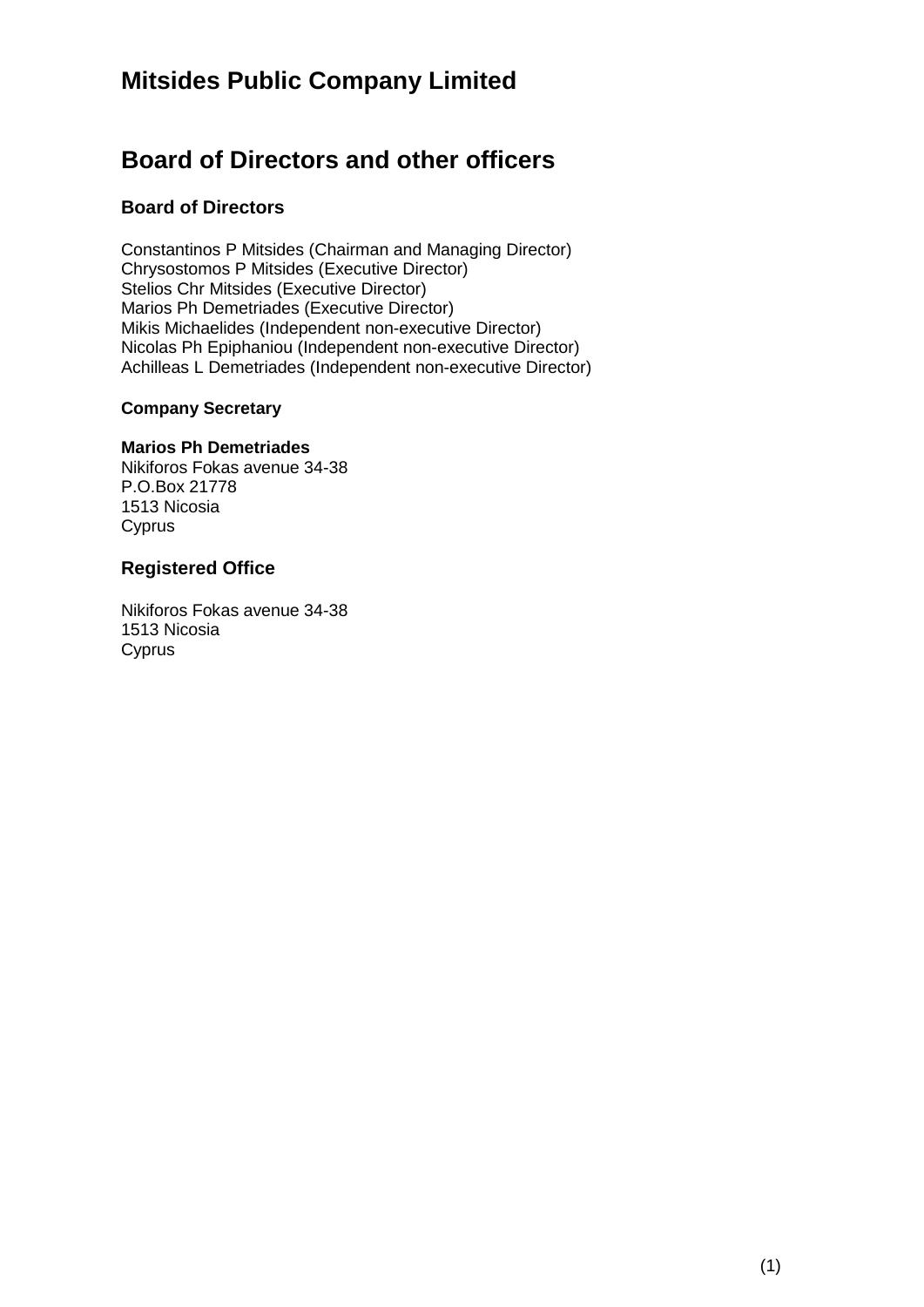# Mitsides Public Company Limited

## Board of Directors and other officers

### Board of Directors

Constantinos P Mitsides (Chairman and Managing Director)
Chrysostomos P Mitsides (Executive Director)
Stelios Chr Mitsides (Executive Director)
Marios Ph Demetriades (Executive Director)
Mikis Michaelides (Independent non-executive Director)
Nicolas Ph Epiphaniou (Independent non-executive Director)
Achilleas L Demetriades (Independent non-executive Director)

#### Company Secretary

**Marios Ph Demetriades**
Nikiforos Fokas avenue 34-38
P.O.Box 21778
1513 Nicosia
Cyprus

### Registered Office

Nikiforos Fokas avenue 34-38
1513 Nicosia
Cyprus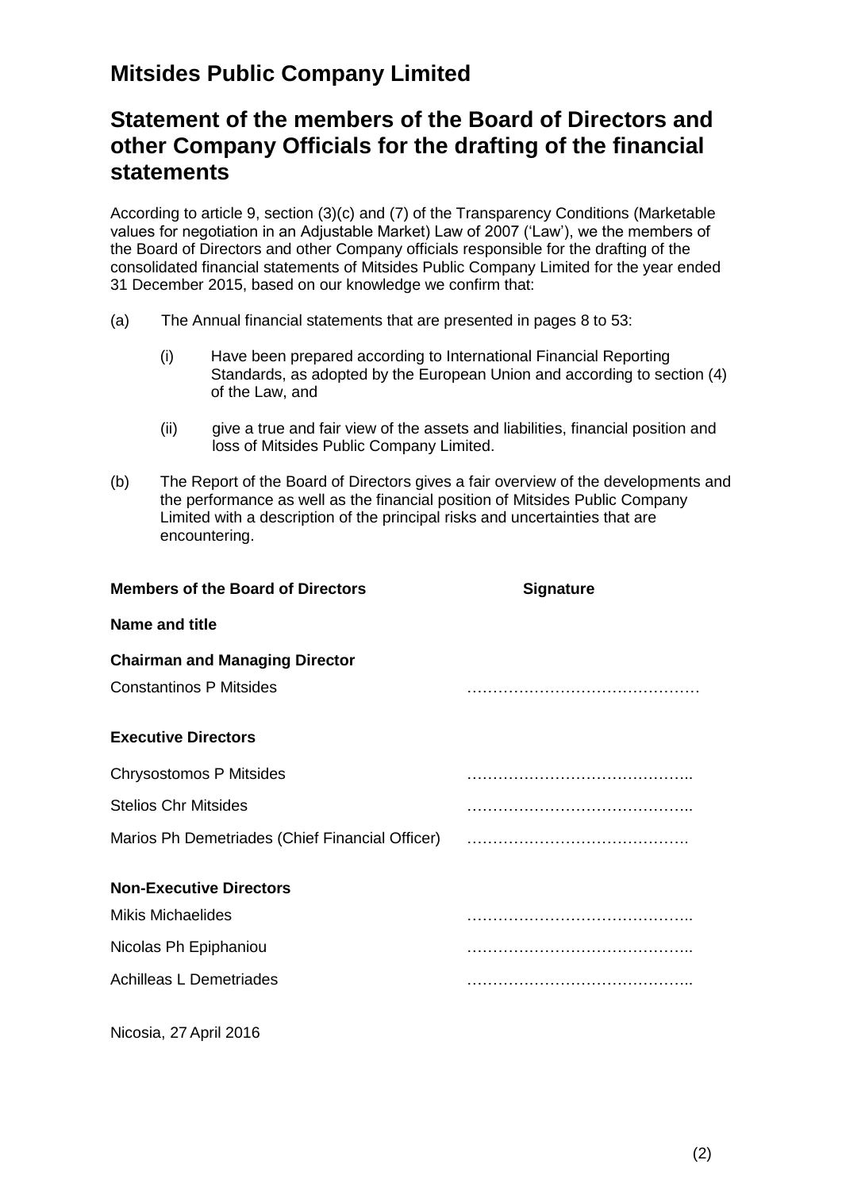# Mitsides Public Company Limited

## Statement of the members of the Board of Directors and other Company Officials for the drafting of the financial statements

According to article 9, section (3)(c) and (7) of the Transparency Conditions (Marketable values for negotiation in an Adjustable Market) Law of 2007 ('Law'), we the members of the Board of Directors and other Company officials responsible for the drafting of the consolidated financial statements of Mitsides Public Company Limited for the year ended 31 December 2015, based on our knowledge we confirm that:

(a) The Annual financial statements that are presented in pages 8 to 53:

  (i) Have been prepared according to International Financial Reporting Standards, as adopted by the European Union and according to section (4) of the Law, and

  (ii) give a true and fair view of the assets and liabilities, financial position and loss of Mitsides Public Company Limited.

(b) The Report of the Board of Directors gives a fair overview of the developments and the performance as well as the financial position of Mitsides Public Company Limited with a description of the principal risks and uncertainties that are encountering.

| **Members of the Board of Directors** | **Signature** |
| --- | --- |
| **Name and title** | |
| **Chairman and Managing Director** | |
| Constantinos P Mitsides | ……………………………………… |
| **Executive Directors** | |
| Chrysostomos P Mitsides | …………………………………….. |
| Stelios Chr Mitsides | …………………………………….. |
| Marios Ph Demetriades (Chief Financial Officer) | ……………………………………. |
| **Non-Executive Directors** | |
| Mikis Michaelides | …………………………………….. |
| Nicolas Ph Epiphaniou | …………………………………….. |
| Achilleas L Demetriades | …………………………………….. |

Nicosia, 27 April 2016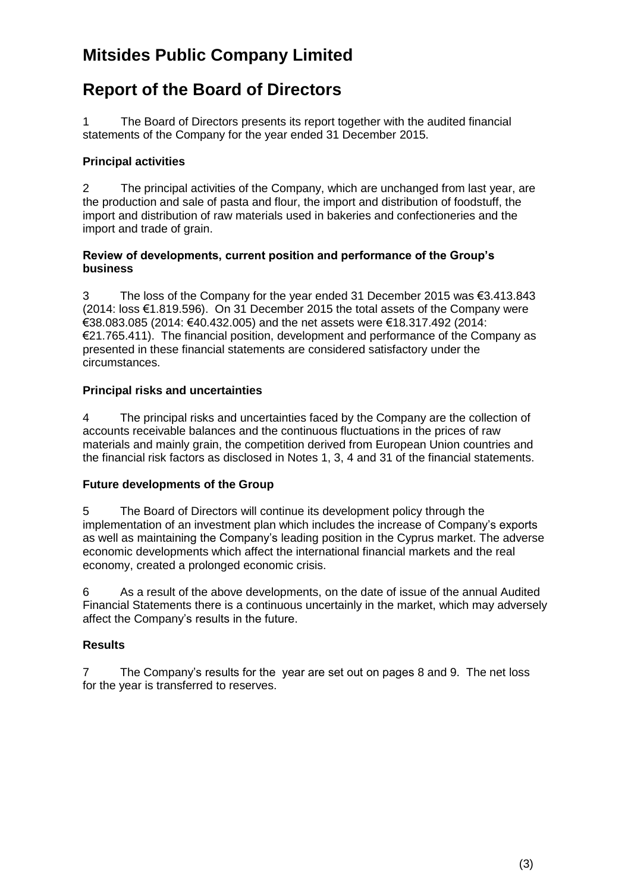# Mitsides Public Company Limited

# Report of the Board of Directors

1 The Board of Directors presents its report together with the audited financial statements of the Company for the year ended 31 December 2015.

### Principal activities

2 The principal activities of the Company, which are unchanged from last year, are the production and sale of pasta and flour, the import and distribution of foodstuff, the import and distribution of raw materials used in bakeries and confectioneries and the import and trade of grain.

### Review of developments, current position and performance of the Group's business

3 The loss of the Company for the year ended 31 December 2015 was €3.413.843 (2014: loss €1.819.596). On 31 December 2015 the total assets of the Company were €38.083.085 (2014: €40.432.005) and the net assets were €18.317.492 (2014: €21.765.411). The financial position, development and performance of the Company as presented in these financial statements are considered satisfactory under the circumstances.

### Principal risks and uncertainties

4 The principal risks and uncertainties faced by the Company are the collection of accounts receivable balances and the continuous fluctuations in the prices of raw materials and mainly grain, the competition derived from European Union countries and the financial risk factors as disclosed in Notes 1, 3, 4 and 31 of the financial statements.

### Future developments of the Group

5 The Board of Directors will continue its development policy through the implementation of an investment plan which includes the increase of Company's exports as well as maintaining the Company's leading position in the Cyprus market. The adverse economic developments which affect the international financial markets and the real economy, created a prolonged economic crisis.

6 As a result of the above developments, on the date of issue of the annual Audited Financial Statements there is a continuous uncertainly in the market, which may adversely affect the Company's results in the future.

### Results

7 The Company's results for the year are set out on pages 8 and 9. The net loss for the year is transferred to reserves.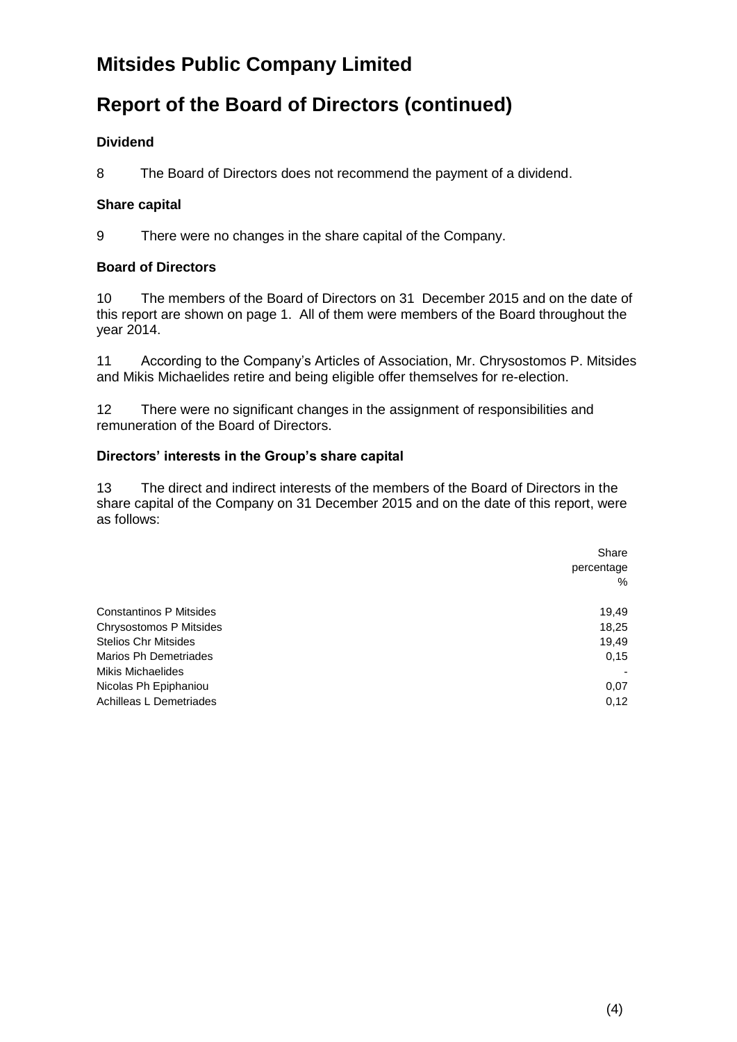# Mitsides Public Company Limited

# Report of the Board of Directors (continued)

### Dividend

8 The Board of Directors does not recommend the payment of a dividend.

### Share capital

9 There were no changes in the share capital of the Company.

### Board of Directors

10 The members of the Board of Directors on 31 December 2015 and on the date of this report are shown on page 1. All of them were members of the Board throughout the year 2014.

11 According to the Company's Articles of Association, Mr. Chrysostomos P. Mitsides and Mikis Michaelides retire and being eligible offer themselves for re-election.

12 There were no significant changes in the assignment of responsibilities and remuneration of the Board of Directors.

### Directors' interests in the Group's share capital

13 The direct and indirect interests of the members of the Board of Directors in the share capital of the Company on 31 December 2015 and on the date of this report, were as follows:

| | Share percentage % |
|---|---|
| Constantinos P Mitsides | 19,49 |
| Chrysostomos P Mitsides | 18,25 |
| Stelios Chr Mitsides | 19,49 |
| Marios Ph Demetriades | 0,15 |
| Mikis Michaelides | - |
| Nicolas Ph Epiphaniou | 0,07 |
| Achilleas L Demetriades | 0,12 |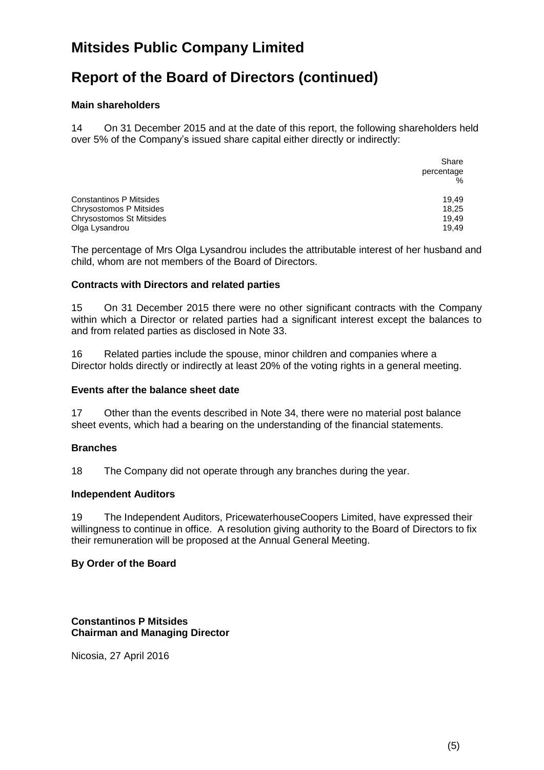# Mitsides Public Company Limited

## Report of the Board of Directors (continued)

### Main shareholders

14 On 31 December 2015 and at the date of this report, the following shareholders held over 5% of the Company's issued share capital either directly or indirectly:

| | Share percentage % |
|---|---|
| Constantinos P Mitsides | 19,49 |
| Chrysostomos P Mitsides | 18,25 |
| Chrysostomos St Mitsides | 19,49 |
| Olga Lysandrou | 19,49 |

The percentage of Mrs Olga Lysandrou includes the attributable interest of her husband and child, whom are not members of the Board of Directors.

### Contracts with Directors and related parties

15 On 31 December 2015 there were no other significant contracts with the Company within which a Director or related parties had a significant interest except the balances to and from related parties as disclosed in Note 33.

16 Related parties include the spouse, minor children and companies where a Director holds directly or indirectly at least 20% of the voting rights in a general meeting.

### Events after the balance sheet date

17 Other than the events described in Note 34, there were no material post balance sheet events, which had a bearing on the understanding of the financial statements.

### Branches

18 The Company did not operate through any branches during the year.

### Independent Auditors

19 The Independent Auditors, PricewaterhouseCoopers Limited, have expressed their willingness to continue in office. A resolution giving authority to the Board of Directors to fix their remuneration will be proposed at the Annual General Meeting.

**By Order of the Board**

**Constantinos P Mitsides**
**Chairman and Managing Director**

Nicosia, 27 April 2016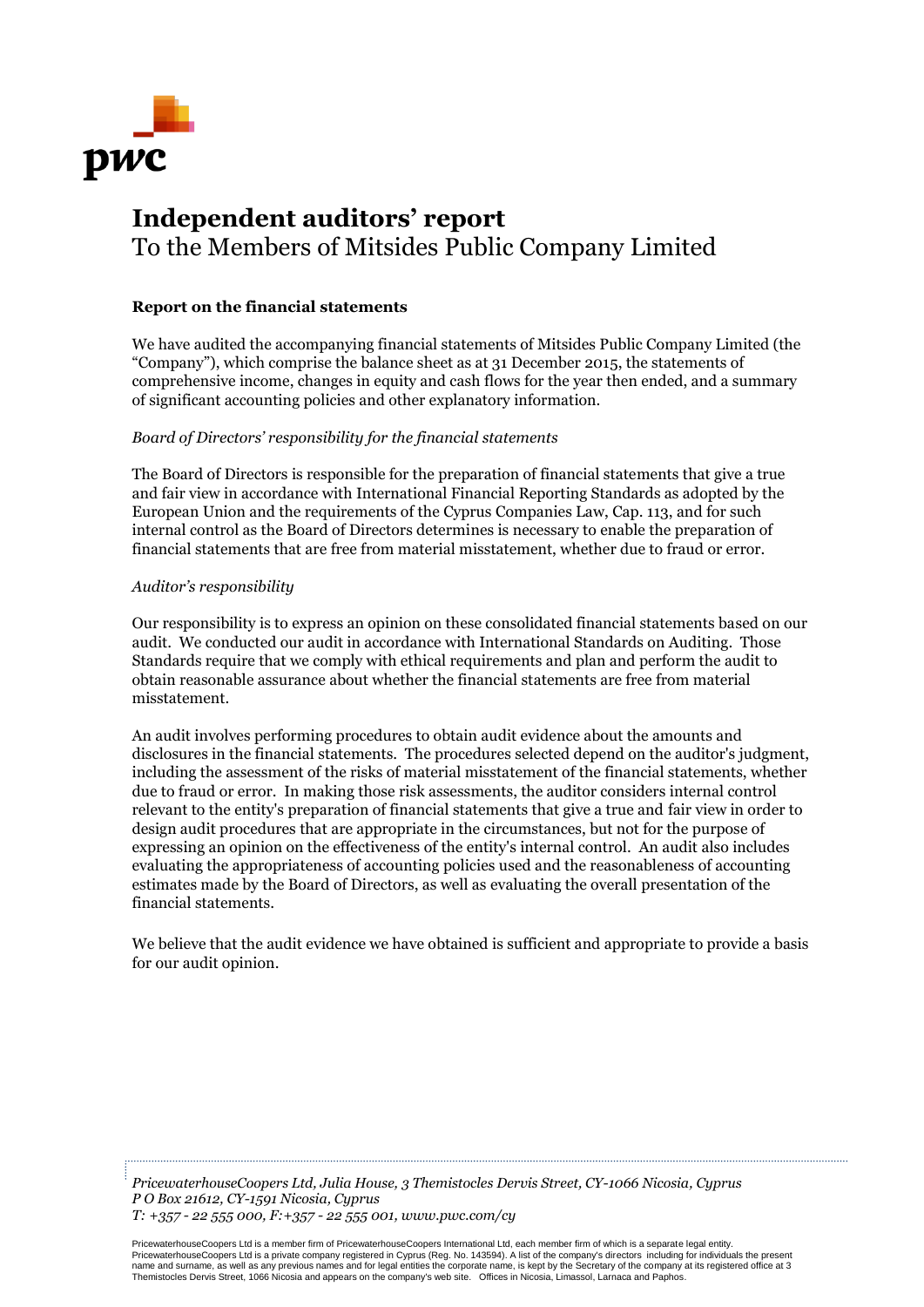# Independent auditors' report
To the Members of Mitsides Public Company Limited

## Report on the financial statements

We have audited the accompanying financial statements of Mitsides Public Company Limited (the "Company"), which comprise the balance sheet as at 31 December 2015, the statements of comprehensive income, changes in equity and cash flows for the year then ended, and a summary of significant accounting policies and other explanatory information.

*Board of Directors' responsibility for the financial statements*

The Board of Directors is responsible for the preparation of financial statements that give a true and fair view in accordance with International Financial Reporting Standards as adopted by the European Union and the requirements of the Cyprus Companies Law, Cap. 113, and for such internal control as the Board of Directors determines is necessary to enable the preparation of financial statements that are free from material misstatement, whether due to fraud or error.

*Auditor's responsibility*

Our responsibility is to express an opinion on these consolidated financial statements based on our audit. We conducted our audit in accordance with International Standards on Auditing. Those Standards require that we comply with ethical requirements and plan and perform the audit to obtain reasonable assurance about whether the financial statements are free from material misstatement.

An audit involves performing procedures to obtain audit evidence about the amounts and disclosures in the financial statements. The procedures selected depend on the auditor's judgment, including the assessment of the risks of material misstatement of the financial statements, whether due to fraud or error. In making those risk assessments, the auditor considers internal control relevant to the entity's preparation of financial statements that give a true and fair view in order to design audit procedures that are appropriate in the circumstances, but not for the purpose of expressing an opinion on the effectiveness of the entity's internal control. An audit also includes evaluating the appropriateness of accounting policies used and the reasonableness of accounting estimates made by the Board of Directors, as well as evaluating the overall presentation of the financial statements.

We believe that the audit evidence we have obtained is sufficient and appropriate to provide a basis for our audit opinion.

*PricewaterhouseCoopers Ltd, Julia House, 3 Themistocles Dervis Street, CY-1066 Nicosia, Cyprus*
*P O Box 21612, CY-1591 Nicosia, Cyprus*
*T: +357 - 22 555 000, F:+357 - 22 555 001, www.pwc.com/cy*

PricewaterhouseCoopers Ltd is a member firm of PricewaterhouseCoopers International Ltd, each member firm of which is a separate legal entity. PricewaterhouseCoopers Ltd is a private company registered in Cyprus (Reg. No. 143594). A list of the company's directors including for individuals the present name and surname, as well as any previous names and for legal entities the corporate name, is kept by the Secretary of the company at its registered office at 3 Themistocles Dervis Street, 1066 Nicosia and appears on the company's web site. Offices in Nicosia, Limassol, Larnaca and Paphos.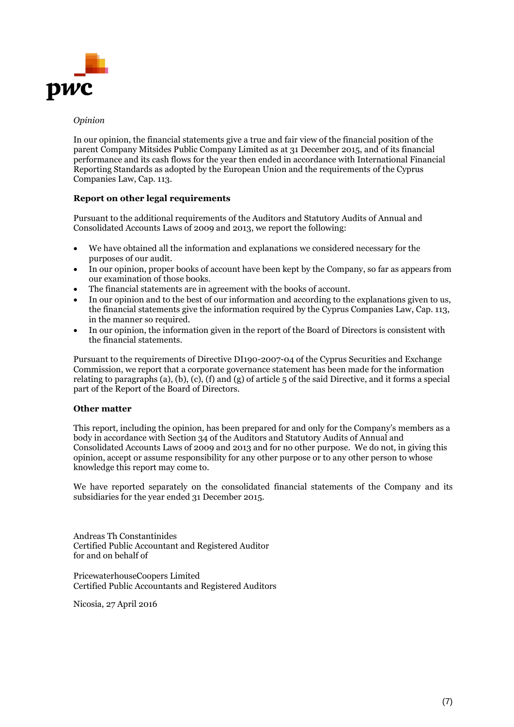*Opinion*

In our opinion, the financial statements give a true and fair view of the financial position of the parent Company Mitsides Public Company Limited as at 31 December 2015, and of its financial performance and its cash flows for the year then ended in accordance with International Financial Reporting Standards as adopted by the European Union and the requirements of the Cyprus Companies Law, Cap. 113.

**Report on other legal requirements**

Pursuant to the additional requirements of the Auditors and Statutory Audits of Annual and Consolidated Accounts Laws of 2009 and 2013, we report the following:

- We have obtained all the information and explanations we considered necessary for the purposes of our audit.
- In our opinion, proper books of account have been kept by the Company, so far as appears from our examination of those books.
- The financial statements are in agreement with the books of account.
- In our opinion and to the best of our information and according to the explanations given to us, the financial statements give the information required by the Cyprus Companies Law, Cap. 113, in the manner so required.
- In our opinion, the information given in the report of the Board of Directors is consistent with the financial statements.

Pursuant to the requirements of Directive DI190-2007-04 of the Cyprus Securities and Exchange Commission, we report that a corporate governance statement has been made for the information relating to paragraphs (a), (b), (c), (f) and (g) of article 5 of the said Directive, and it forms a special part of the Report of the Board of Directors.

**Other matter**

This report, including the opinion, has been prepared for and only for the Company's members as a body in accordance with Section 34 of the Auditors and Statutory Audits of Annual and Consolidated Accounts Laws of 2009 and 2013 and for no other purpose. We do not, in giving this opinion, accept or assume responsibility for any other purpose or to any other person to whose knowledge this report may come to.

We have reported separately on the consolidated financial statements of the Company and its subsidiaries for the year ended 31 December 2015.

Andreas Th Constantinides
Certified Public Accountant and Registered Auditor
for and on behalf of

PricewaterhouseCoopers Limited
Certified Public Accountants and Registered Auditors

Nicosia, 27 April 2016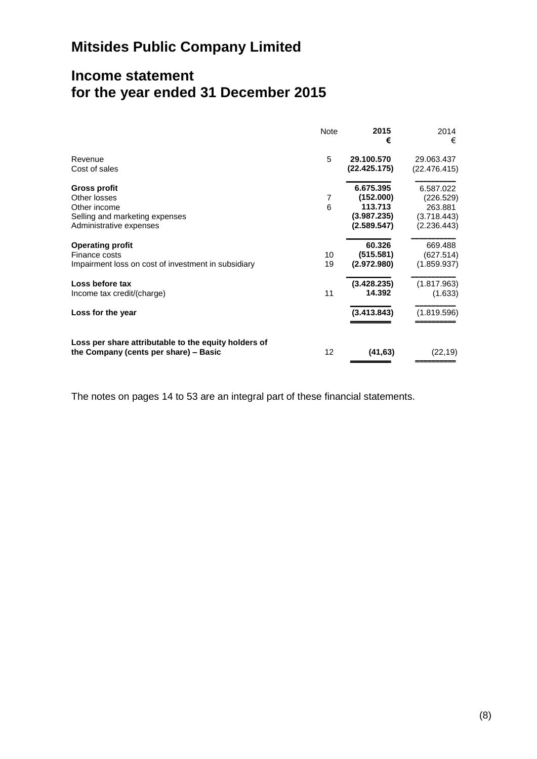# Mitsides Public Company Limited

## Income statement
## for the year ended 31 December 2015

| | Note | 2015<br>€ | 2014<br>€ |
|---|---|---|---|
| Revenue | 5 | **29.100.570** | 29.063.437 |
| Cost of sales | | **(22.425.175)** | (22.476.415) |
| **Gross profit** | | **6.675.395** | 6.587.022 |
| Other losses | 7 | **(152.000)** | (226.529) |
| Other income | 6 | **113.713** | 263.881 |
| Selling and marketing expenses | | **(3.987.235)** | (3.718.443) |
| Administrative expenses | | **(2.589.547)** | (2.236.443) |
| **Operating profit** | | **60.326** | 669.488 |
| Finance costs | 10 | **(515.581)** | (627.514) |
| Impairment loss on cost of investment in subsidiary | 19 | **(2.972.980)** | (1.859.937) |
| **Loss before tax** | | **(3.428.235)** | (1.817.963) |
| Income tax credit/(charge) | 11 | **14.392** | (1.633) |
| **Loss for the year** | | **(3.413.843)** | (1.819.596) |
| **Loss per share attributable to the equity holders of the Company (cents per share) – Basic** | 12 | **(41,63)** | (22,19) |

The notes on pages 14 to 53 are an integral part of these financial statements.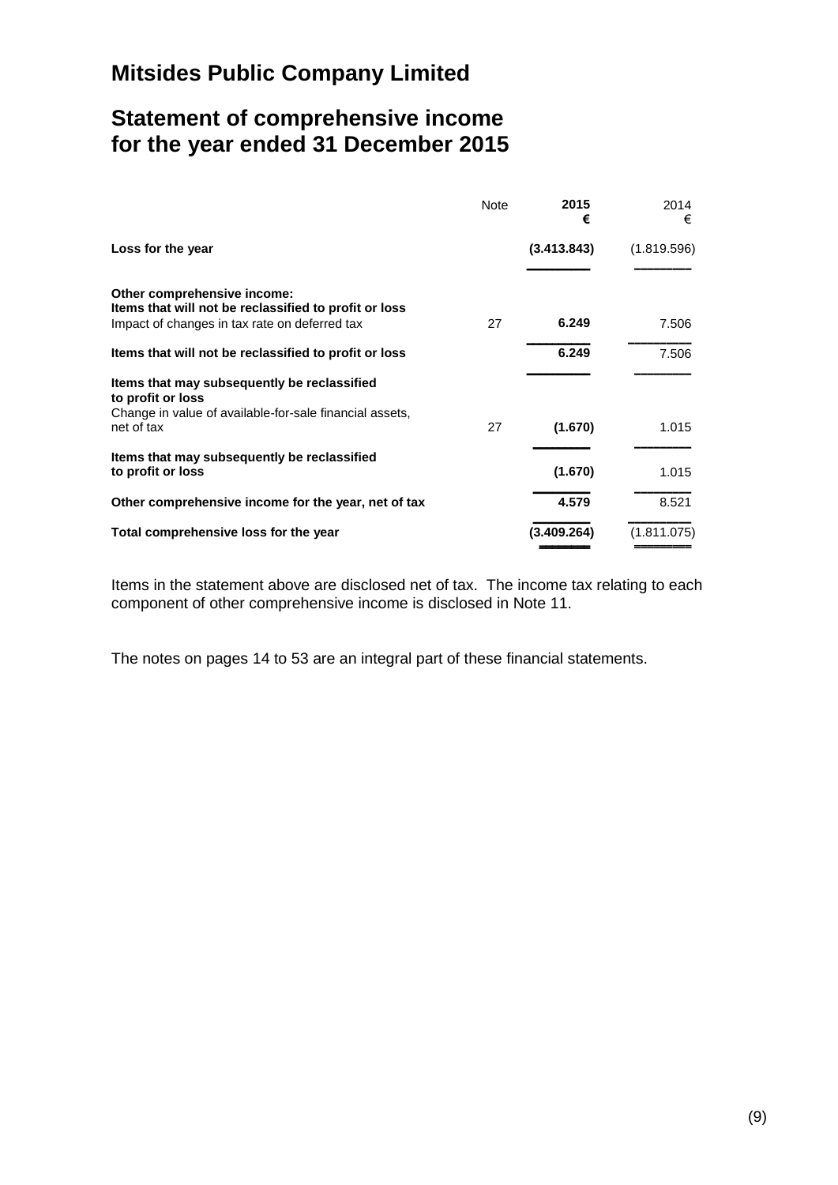# Mitsides Public Company Limited

## Statement of comprehensive income for the year ended 31 December 2015

| | Note | **2015 €** | 2014 € |
|---|---|---|---|
| **Loss for the year** | | **(3.413.843)** | (1.819.596) |
| **Other comprehensive income:** | | | |
| **Items that will not be reclassified to profit or loss** | | | |
| Impact of changes in tax rate on deferred tax | 27 | **6.249** | 7.506 |
| **Items that will not be reclassified to profit or loss** | | **6.249** | 7.506 |
| **Items that may subsequently be reclassified to profit or loss** | | | |
| Change in value of available-for-sale financial assets, net of tax | 27 | **(1.670)** | 1.015 |
| **Items that may subsequently be reclassified to profit or loss** | | **(1.670)** | 1.015 |
| **Other comprehensive income for the year, net of tax** | | **4.579** | 8.521 |
| **Total comprehensive loss for the year** | | **(3.409.264)** | (1.811.075) |

Items in the statement above are disclosed net of tax. The income tax relating to each component of other comprehensive income is disclosed in Note 11.

The notes on pages 14 to 53 are an integral part of these financial statements.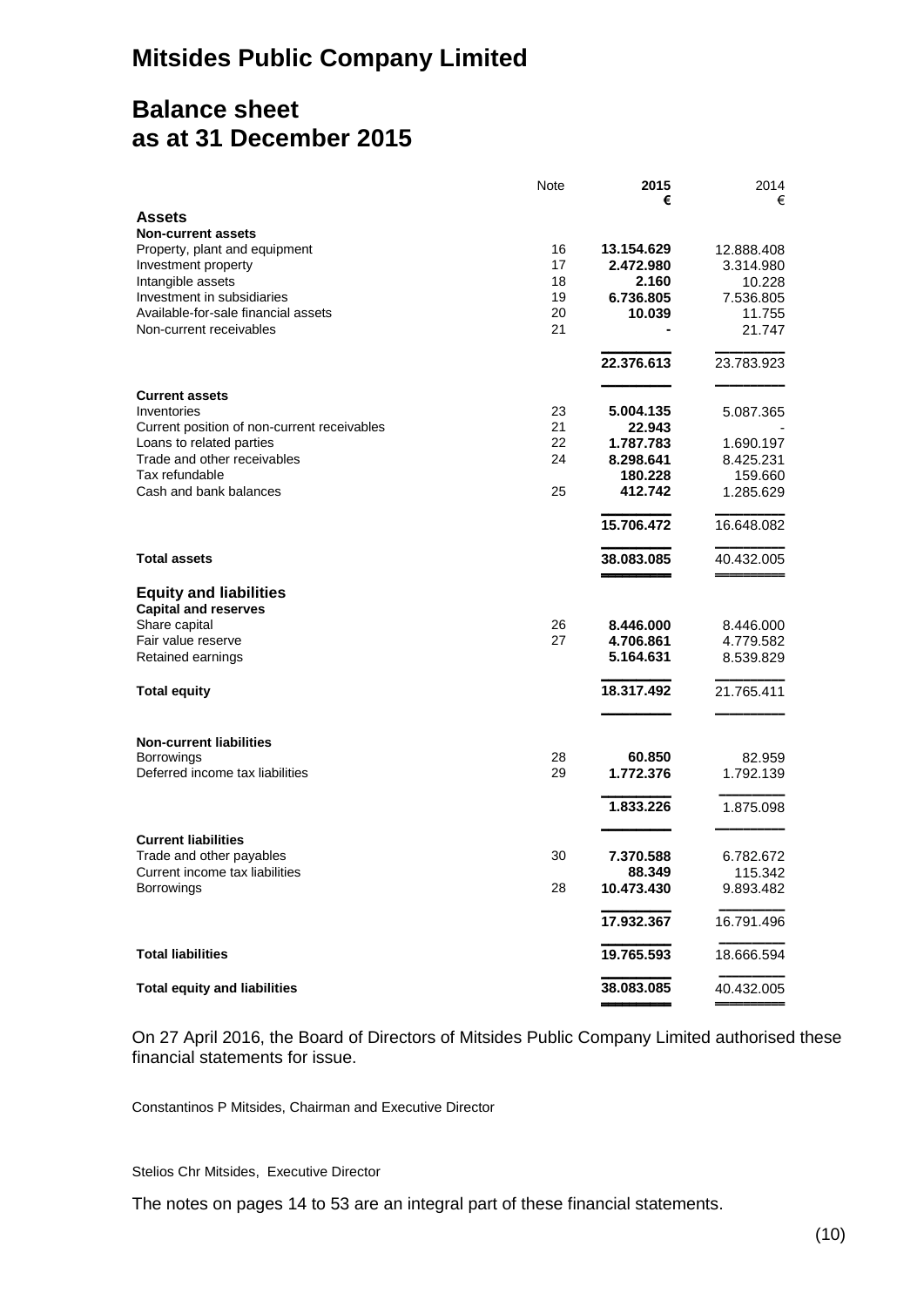# Mitsides Public Company Limited

## Balance sheet
## as at 31 December 2015

| | Note | 2015<br>€ | 2014<br>€ |
|---|---|---|---|
| **Assets** | | | |
| **Non-current assets** | | | |
| Property, plant and equipment | 16 | **13.154.629** | 12.888.408 |
| Investment property | 17 | **2.472.980** | 3.314.980 |
| Intangible assets | 18 | **2.160** | 10.228 |
| Investment in subsidiaries | 19 | **6.736.805** | 7.536.805 |
| Available-for-sale financial assets | 20 | **10.039** | 11.755 |
| Non-current receivables | 21 | **-** | 21.747 |
| | | **22.376.613** | 23.783.923 |
| **Current assets** | | | |
| Inventories | 23 | **5.004.135** | 5.087.365 |
| Current position of non-current receivables | 21 | **22.943** | - |
| Loans to related parties | 22 | **1.787.783** | 1.690.197 |
| Trade and other receivables | 24 | **8.298.641** | 8.425.231 |
| Tax refundable | | **180.228** | 159.660 |
| Cash and bank balances | 25 | **412.742** | 1.285.629 |
| | | **15.706.472** | 16.648.082 |
| **Total assets** | | **38.083.085** | 40.432.005 |
| **Equity and liabilities** | | | |
| **Capital and reserves** | | | |
| Share capital | 26 | **8.446.000** | 8.446.000 |
| Fair value reserve | 27 | **4.706.861** | 4.779.582 |
| Retained earnings | | **5.164.631** | 8.539.829 |
| **Total equity** | | **18.317.492** | 21.765.411 |
| **Non-current liabilities** | | | |
| Borrowings | 28 | **60.850** | 82.959 |
| Deferred income tax liabilities | 29 | **1.772.376** | 1.792.139 |
| | | **1.833.226** | 1.875.098 |
| **Current liabilities** | | | |
| Trade and other payables | 30 | **7.370.588** | 6.782.672 |
| Current income tax liabilities | | **88.349** | 115.342 |
| Borrowings | 28 | **10.473.430** | 9.893.482 |
| | | **17.932.367** | 16.791.496 |
| **Total liabilities** | | **19.765.593** | 18.666.594 |
| **Total equity and liabilities** | | **38.083.085** | 40.432.005 |

On 27 April 2016, the Board of Directors of Mitsides Public Company Limited authorised these financial statements for issue.

Constantinos P Mitsides, Chairman and Executive Director

Stelios Chr Mitsides, Executive Director

The notes on pages 14 to 53 are an integral part of these financial statements.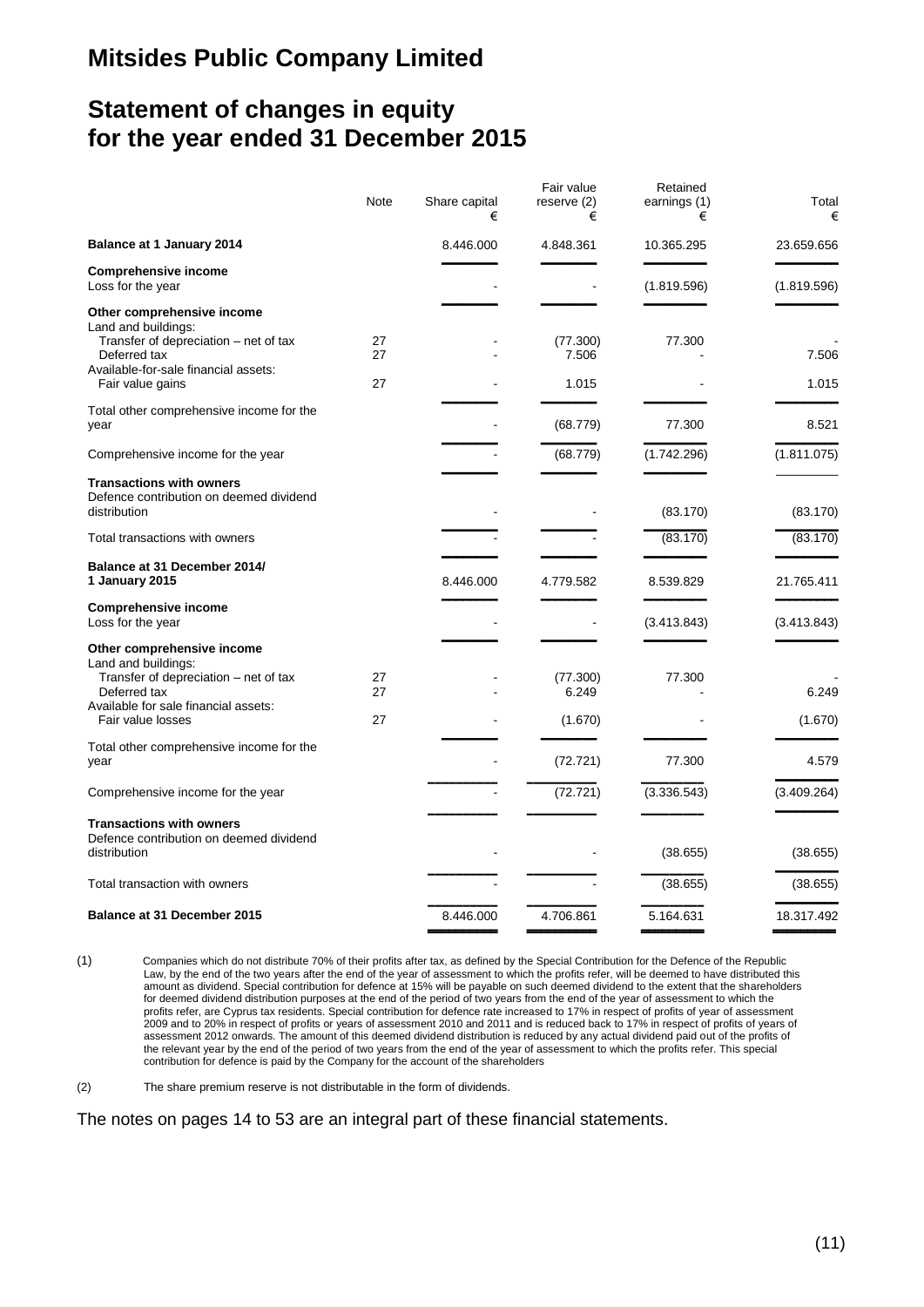# Mitsides Public Company Limited

## Statement of changes in equity for the year ended 31 December 2015

| | Note | Share capital € | Fair value reserve (2) € | Retained earnings (1) € | Total € |
|---|---|---|---|---|---|
| **Balance at 1 January 2014** | | 8.446.000 | 4.848.361 | 10.365.295 | 23.659.656 |
| **Comprehensive income** | | | | | |
| Loss for the year | | - | - | (1.819.596) | (1.819.596) |
| **Other comprehensive income** | | | | | |
| Land and buildings: | | | | | |
| Transfer of depreciation – net of tax | 27 | - | (77.300) | 77.300 | - |
| Deferred tax | 27 | - | 7.506 | - | 7.506 |
| Available-for-sale financial assets: | | | | | |
| Fair value gains | 27 | - | 1.015 | - | 1.015 |
| Total other comprehensive income for the year | | - | (68.779) | 77.300 | 8.521 |
| Comprehensive income for the year | | - | (68.779) | (1.742.296) | (1.811.075) |
| **Transactions with owners** | | | | | |
| Defence contribution on deemed dividend distribution | | - | - | (83.170) | (83.170) |
| Total transactions with owners | | - | - | (83.170) | (83.170) |
| **Balance at 31 December 2014/ 1 January 2015** | | 8.446.000 | 4.779.582 | 8.539.829 | 21.765.411 |
| **Comprehensive income** | | | | | |
| Loss for the year | | - | - | (3.413.843) | (3.413.843) |
| **Other comprehensive income** | | | | | |
| Land and buildings: | | | | | |
| Transfer of depreciation – net of tax | 27 | - | (77.300) | 77.300 | - |
| Deferred tax | 27 | - | 6.249 | - | 6.249 |
| Available for sale financial assets: | | | | | |
| Fair value losses | 27 | - | (1.670) | - | (1.670) |
| Total other comprehensive income for the year | | - | (72.721) | 77.300 | 4.579 |
| Comprehensive income for the year | | - | (72.721) | (3.336.543) | (3.409.264) |
| **Transactions with owners** | | | | | |
| Defence contribution on deemed dividend distribution | | - | - | (38.655) | (38.655) |
| Total transaction with owners | | - | - | (38.655) | (38.655) |
| **Balance at 31 December 2015** | | 8.446.000 | 4.706.861 | 5.164.631 | 18.317.492 |

(1) Companies which do not distribute 70% of their profits after tax, as defined by the Special Contribution for the Defence of the Republic Law, by the end of the two years after the end of the year of assessment to which the profits refer, will be deemed to have distributed this amount as dividend. Special contribution for defence at 15% will be payable on such deemed dividend to the extent that the shareholders for deemed dividend distribution purposes at the end of the period of two years from the end of the year of assessment to which the profits refer, are Cyprus tax residents. Special contribution for defence rate increased to 17% in respect of profits of year of assessment 2009 and to 20% in respect of profits or years of assessment 2010 and 2011 and is reduced back to 17% in respect of profits of years of assessment 2012 onwards. The amount of this deemed dividend distribution is reduced by any actual dividend paid out of the profits of the relevant year by the end of the period of two years from the end of the year of assessment to which the profits refer. This special contribution for defence is paid by the Company for the account of the shareholders

(2) The share premium reserve is not distributable in the form of dividends.

The notes on pages 14 to 53 are an integral part of these financial statements.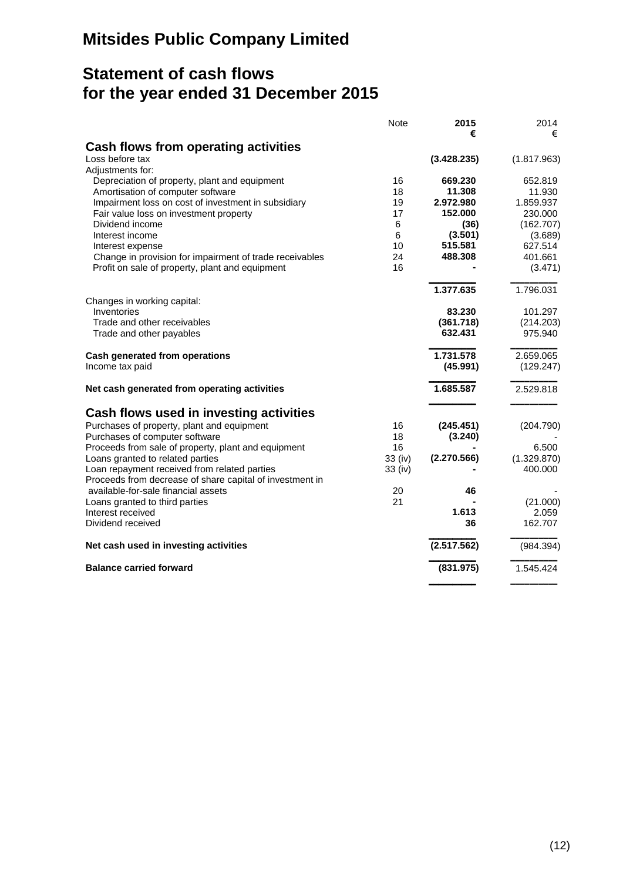# Mitsides Public Company Limited

## Statement of cash flows for the year ended 31 December 2015

| | Note | 2015 € | 2014 € |
|---|---|---|---|
| **Cash flows from operating activities** | | | |
| Loss before tax | | **(3.428.235)** | (1.817.963) |
| Adjustments for: | | | |
| Depreciation of property, plant and equipment | 16 | **669.230** | 652.819 |
| Amortisation of computer software | 18 | **11.308** | 11.930 |
| Impairment loss on cost of investment in subsidiary | 19 | **2.972.980** | 1.859.937 |
| Fair value loss on investment property | 17 | **152.000** | 230.000 |
| Dividend income | 6 | **(36)** | (162.707) |
| Interest income | 6 | **(3.501)** | (3.689) |
| Interest expense | 10 | **515.581** | 627.514 |
| Change in provision for impairment of trade receivables | 24 | **488.308** | 401.661 |
| Profit on sale of property, plant and equipment | 16 | **-** | (3.471) |
| | | **1.377.635** | 1.796.031 |
| Changes in working capital: | | | |
| Inventories | | **83.230** | 101.297 |
| Trade and other receivables | | **(361.718)** | (214.203) |
| Trade and other payables | | **632.431** | 975.940 |
| **Cash generated from operations** | | **1.731.578** | 2.659.065 |
| Income tax paid | | **(45.991)** | (129.247) |
| **Net cash generated from operating activities** | | **1.685.587** | 2.529.818 |
| **Cash flows used in investing activities** | | | |
| Purchases of property, plant and equipment | 16 | **(245.451)** | (204.790) |
| Purchases of computer software | 18 | **(3.240)** | - |
| Proceeds from sale of property, plant and equipment | 16 | **-** | 6.500 |
| Loans granted to related parties | 33 (iv) | **(2.270.566)** | (1.329.870) |
| Loan repayment received from related parties | 33 (iv) | **-** | 400.000 |
| Proceeds from decrease of share capital of investment in available-for-sale financial assets | 20 | **46** | - |
| Loans granted to third parties | 21 | **-** | (21.000) |
| Interest received | | **1.613** | 2.059 |
| Dividend received | | **36** | 162.707 |
| **Net cash used in investing activities** | | **(2.517.562)** | (984.394) |
| **Balance carried forward** | | **(831.975)** | 1.545.424 |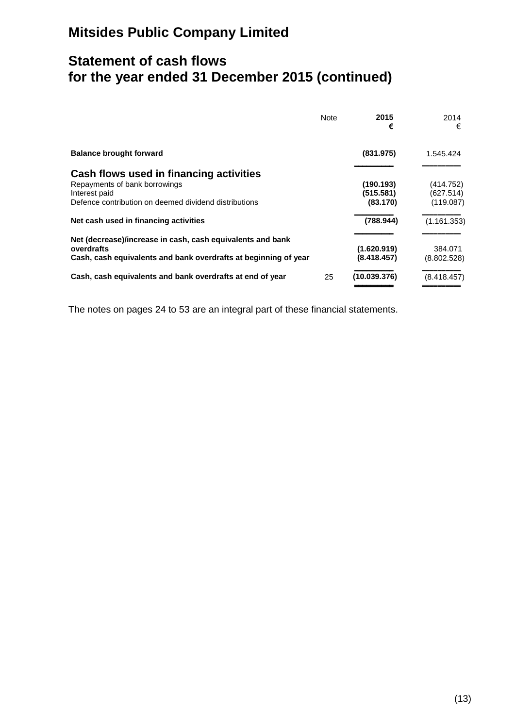# Mitsides Public Company Limited

## Statement of cash flows for the year ended 31 December 2015 (continued)

| | Note | 2015 € | 2014 € |
|---|---|---|---|
| **Balance brought forward** | | **(831.975)** | 1.545.424 |
| **Cash flows used in financing activities** | | | |
| Repayments of bank borrowings | | **(190.193)** | (414.752) |
| Interest paid | | **(515.581)** | (627.514) |
| Defence contribution on deemed dividend distributions | | **(83.170)** | (119.087) |
| **Net cash used in financing activities** | | **(788.944)** | (1.161.353) |
| **Net (decrease)/increase in cash, cash equivalents and bank overdrafts** | | **(1.620.919)** | 384.071 |
| **Cash, cash equivalents and bank overdrafts at beginning of year** | | **(8.418.457)** | (8.802.528) |
| **Cash, cash equivalents and bank overdrafts at end of year** | 25 | **(10.039.376)** | (8.418.457) |

The notes on pages 24 to 53 are an integral part of these financial statements.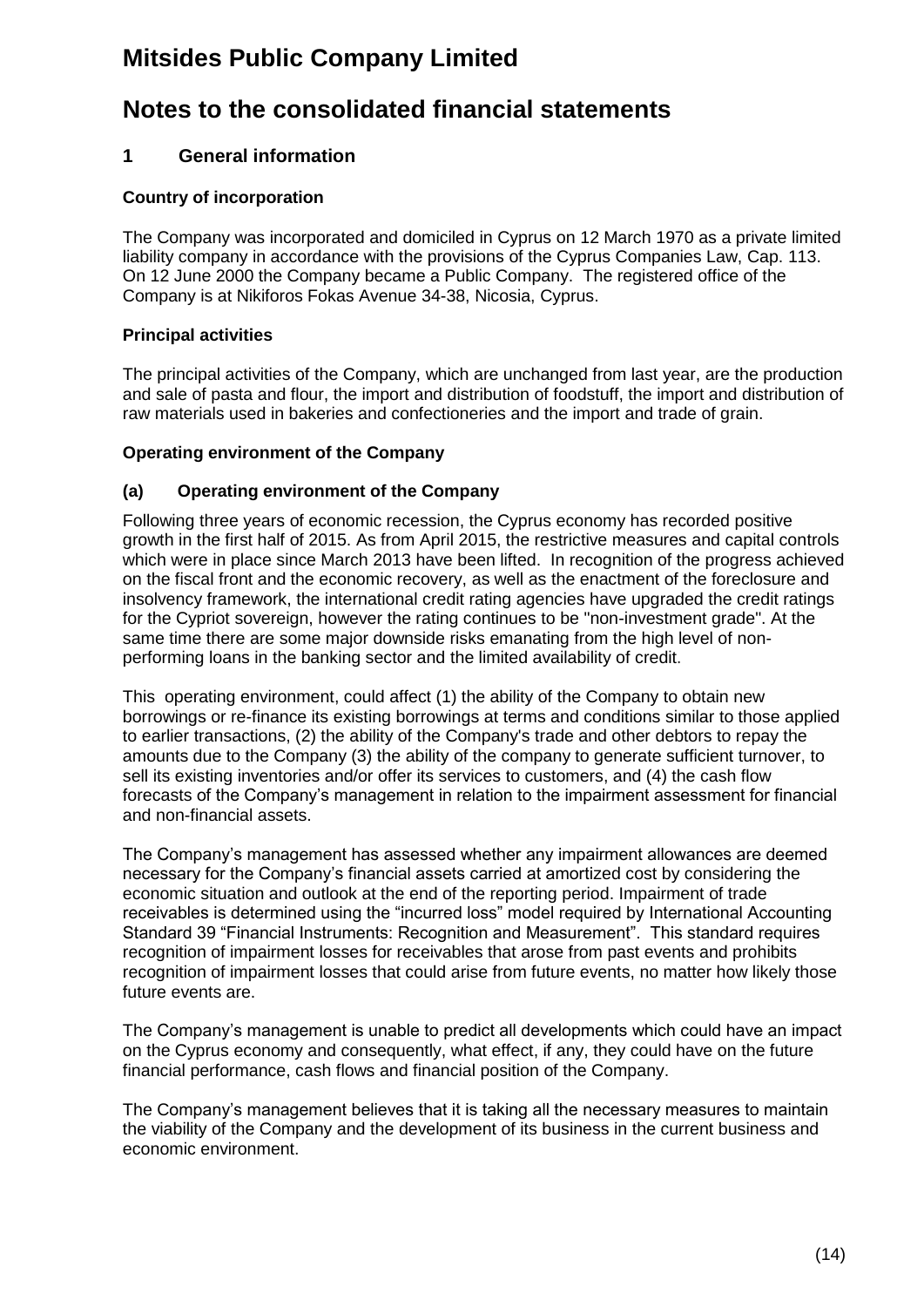# Mitsides Public Company Limited

# Notes to the consolidated financial statements

## 1 General information

### Country of incorporation

The Company was incorporated and domiciled in Cyprus on 12 March 1970 as a private limited liability company in accordance with the provisions of the Cyprus Companies Law, Cap. 113. On 12 June 2000 the Company became a Public Company. The registered office of the Company is at Nikiforos Fokas Avenue 34-38, Nicosia, Cyprus.

### Principal activities

The principal activities of the Company, which are unchanged from last year, are the production and sale of pasta and flour, the import and distribution of foodstuff, the import and distribution of raw materials used in bakeries and confectioneries and the import and trade of grain.

### Operating environment of the Company

### (a) Operating environment of the Company

Following three years of economic recession, the Cyprus economy has recorded positive growth in the first half of 2015. As from April 2015, the restrictive measures and capital controls which were in place since March 2013 have been lifted. In recognition of the progress achieved on the fiscal front and the economic recovery, as well as the enactment of the foreclosure and insolvency framework, the international credit rating agencies have upgraded the credit ratings for the Cypriot sovereign, however the rating continues to be "non-investment grade". At the same time there are some major downside risks emanating from the high level of non-performing loans in the banking sector and the limited availability of credit.

This operating environment, could affect (1) the ability of the Company to obtain new borrowings or re-finance its existing borrowings at terms and conditions similar to those applied to earlier transactions, (2) the ability of the Company's trade and other debtors to repay the amounts due to the Company (3) the ability of the company to generate sufficient turnover, to sell its existing inventories and/or offer its services to customers, and (4) the cash flow forecasts of the Company's management in relation to the impairment assessment for financial and non-financial assets.

The Company's management has assessed whether any impairment allowances are deemed necessary for the Company's financial assets carried at amortized cost by considering the economic situation and outlook at the end of the reporting period. Impairment of trade receivables is determined using the "incurred loss" model required by International Accounting Standard 39 "Financial Instruments: Recognition and Measurement". This standard requires recognition of impairment losses for receivables that arose from past events and prohibits recognition of impairment losses that could arise from future events, no matter how likely those future events are.

The Company's management is unable to predict all developments which could have an impact on the Cyprus economy and consequently, what effect, if any, they could have on the future financial performance, cash flows and financial position of the Company.

The Company's management believes that it is taking all the necessary measures to maintain the viability of the Company and the development of its business in the current business and economic environment.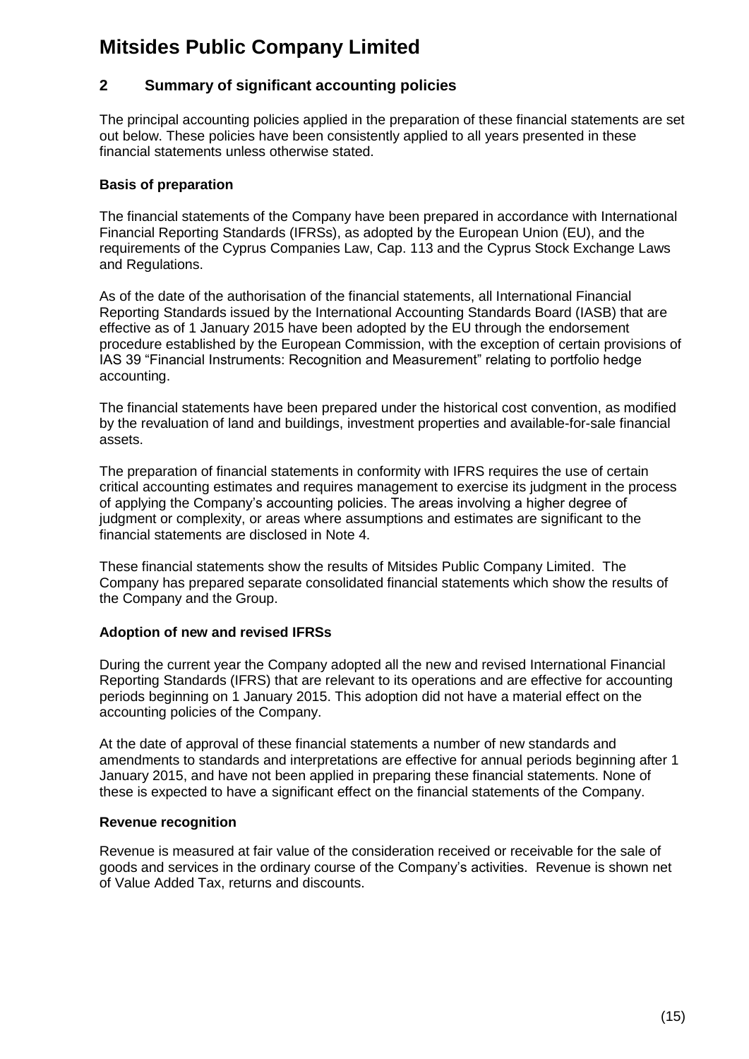# Mitsides Public Company Limited

## 2 Summary of significant accounting policies

The principal accounting policies applied in the preparation of these financial statements are set out below. These policies have been consistently applied to all years presented in these financial statements unless otherwise stated.

### Basis of preparation

The financial statements of the Company have been prepared in accordance with International Financial Reporting Standards (IFRSs), as adopted by the European Union (EU), and the requirements of the Cyprus Companies Law, Cap. 113 and the Cyprus Stock Exchange Laws and Regulations.

As of the date of the authorisation of the financial statements, all International Financial Reporting Standards issued by the International Accounting Standards Board (IASB) that are effective as of 1 January 2015 have been adopted by the EU through the endorsement procedure established by the European Commission, with the exception of certain provisions of IAS 39 "Financial Instruments: Recognition and Measurement" relating to portfolio hedge accounting.

The financial statements have been prepared under the historical cost convention, as modified by the revaluation of land and buildings, investment properties and available-for-sale financial assets.

The preparation of financial statements in conformity with IFRS requires the use of certain critical accounting estimates and requires management to exercise its judgment in the process of applying the Company's accounting policies. The areas involving a higher degree of judgment or complexity, or areas where assumptions and estimates are significant to the financial statements are disclosed in Note 4.

These financial statements show the results of Mitsides Public Company Limited. The Company has prepared separate consolidated financial statements which show the results of the Company and the Group.

### Adoption of new and revised IFRSs

During the current year the Company adopted all the new and revised International Financial Reporting Standards (IFRS) that are relevant to its operations and are effective for accounting periods beginning on 1 January 2015. This adoption did not have a material effect on the accounting policies of the Company.

At the date of approval of these financial statements a number of new standards and amendments to standards and interpretations are effective for annual periods beginning after 1 January 2015, and have not been applied in preparing these financial statements. None of these is expected to have a significant effect on the financial statements of the Company.

### Revenue recognition

Revenue is measured at fair value of the consideration received or receivable for the sale of goods and services in the ordinary course of the Company's activities. Revenue is shown net of Value Added Tax, returns and discounts.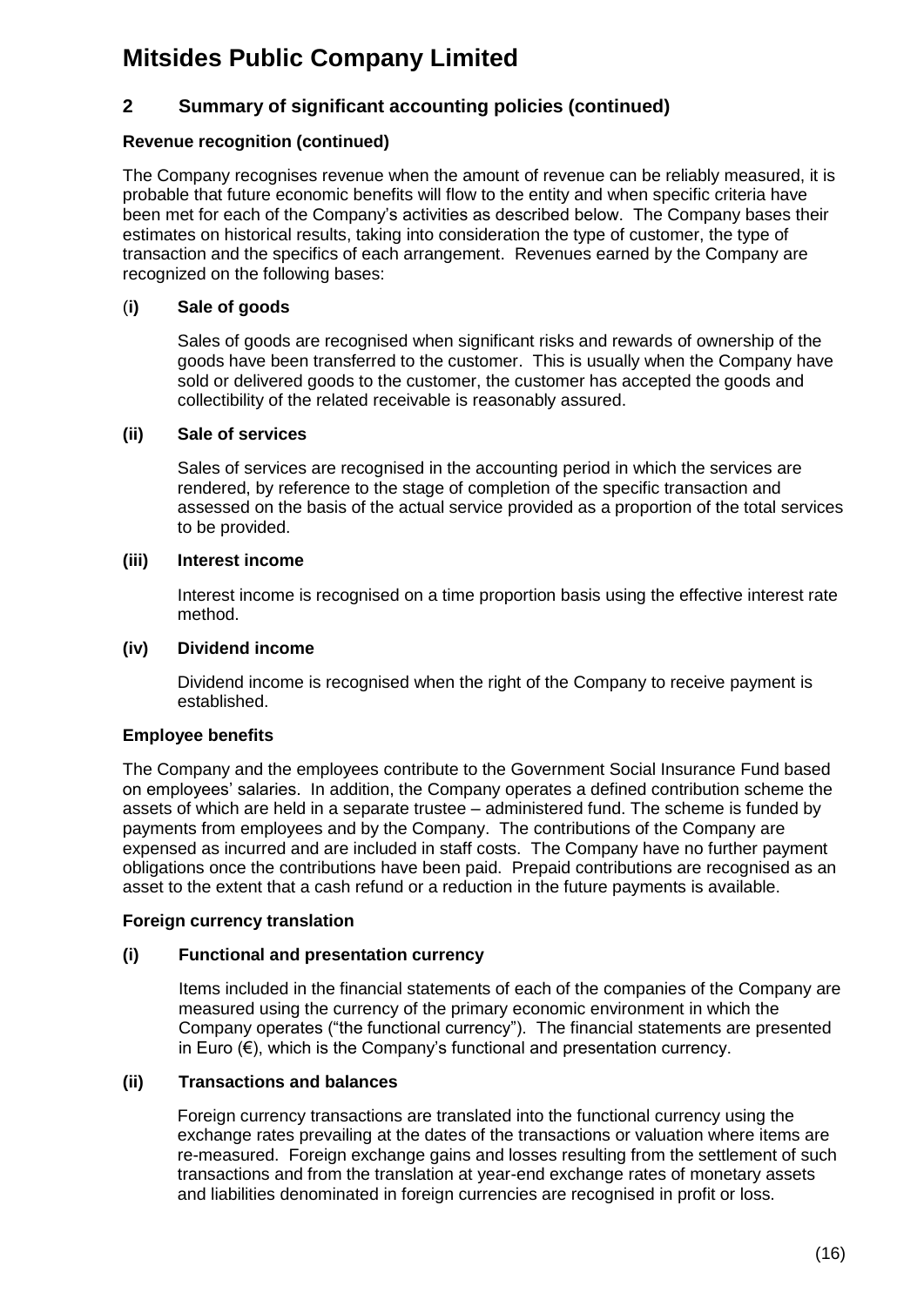# Mitsides Public Company Limited

## 2 Summary of significant accounting policies (continued)

### Revenue recognition (continued)

The Company recognises revenue when the amount of revenue can be reliably measured, it is probable that future economic benefits will flow to the entity and when specific criteria have been met for each of the Company's activities as described below. The Company bases their estimates on historical results, taking into consideration the type of customer, the type of transaction and the specifics of each arrangement. Revenues earned by the Company are recognized on the following bases:

**(i) Sale of goods**

Sales of goods are recognised when significant risks and rewards of ownership of the goods have been transferred to the customer. This is usually when the Company have sold or delivered goods to the customer, the customer has accepted the goods and collectibility of the related receivable is reasonably assured.

**(ii) Sale of services**

Sales of services are recognised in the accounting period in which the services are rendered, by reference to the stage of completion of the specific transaction and assessed on the basis of the actual service provided as a proportion of the total services to be provided.

**(iii) Interest income**

Interest income is recognised on a time proportion basis using the effective interest rate method.

**(iv) Dividend income**

Dividend income is recognised when the right of the Company to receive payment is established.

### Employee benefits

The Company and the employees contribute to the Government Social Insurance Fund based on employees' salaries. In addition, the Company operates a defined contribution scheme the assets of which are held in a separate trustee – administered fund. The scheme is funded by payments from employees and by the Company. The contributions of the Company are expensed as incurred and are included in staff costs. The Company have no further payment obligations once the contributions have been paid. Prepaid contributions are recognised as an asset to the extent that a cash refund or a reduction in the future payments is available.

### Foreign currency translation

**(i) Functional and presentation currency**

Items included in the financial statements of each of the companies of the Company are measured using the currency of the primary economic environment in which the Company operates ("the functional currency"). The financial statements are presented in Euro (€), which is the Company's functional and presentation currency.

**(ii) Transactions and balances**

Foreign currency transactions are translated into the functional currency using the exchange rates prevailing at the dates of the transactions or valuation where items are re-measured. Foreign exchange gains and losses resulting from the settlement of such transactions and from the translation at year-end exchange rates of monetary assets and liabilities denominated in foreign currencies are recognised in profit or loss.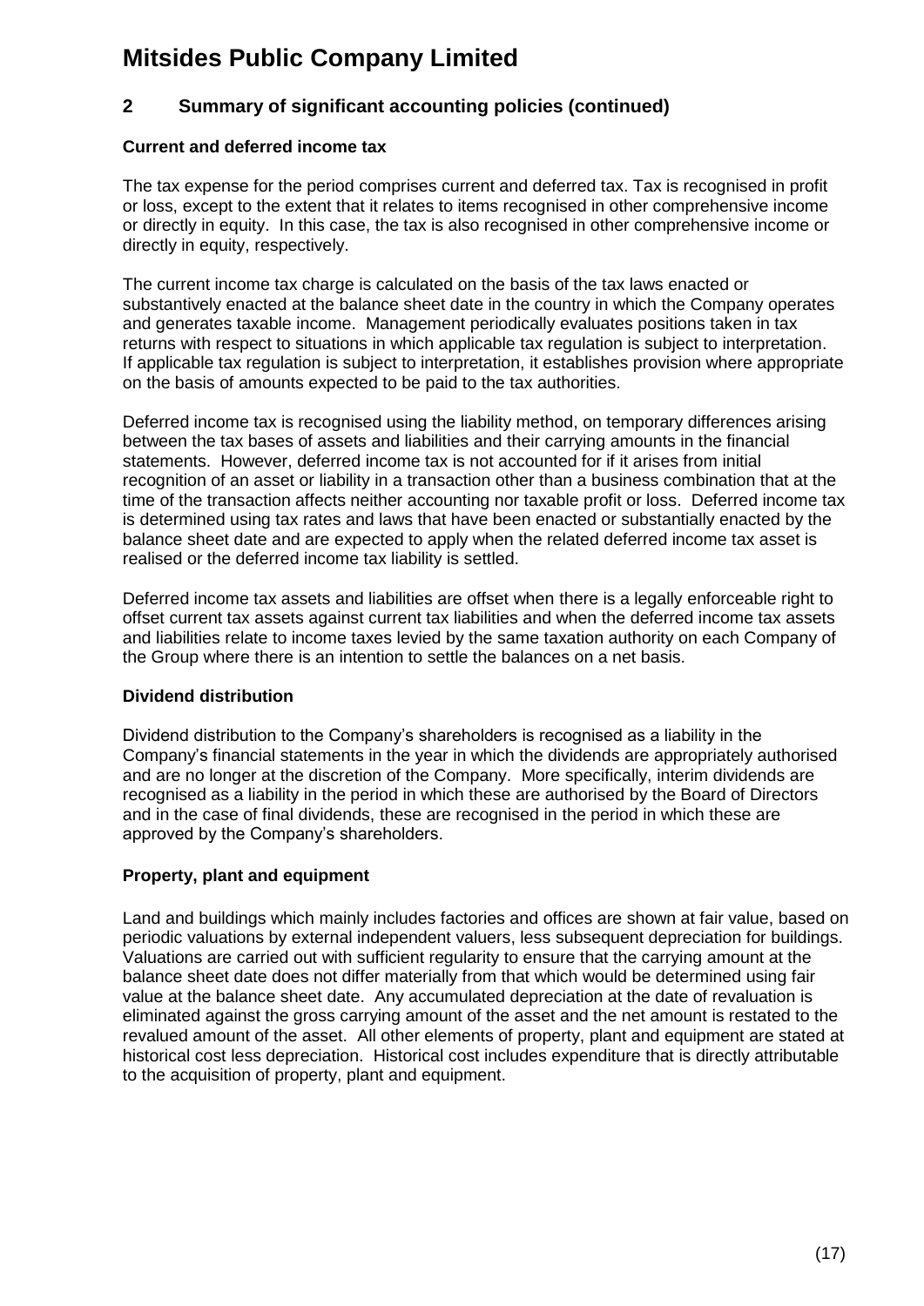# Mitsides Public Company Limited

## 2 Summary of significant accounting policies (continued)

### Current and deferred income tax

The tax expense for the period comprises current and deferred tax. Tax is recognised in profit or loss, except to the extent that it relates to items recognised in other comprehensive income or directly in equity. In this case, the tax is also recognised in other comprehensive income or directly in equity, respectively.

The current income tax charge is calculated on the basis of the tax laws enacted or substantively enacted at the balance sheet date in the country in which the Company operates and generates taxable income. Management periodically evaluates positions taken in tax returns with respect to situations in which applicable tax regulation is subject to interpretation. If applicable tax regulation is subject to interpretation, it establishes provision where appropriate on the basis of amounts expected to be paid to the tax authorities.

Deferred income tax is recognised using the liability method, on temporary differences arising between the tax bases of assets and liabilities and their carrying amounts in the financial statements. However, deferred income tax is not accounted for if it arises from initial recognition of an asset or liability in a transaction other than a business combination that at the time of the transaction affects neither accounting nor taxable profit or loss. Deferred income tax is determined using tax rates and laws that have been enacted or substantially enacted by the balance sheet date and are expected to apply when the related deferred income tax asset is realised or the deferred income tax liability is settled.

Deferred income tax assets and liabilities are offset when there is a legally enforceable right to offset current tax assets against current tax liabilities and when the deferred income tax assets and liabilities relate to income taxes levied by the same taxation authority on each Company of the Group where there is an intention to settle the balances on a net basis.

### Dividend distribution

Dividend distribution to the Company's shareholders is recognised as a liability in the Company's financial statements in the year in which the dividends are appropriately authorised and are no longer at the discretion of the Company. More specifically, interim dividends are recognised as a liability in the period in which these are authorised by the Board of Directors and in the case of final dividends, these are recognised in the period in which these are approved by the Company's shareholders.

### Property, plant and equipment

Land and buildings which mainly includes factories and offices are shown at fair value, based on periodic valuations by external independent valuers, less subsequent depreciation for buildings. Valuations are carried out with sufficient regularity to ensure that the carrying amount at the balance sheet date does not differ materially from that which would be determined using fair value at the balance sheet date. Any accumulated depreciation at the date of revaluation is eliminated against the gross carrying amount of the asset and the net amount is restated to the revalued amount of the asset. All other elements of property, plant and equipment are stated at historical cost less depreciation. Historical cost includes expenditure that is directly attributable to the acquisition of property, plant and equipment.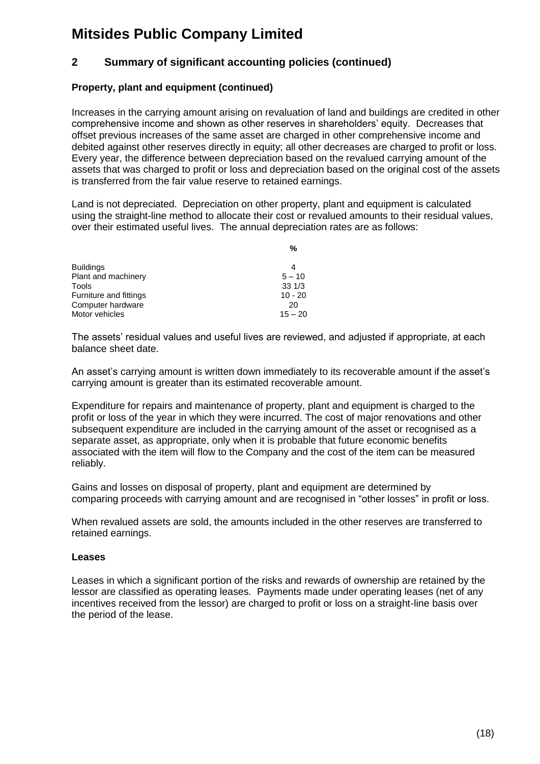# Mitsides Public Company Limited

## 2 Summary of significant accounting policies (continued)

### Property, plant and equipment (continued)

Increases in the carrying amount arising on revaluation of land and buildings are credited in other comprehensive income and shown as other reserves in shareholders' equity. Decreases that offset previous increases of the same asset are charged in other comprehensive income and debited against other reserves directly in equity; all other decreases are charged to profit or loss. Every year, the difference between depreciation based on the revalued carrying amount of the assets that was charged to profit or loss and depreciation based on the original cost of the assets is transferred from the fair value reserve to retained earnings.

Land is not depreciated. Depreciation on other property, plant and equipment is calculated using the straight-line method to allocate their cost or revalued amounts to their residual values, over their estimated useful lives. The annual depreciation rates are as follows:

| | % |
|---|---|
| Buildings | 4 |
| Plant and machinery | 5 – 10 |
| Tools | 33 1/3 |
| Furniture and fittings | 10 - 20 |
| Computer hardware | 20 |
| Motor vehicles | 15 – 20 |

The assets' residual values and useful lives are reviewed, and adjusted if appropriate, at each balance sheet date.

An asset's carrying amount is written down immediately to its recoverable amount if the asset's carrying amount is greater than its estimated recoverable amount.

Expenditure for repairs and maintenance of property, plant and equipment is charged to the profit or loss of the year in which they were incurred. The cost of major renovations and other subsequent expenditure are included in the carrying amount of the asset or recognised as a separate asset, as appropriate, only when it is probable that future economic benefits associated with the item will flow to the Company and the cost of the item can be measured reliably.

Gains and losses on disposal of property, plant and equipment are determined by comparing proceeds with carrying amount and are recognised in "other losses" in profit or loss.

When revalued assets are sold, the amounts included in the other reserves are transferred to retained earnings.

### Leases

Leases in which a significant portion of the risks and rewards of ownership are retained by the lessor are classified as operating leases. Payments made under operating leases (net of any incentives received from the lessor) are charged to profit or loss on a straight-line basis over the period of the lease.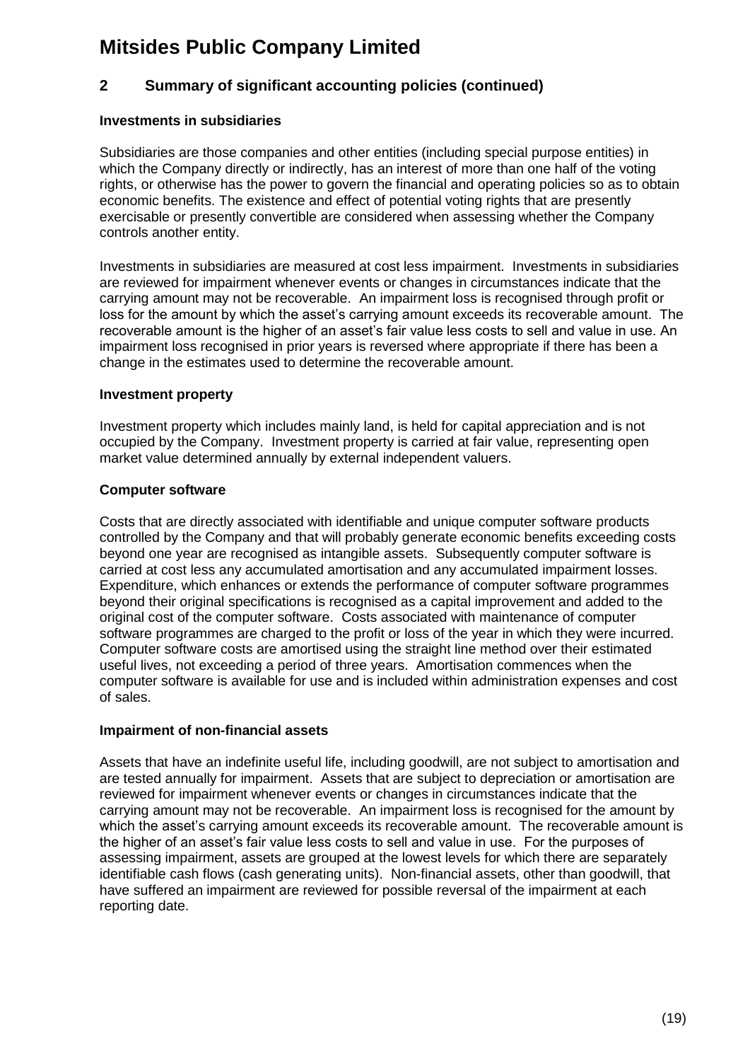# Mitsides Public Company Limited

## 2 Summary of significant accounting policies (continued)

### Investments in subsidiaries

Subsidiaries are those companies and other entities (including special purpose entities) in which the Company directly or indirectly, has an interest of more than one half of the voting rights, or otherwise has the power to govern the financial and operating policies so as to obtain economic benefits. The existence and effect of potential voting rights that are presently exercisable or presently convertible are considered when assessing whether the Company controls another entity.

Investments in subsidiaries are measured at cost less impairment. Investments in subsidiaries are reviewed for impairment whenever events or changes in circumstances indicate that the carrying amount may not be recoverable. An impairment loss is recognised through profit or loss for the amount by which the asset's carrying amount exceeds its recoverable amount. The recoverable amount is the higher of an asset's fair value less costs to sell and value in use. An impairment loss recognised in prior years is reversed where appropriate if there has been a change in the estimates used to determine the recoverable amount.

### Investment property

Investment property which includes mainly land, is held for capital appreciation and is not occupied by the Company. Investment property is carried at fair value, representing open market value determined annually by external independent valuers.

### Computer software

Costs that are directly associated with identifiable and unique computer software products controlled by the Company and that will probably generate economic benefits exceeding costs beyond one year are recognised as intangible assets. Subsequently computer software is carried at cost less any accumulated amortisation and any accumulated impairment losses. Expenditure, which enhances or extends the performance of computer software programmes beyond their original specifications is recognised as a capital improvement and added to the original cost of the computer software. Costs associated with maintenance of computer software programmes are charged to the profit or loss of the year in which they were incurred. Computer software costs are amortised using the straight line method over their estimated useful lives, not exceeding a period of three years. Amortisation commences when the computer software is available for use and is included within administration expenses and cost of sales.

### Impairment of non-financial assets

Assets that have an indefinite useful life, including goodwill, are not subject to amortisation and are tested annually for impairment. Assets that are subject to depreciation or amortisation are reviewed for impairment whenever events or changes in circumstances indicate that the carrying amount may not be recoverable. An impairment loss is recognised for the amount by which the asset's carrying amount exceeds its recoverable amount. The recoverable amount is the higher of an asset's fair value less costs to sell and value in use. For the purposes of assessing impairment, assets are grouped at the lowest levels for which there are separately identifiable cash flows (cash generating units). Non-financial assets, other than goodwill, that have suffered an impairment are reviewed for possible reversal of the impairment at each reporting date.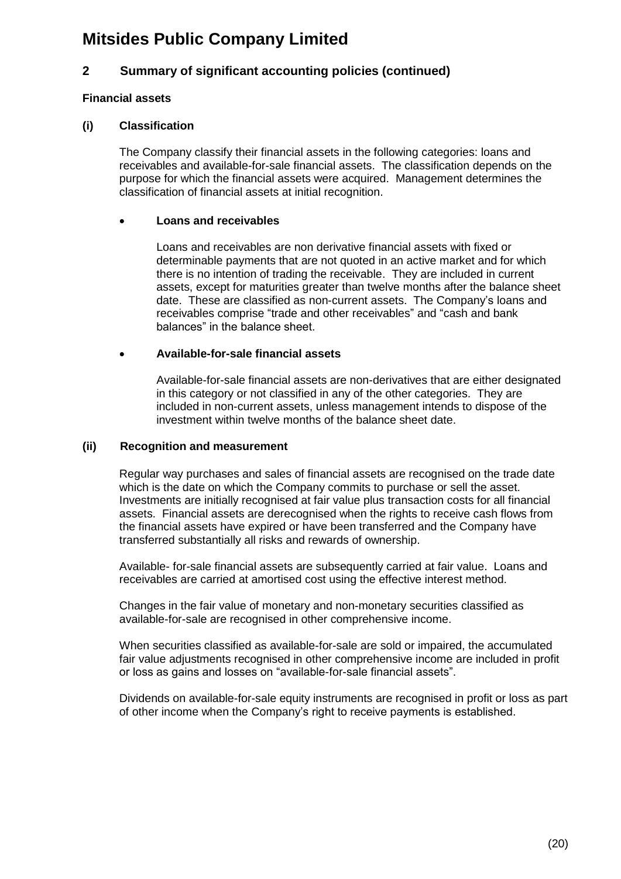# Mitsides Public Company Limited

## 2 Summary of significant accounting policies (continued)

### Financial assets

#### (i) Classification

The Company classify their financial assets in the following categories: loans and receivables and available-for-sale financial assets. The classification depends on the purpose for which the financial assets were acquired. Management determines the classification of financial assets at initial recognition.

- **Loans and receivables**

  Loans and receivables are non derivative financial assets with fixed or determinable payments that are not quoted in an active market and for which there is no intention of trading the receivable. They are included in current assets, except for maturities greater than twelve months after the balance sheet date. These are classified as non-current assets. The Company's loans and receivables comprise "trade and other receivables" and "cash and bank balances" in the balance sheet.

- **Available-for-sale financial assets**

  Available-for-sale financial assets are non-derivatives that are either designated in this category or not classified in any of the other categories. They are included in non-current assets, unless management intends to dispose of the investment within twelve months of the balance sheet date.

#### (ii) Recognition and measurement

Regular way purchases and sales of financial assets are recognised on the trade date which is the date on which the Company commits to purchase or sell the asset. Investments are initially recognised at fair value plus transaction costs for all financial assets. Financial assets are derecognised when the rights to receive cash flows from the financial assets have expired or have been transferred and the Company have transferred substantially all risks and rewards of ownership.

Available- for-sale financial assets are subsequently carried at fair value. Loans and receivables are carried at amortised cost using the effective interest method.

Changes in the fair value of monetary and non-monetary securities classified as available-for-sale are recognised in other comprehensive income.

When securities classified as available-for-sale are sold or impaired, the accumulated fair value adjustments recognised in other comprehensive income are included in profit or loss as gains and losses on "available-for-sale financial assets".

Dividends on available-for-sale equity instruments are recognised in profit or loss as part of other income when the Company's right to receive payments is established.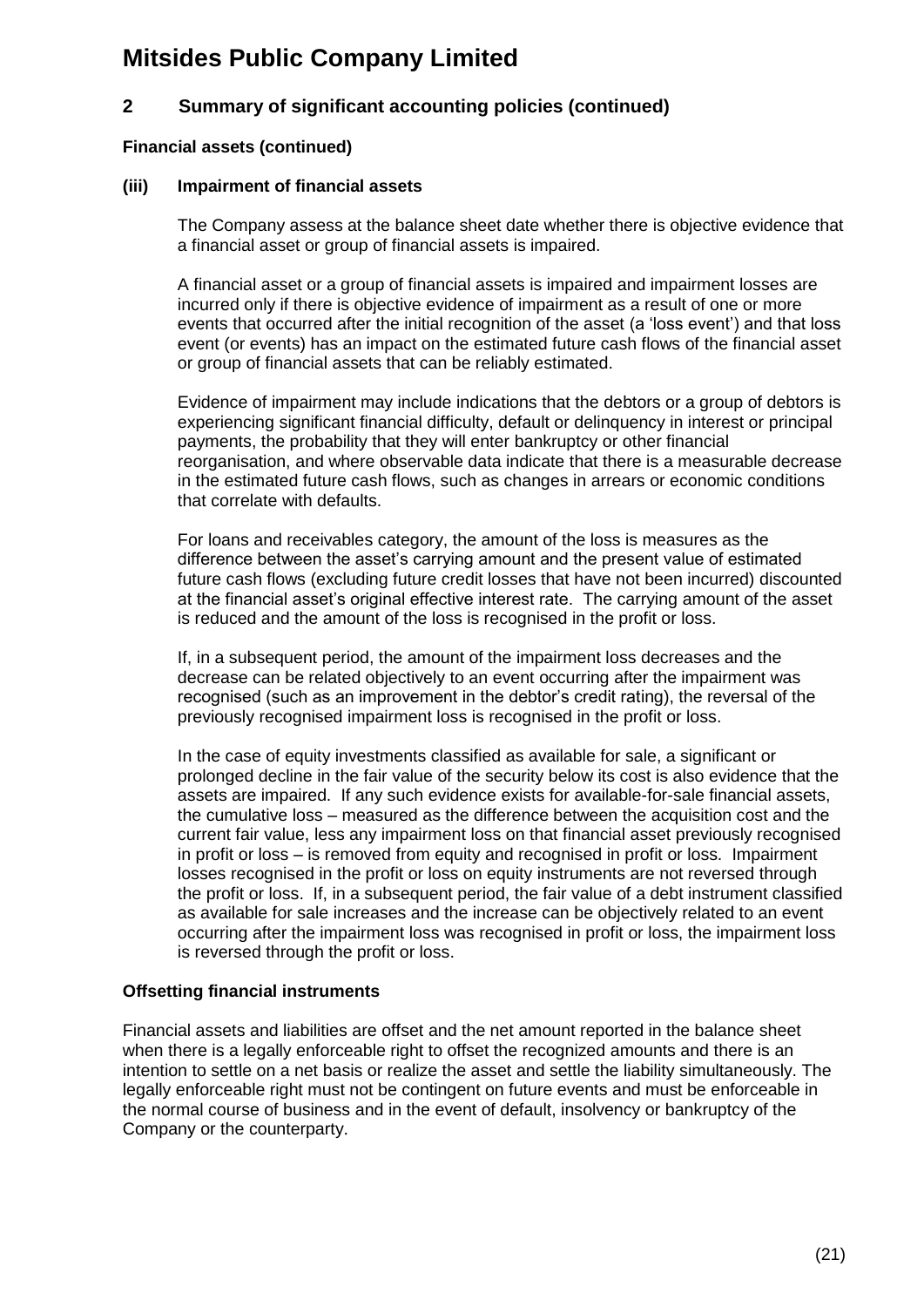# Mitsides Public Company Limited

## 2 Summary of significant accounting policies (continued)

### Financial assets (continued)

#### (iii) Impairment of financial assets

The Company assess at the balance sheet date whether there is objective evidence that a financial asset or group of financial assets is impaired.

A financial asset or a group of financial assets is impaired and impairment losses are incurred only if there is objective evidence of impairment as a result of one or more events that occurred after the initial recognition of the asset (a 'loss event') and that loss event (or events) has an impact on the estimated future cash flows of the financial asset or group of financial assets that can be reliably estimated.

Evidence of impairment may include indications that the debtors or a group of debtors is experiencing significant financial difficulty, default or delinquency in interest or principal payments, the probability that they will enter bankruptcy or other financial reorganisation, and where observable data indicate that there is a measurable decrease in the estimated future cash flows, such as changes in arrears or economic conditions that correlate with defaults.

For loans and receivables category, the amount of the loss is measures as the difference between the asset's carrying amount and the present value of estimated future cash flows (excluding future credit losses that have not been incurred) discounted at the financial asset's original effective interest rate. The carrying amount of the asset is reduced and the amount of the loss is recognised in the profit or loss.

If, in a subsequent period, the amount of the impairment loss decreases and the decrease can be related objectively to an event occurring after the impairment was recognised (such as an improvement in the debtor's credit rating), the reversal of the previously recognised impairment loss is recognised in the profit or loss.

In the case of equity investments classified as available for sale, a significant or prolonged decline in the fair value of the security below its cost is also evidence that the assets are impaired. If any such evidence exists for available-for-sale financial assets, the cumulative loss – measured as the difference between the acquisition cost and the current fair value, less any impairment loss on that financial asset previously recognised in profit or loss – is removed from equity and recognised in profit or loss. Impairment losses recognised in the profit or loss on equity instruments are not reversed through the profit or loss. If, in a subsequent period, the fair value of a debt instrument classified as available for sale increases and the increase can be objectively related to an event occurring after the impairment loss was recognised in profit or loss, the impairment loss is reversed through the profit or loss.

### Offsetting financial instruments

Financial assets and liabilities are offset and the net amount reported in the balance sheet when there is a legally enforceable right to offset the recognized amounts and there is an intention to settle on a net basis or realize the asset and settle the liability simultaneously. The legally enforceable right must not be contingent on future events and must be enforceable in the normal course of business and in the event of default, insolvency or bankruptcy of the Company or the counterparty.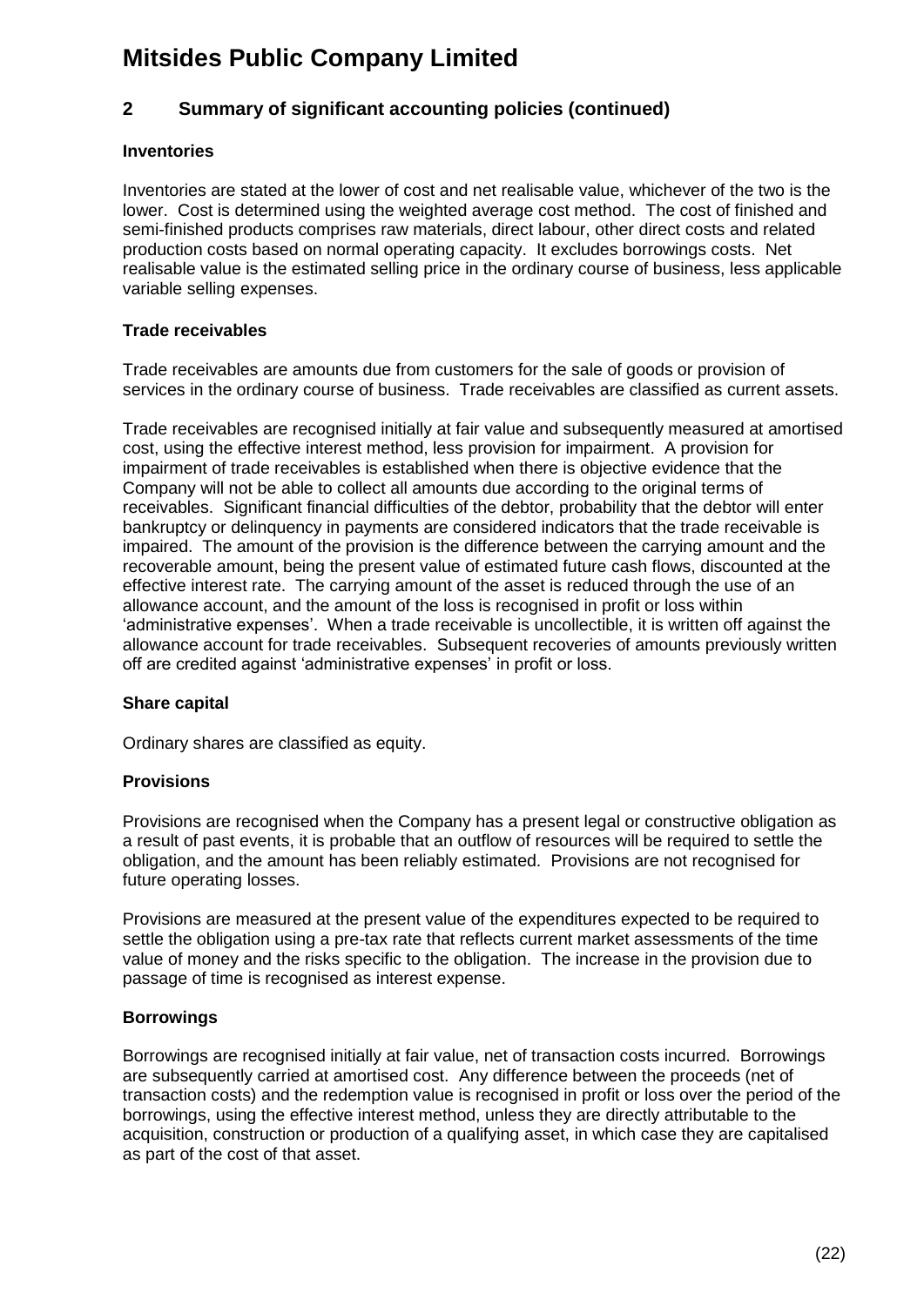# Mitsides Public Company Limited

## 2 Summary of significant accounting policies (continued)

### Inventories

Inventories are stated at the lower of cost and net realisable value, whichever of the two is the lower. Cost is determined using the weighted average cost method. The cost of finished and semi-finished products comprises raw materials, direct labour, other direct costs and related production costs based on normal operating capacity. It excludes borrowings costs. Net realisable value is the estimated selling price in the ordinary course of business, less applicable variable selling expenses.

### Trade receivables

Trade receivables are amounts due from customers for the sale of goods or provision of services in the ordinary course of business. Trade receivables are classified as current assets.

Trade receivables are recognised initially at fair value and subsequently measured at amortised cost, using the effective interest method, less provision for impairment. A provision for impairment of trade receivables is established when there is objective evidence that the Company will not be able to collect all amounts due according to the original terms of receivables. Significant financial difficulties of the debtor, probability that the debtor will enter bankruptcy or delinquency in payments are considered indicators that the trade receivable is impaired. The amount of the provision is the difference between the carrying amount and the recoverable amount, being the present value of estimated future cash flows, discounted at the effective interest rate. The carrying amount of the asset is reduced through the use of an allowance account, and the amount of the loss is recognised in profit or loss within 'administrative expenses'. When a trade receivable is uncollectible, it is written off against the allowance account for trade receivables. Subsequent recoveries of amounts previously written off are credited against 'administrative expenses' in profit or loss.

### Share capital

Ordinary shares are classified as equity.

### Provisions

Provisions are recognised when the Company has a present legal or constructive obligation as a result of past events, it is probable that an outflow of resources will be required to settle the obligation, and the amount has been reliably estimated. Provisions are not recognised for future operating losses.

Provisions are measured at the present value of the expenditures expected to be required to settle the obligation using a pre-tax rate that reflects current market assessments of the time value of money and the risks specific to the obligation. The increase in the provision due to passage of time is recognised as interest expense.

### Borrowings

Borrowings are recognised initially at fair value, net of transaction costs incurred. Borrowings are subsequently carried at amortised cost. Any difference between the proceeds (net of transaction costs) and the redemption value is recognised in profit or loss over the period of the borrowings, using the effective interest method, unless they are directly attributable to the acquisition, construction or production of a qualifying asset, in which case they are capitalised as part of the cost of that asset.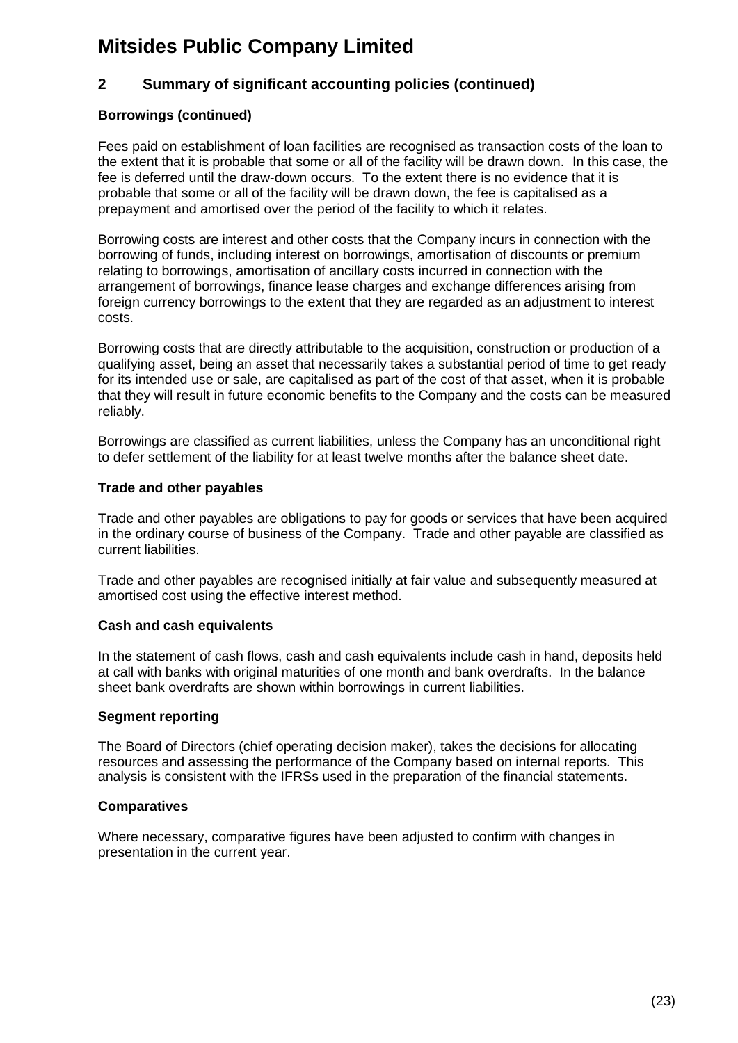# Mitsides Public Company Limited

## 2 Summary of significant accounting policies (continued)

### Borrowings (continued)

Fees paid on establishment of loan facilities are recognised as transaction costs of the loan to the extent that it is probable that some or all of the facility will be drawn down. In this case, the fee is deferred until the draw-down occurs. To the extent there is no evidence that it is probable that some or all of the facility will be drawn down, the fee is capitalised as a prepayment and amortised over the period of the facility to which it relates.

Borrowing costs are interest and other costs that the Company incurs in connection with the borrowing of funds, including interest on borrowings, amortisation of discounts or premium relating to borrowings, amortisation of ancillary costs incurred in connection with the arrangement of borrowings, finance lease charges and exchange differences arising from foreign currency borrowings to the extent that they are regarded as an adjustment to interest costs.

Borrowing costs that are directly attributable to the acquisition, construction or production of a qualifying asset, being an asset that necessarily takes a substantial period of time to get ready for its intended use or sale, are capitalised as part of the cost of that asset, when it is probable that they will result in future economic benefits to the Company and the costs can be measured reliably.

Borrowings are classified as current liabilities, unless the Company has an unconditional right to defer settlement of the liability for at least twelve months after the balance sheet date.

### Trade and other payables

Trade and other payables are obligations to pay for goods or services that have been acquired in the ordinary course of business of the Company. Trade and other payable are classified as current liabilities.

Trade and other payables are recognised initially at fair value and subsequently measured at amortised cost using the effective interest method.

### Cash and cash equivalents

In the statement of cash flows, cash and cash equivalents include cash in hand, deposits held at call with banks with original maturities of one month and bank overdrafts. In the balance sheet bank overdrafts are shown within borrowings in current liabilities.

### Segment reporting

The Board of Directors (chief operating decision maker), takes the decisions for allocating resources and assessing the performance of the Company based on internal reports. This analysis is consistent with the IFRSs used in the preparation of the financial statements.

### Comparatives

Where necessary, comparative figures have been adjusted to confirm with changes in presentation in the current year.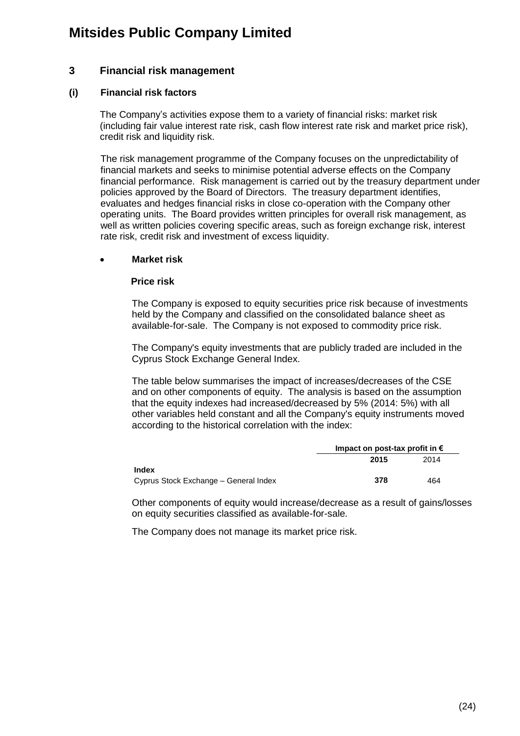# Mitsides Public Company Limited

## 3 Financial risk management

### (i) Financial risk factors

The Company's activities expose them to a variety of financial risks: market risk (including fair value interest rate risk, cash flow interest rate risk and market price risk), credit risk and liquidity risk.

The risk management programme of the Company focuses on the unpredictability of financial markets and seeks to minimise potential adverse effects on the Company financial performance. Risk management is carried out by the treasury department under policies approved by the Board of Directors. The treasury department identifies, evaluates and hedges financial risks in close co-operation with the Company other operating units. The Board provides written principles for overall risk management, as well as written policies covering specific areas, such as foreign exchange risk, interest rate risk, credit risk and investment of excess liquidity.

- **Market risk**

**Price risk**

The Company is exposed to equity securities price risk because of investments held by the Company and classified on the consolidated balance sheet as available-for-sale. The Company is not exposed to commodity price risk.

The Company's equity investments that are publicly traded are included in the Cyprus Stock Exchange General Index.

The table below summarises the impact of increases/decreases of the CSE and on other components of equity. The analysis is based on the assumption that the equity indexes had increased/decreased by 5% (2014: 5%) with all other variables held constant and all the Company's equity instruments moved according to the historical correlation with the index:

| | Impact on post-tax profit in € | |
|---|---|---|
| | **2015** | 2014 |
| **Index** | | |
| Cyprus Stock Exchange – General Index | **378** | 464 |

Other components of equity would increase/decrease as a result of gains/losses on equity securities classified as available-for-sale.

The Company does not manage its market price risk.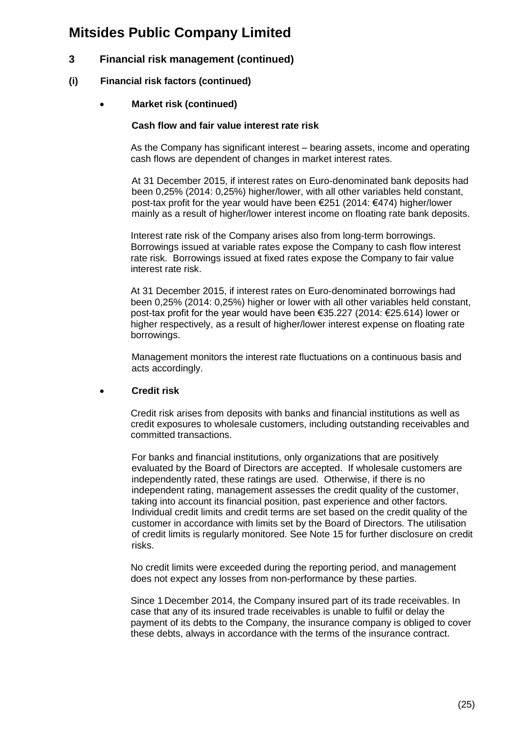# Mitsides Public Company Limited

## 3 Financial risk management (continued)

### (i) Financial risk factors (continued)

- **Market risk (continued)**

**Cash flow and fair value interest rate risk**

As the Company has significant interest – bearing assets, income and operating cash flows are dependent of changes in market interest rates.

At 31 December 2015, if interest rates on Euro-denominated bank deposits had been 0,25% (2014: 0,25%) higher/lower, with all other variables held constant, post-tax profit for the year would have been €251 (2014: €474) higher/lower mainly as a result of higher/lower interest income on floating rate bank deposits.

Interest rate risk of the Company arises also from long-term borrowings. Borrowings issued at variable rates expose the Company to cash flow interest rate risk. Borrowings issued at fixed rates expose the Company to fair value interest rate risk.

At 31 December 2015, if interest rates on Euro-denominated borrowings had been 0,25% (2014: 0,25%) higher or lower with all other variables held constant, post-tax profit for the year would have been €35.227 (2014: €25.614) lower or higher respectively, as a result of higher/lower interest expense on floating rate borrowings.

Management monitors the interest rate fluctuations on a continuous basis and acts accordingly.

- **Credit risk**

Credit risk arises from deposits with banks and financial institutions as well as credit exposures to wholesale customers, including outstanding receivables and committed transactions.

For banks and financial institutions, only organizations that are positively evaluated by the Board of Directors are accepted. If wholesale customers are independently rated, these ratings are used. Otherwise, if there is no independent rating, management assesses the credit quality of the customer, taking into account its financial position, past experience and other factors. Individual credit limits and credit terms are set based on the credit quality of the customer in accordance with limits set by the Board of Directors. The utilisation of credit limits is regularly monitored. See Note 15 for further disclosure on credit risks.

No credit limits were exceeded during the reporting period, and management does not expect any losses from non-performance by these parties.

Since 1 December 2014, the Company insured part of its trade receivables. In case that any of its insured trade receivables is unable to fulfil or delay the payment of its debts to the Company, the insurance company is obliged to cover these debts, always in accordance with the terms of the insurance contract.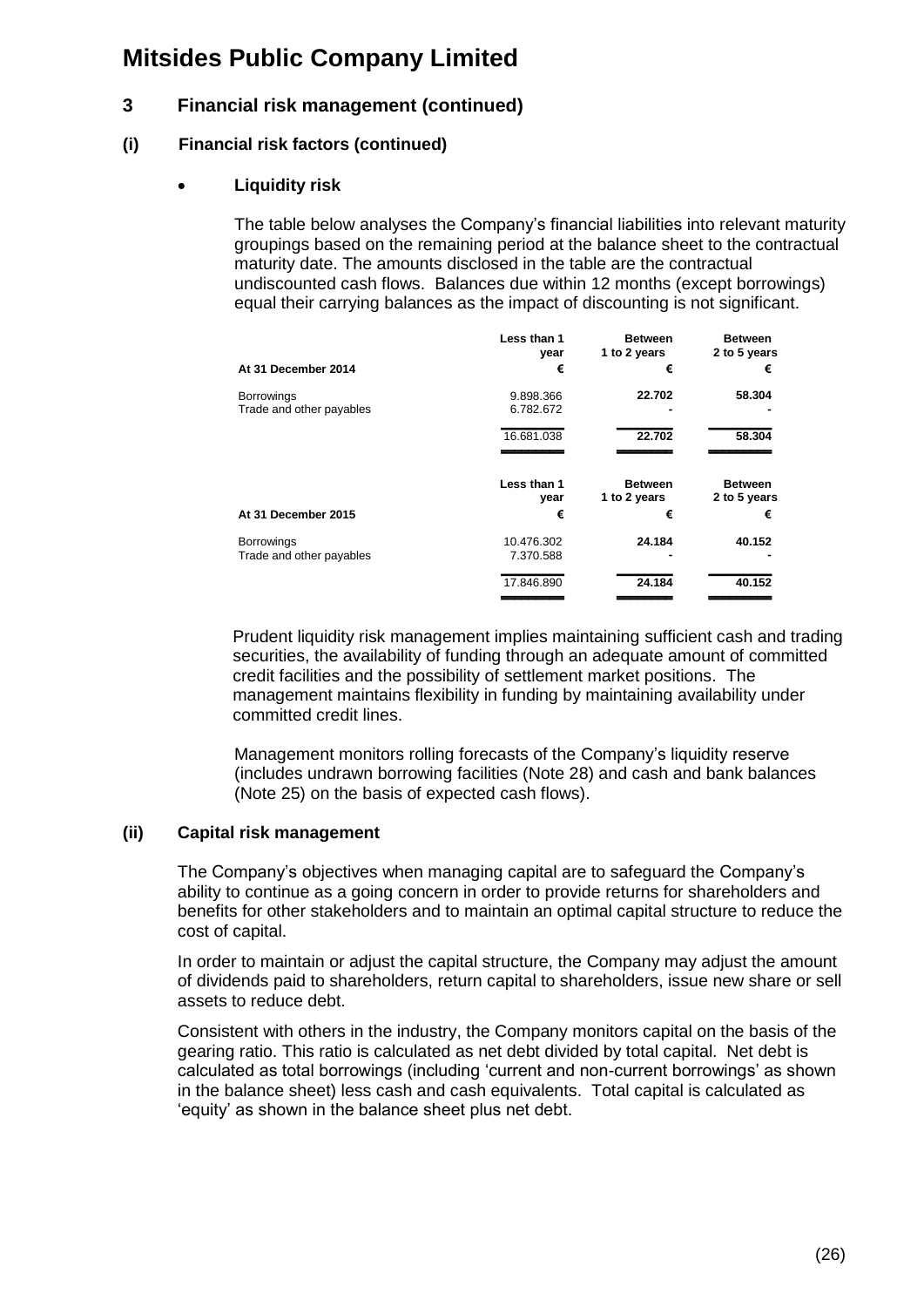# Mitsides Public Company Limited

## 3 Financial risk management (continued)

### (i) Financial risk factors (continued)

- **Liquidity risk**

The table below analyses the Company's financial liabilities into relevant maturity groupings based on the remaining period at the balance sheet to the contractual maturity date. The amounts disclosed in the table are the contractual undiscounted cash flows. Balances due within 12 months (except borrowings) equal their carrying balances as the impact of discounting is not significant.

| At 31 December 2014 | Less than 1 year € | Between 1 to 2 years € | Between 2 to 5 years € |
|---|---|---|---|
| Borrowings | 9.898.366 | 22.702 | 58.304 |
| Trade and other payables | 6.782.672 | - | - |
| | 16.681.038 | 22.702 | 58.304 |

| At 31 December 2015 | Less than 1 year € | Between 1 to 2 years € | Between 2 to 5 years € |
|---|---|---|---|
| Borrowings | 10.476.302 | 24.184 | 40.152 |
| Trade and other payables | 7.370.588 | - | - |
| | 17.846.890 | 24.184 | 40.152 |

Prudent liquidity risk management implies maintaining sufficient cash and trading securities, the availability of funding through an adequate amount of committed credit facilities and the possibility of settlement market positions. The management maintains flexibility in funding by maintaining availability under committed credit lines.

Management monitors rolling forecasts of the Company's liquidity reserve (includes undrawn borrowing facilities (Note 28) and cash and bank balances (Note 25) on the basis of expected cash flows).

### (ii) Capital risk management

The Company's objectives when managing capital are to safeguard the Company's ability to continue as a going concern in order to provide returns for shareholders and benefits for other stakeholders and to maintain an optimal capital structure to reduce the cost of capital.

In order to maintain or adjust the capital structure, the Company may adjust the amount of dividends paid to shareholders, return capital to shareholders, issue new share or sell assets to reduce debt.

Consistent with others in the industry, the Company monitors capital on the basis of the gearing ratio. This ratio is calculated as net debt divided by total capital. Net debt is calculated as total borrowings (including 'current and non-current borrowings' as shown in the balance sheet) less cash and cash equivalents. Total capital is calculated as 'equity' as shown in the balance sheet plus net debt.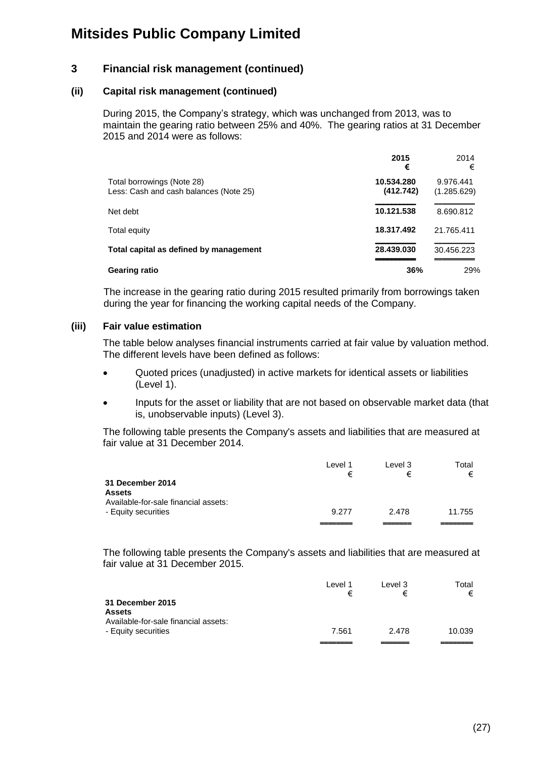# Mitsides Public Company Limited

## 3 Financial risk management (continued)

### (ii) Capital risk management (continued)

During 2015, the Company's strategy, which was unchanged from 2013, was to maintain the gearing ratio between 25% and 40%. The gearing ratios at 31 December 2015 and 2014 were as follows:

| | **2015** **€** | 2014 € |
|---|---|---|
| Total borrowings (Note 28) | **10.534.280** | 9.976.441 |
| Less: Cash and cash balances (Note 25) | **(412.742)** | (1.285.629) |
| Net debt | **10.121.538** | 8.690.812 |
| Total equity | **18.317.492** | 21.765.411 |
| **Total capital as defined by management** | **28.439.030** | 30.456.223 |
| **Gearing ratio** | **36%** | 29% |

The increase in the gearing ratio during 2015 resulted primarily from borrowings taken during the year for financing the working capital needs of the Company.

### (iii) Fair value estimation

The table below analyses financial instruments carried at fair value by valuation method. The different levels have been defined as follows:

- Quoted prices (unadjusted) in active markets for identical assets or liabilities (Level 1).
- Inputs for the asset or liability that are not based on observable market data (that is, unobservable inputs) (Level 3).

The following table presents the Company's assets and liabilities that are measured at fair value at 31 December 2014.

| | Level 1 € | Level 3 € | Total € |
|---|---|---|---|
| **31 December 2014** | | | |
| **Assets** | | | |
| Available-for-sale financial assets: | | | |
| - Equity securities | 9.277 | 2.478 | 11.755 |

The following table presents the Company's assets and liabilities that are measured at fair value at 31 December 2015.

| | Level 1 € | Level 3 € | Total € |
|---|---|---|---|
| **31 December 2015** | | | |
| **Assets** | | | |
| Available-for-sale financial assets: | | | |
| - Equity securities | 7.561 | 2.478 | 10.039 |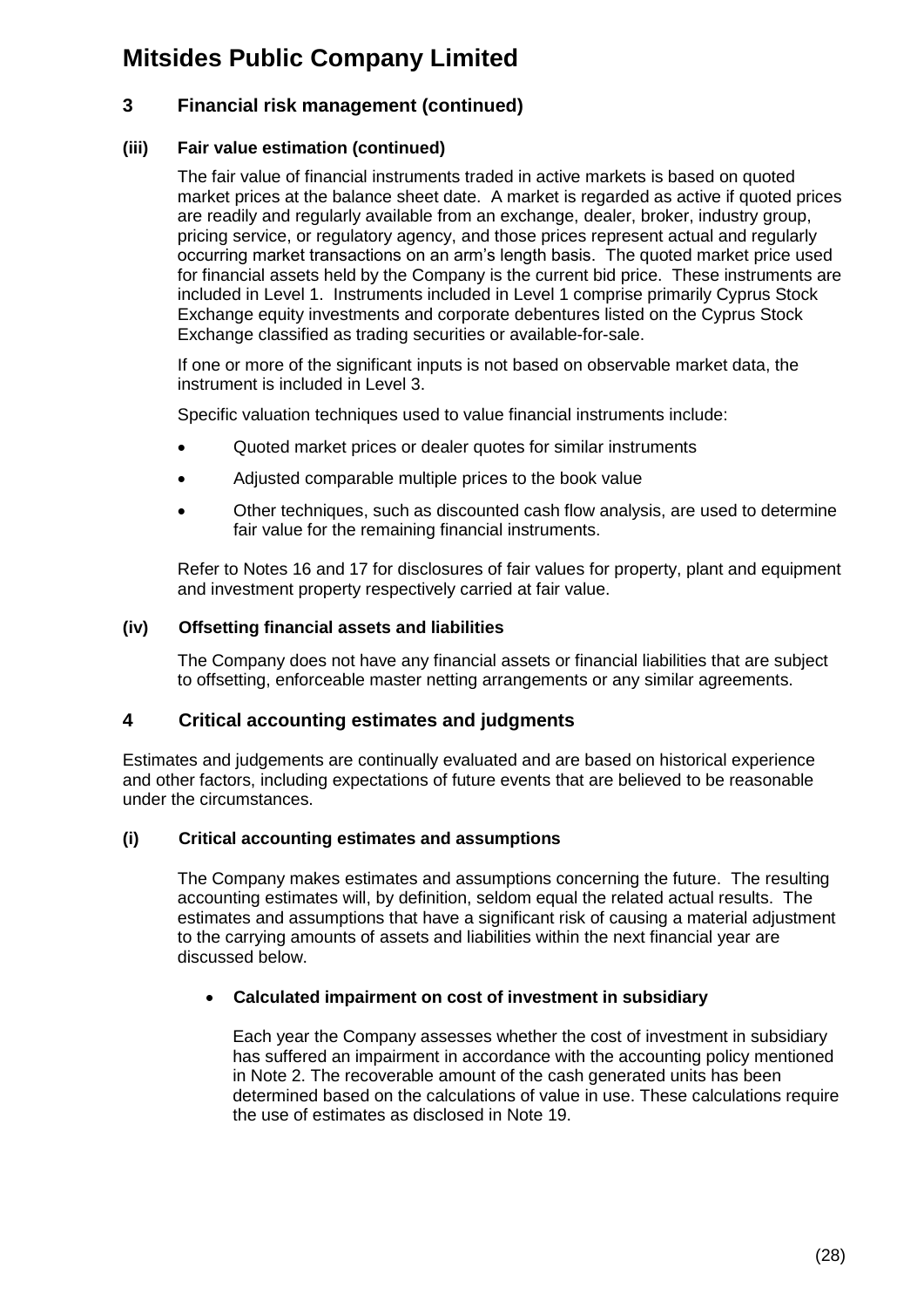# Mitsides Public Company Limited

## 3 Financial risk management (continued)

### (iii) Fair value estimation (continued)

The fair value of financial instruments traded in active markets is based on quoted market prices at the balance sheet date. A market is regarded as active if quoted prices are readily and regularly available from an exchange, dealer, broker, industry group, pricing service, or regulatory agency, and those prices represent actual and regularly occurring market transactions on an arm's length basis. The quoted market price used for financial assets held by the Company is the current bid price. These instruments are included in Level 1. Instruments included in Level 1 comprise primarily Cyprus Stock Exchange equity investments and corporate debentures listed on the Cyprus Stock Exchange classified as trading securities or available-for-sale.

If one or more of the significant inputs is not based on observable market data, the instrument is included in Level 3.

Specific valuation techniques used to value financial instruments include:

- Quoted market prices or dealer quotes for similar instruments
- Adjusted comparable multiple prices to the book value
- Other techniques, such as discounted cash flow analysis, are used to determine fair value for the remaining financial instruments.

Refer to Notes 16 and 17 for disclosures of fair values for property, plant and equipment and investment property respectively carried at fair value.

### (iv) Offsetting financial assets and liabilities

The Company does not have any financial assets or financial liabilities that are subject to offsetting, enforceable master netting arrangements or any similar agreements.

## 4 Critical accounting estimates and judgments

Estimates and judgements are continually evaluated and are based on historical experience and other factors, including expectations of future events that are believed to be reasonable under the circumstances.

### (i) Critical accounting estimates and assumptions

The Company makes estimates and assumptions concerning the future. The resulting accounting estimates will, by definition, seldom equal the related actual results. The estimates and assumptions that have a significant risk of causing a material adjustment to the carrying amounts of assets and liabilities within the next financial year are discussed below.

- **Calculated impairment on cost of investment in subsidiary**

  Each year the Company assesses whether the cost of investment in subsidiary has suffered an impairment in accordance with the accounting policy mentioned in Note 2. The recoverable amount of the cash generated units has been determined based on the calculations of value in use. These calculations require the use of estimates as disclosed in Note 19.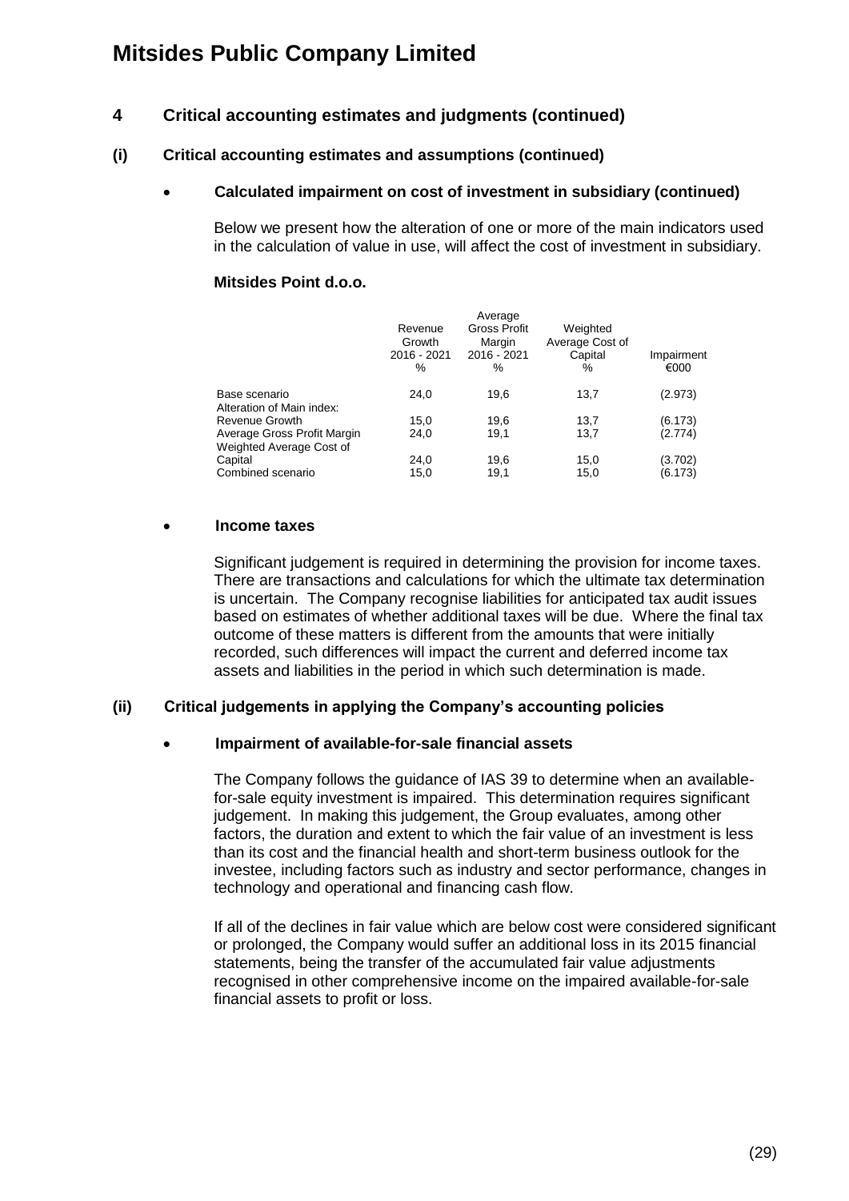# Mitsides Public Company Limited

## 4 Critical accounting estimates and judgments (continued)

### (i) Critical accounting estimates and assumptions (continued)

- **Calculated impairment on cost of investment in subsidiary (continued)**

Below we present how the alteration of one or more of the main indicators used in the calculation of value in use, will affect the cost of investment in subsidiary.

**Mitsides Point d.o.o.**

| | Revenue Growth 2016 - 2021 % | Average Gross Profit Margin 2016 - 2021 % | Weighted Average Cost of Capital % | Impairment €000 |
|---|---|---|---|---|
| Base scenario | 24,0 | 19,6 | 13,7 | (2.973) |
| Alteration of Main index: | | | | |
| Revenue Growth | 15,0 | 19,6 | 13,7 | (6.173) |
| Average Gross Profit Margin | 24,0 | 19,1 | 13,7 | (2.774) |
| Weighted Average Cost of Capital | 24,0 | 19,6 | 15,0 | (3.702) |
| Combined scenario | 15,0 | 19,1 | 15,0 | (6.173) |

- **Income taxes**

Significant judgement is required in determining the provision for income taxes. There are transactions and calculations for which the ultimate tax determination is uncertain. The Company recognise liabilities for anticipated tax audit issues based on estimates of whether additional taxes will be due. Where the final tax outcome of these matters is different from the amounts that were initially recorded, such differences will impact the current and deferred income tax assets and liabilities in the period in which such determination is made.

### (ii) Critical judgements in applying the Company's accounting policies

- **Impairment of available-for-sale financial assets**

The Company follows the guidance of IAS 39 to determine when an available-for-sale equity investment is impaired. This determination requires significant judgement. In making this judgement, the Group evaluates, among other factors, the duration and extent to which the fair value of an investment is less than its cost and the financial health and short-term business outlook for the investee, including factors such as industry and sector performance, changes in technology and operational and financing cash flow.

If all of the declines in fair value which are below cost were considered significant or prolonged, the Company would suffer an additional loss in its 2015 financial statements, being the transfer of the accumulated fair value adjustments recognised in other comprehensive income on the impaired available-for-sale financial assets to profit or loss.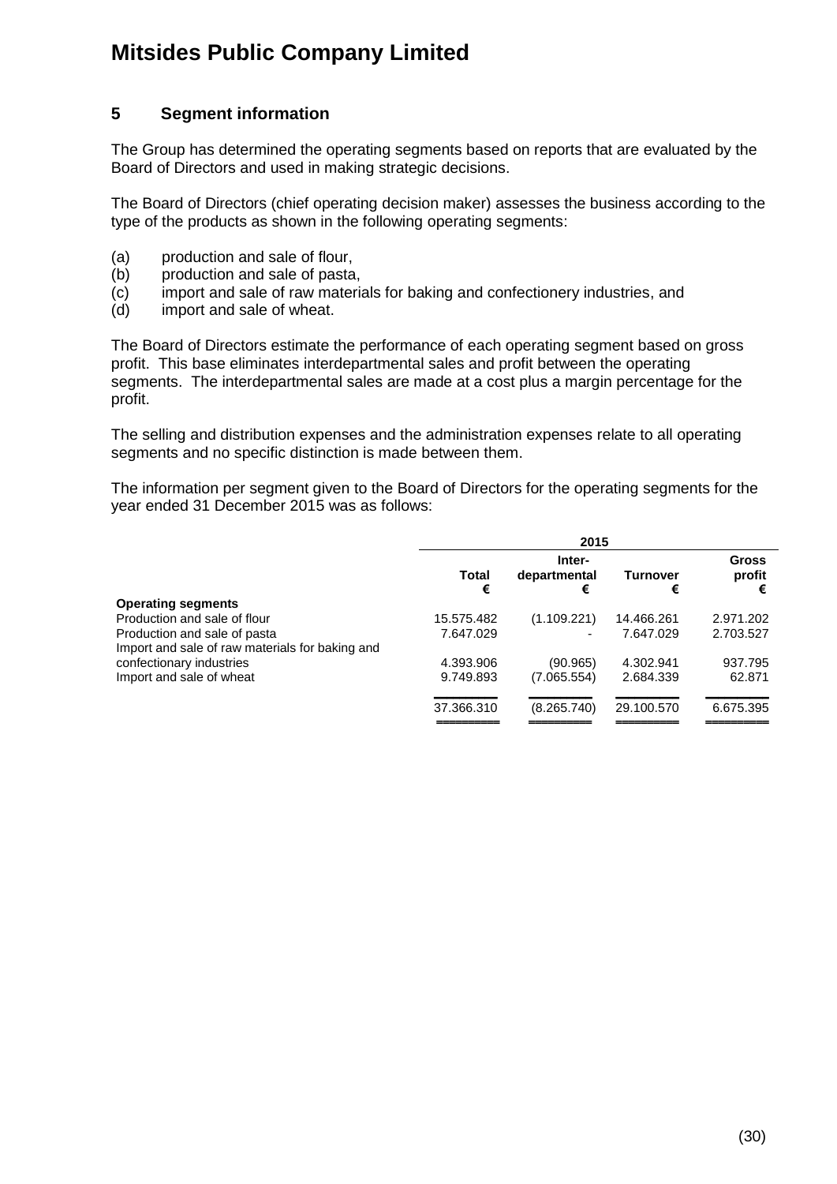# Mitsides Public Company Limited

## 5 Segment information

The Group has determined the operating segments based on reports that are evaluated by the Board of Directors and used in making strategic decisions.

The Board of Directors (chief operating decision maker) assesses the business according to the type of the products as shown in the following operating segments:

(a) production and sale of flour,
(b) production and sale of pasta,
(c) import and sale of raw materials for baking and confectionery industries, and
(d) import and sale of wheat.

The Board of Directors estimate the performance of each operating segment based on gross profit. This base eliminates interdepartmental sales and profit between the operating segments. The interdepartmental sales are made at a cost plus a margin percentage for the profit.

The selling and distribution expenses and the administration expenses relate to all operating segments and no specific distinction is made between them.

The information per segment given to the Board of Directors for the operating segments for the year ended 31 December 2015 was as follows:

| | 2015 | | | |
|---|---|---|---|---|
| | **Total** € | **Inter-departmental** € | **Turnover** € | **Gross profit** € |
| **Operating segments** | | | | |
| Production and sale of flour | 15.575.482 | (1.109.221) | 14.466.261 | 2.971.202 |
| Production and sale of pasta | 7.647.029 | - | 7.647.029 | 2.703.527 |
| Import and sale of raw materials for baking and confectionery industries | 4.393.906 | (90.965) | 4.302.941 | 937.795 |
| Import and sale of wheat | 9.749.893 | (7.065.554) | 2.684.339 | 62.871 |
| | 37.366.310 | (8.265.740) | 29.100.570 | 6.675.395 |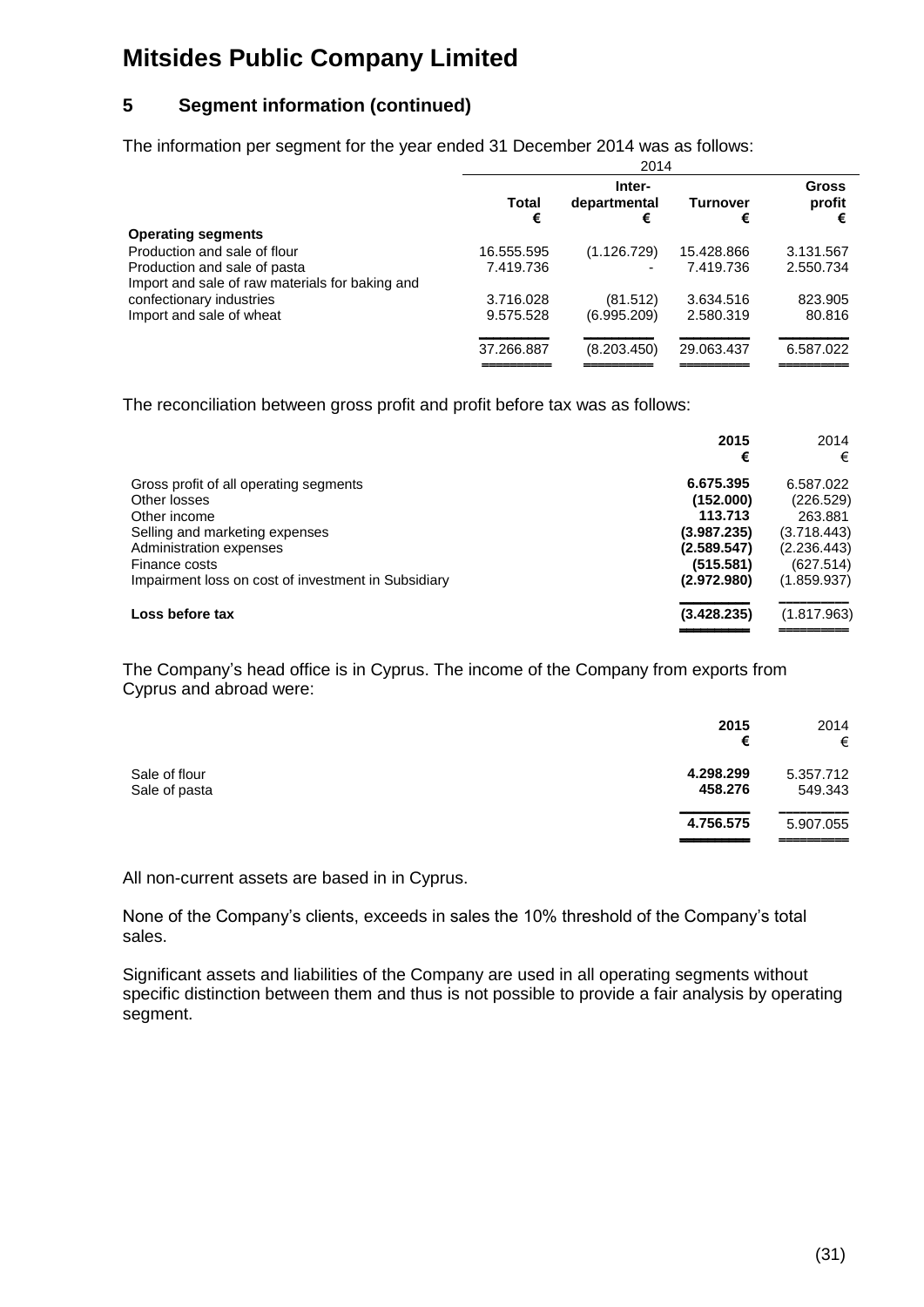# Mitsides Public Company Limited

## 5 Segment information (continued)

The information per segment for the year ended 31 December 2014 was as follows:

| | 2014 | | | |
|---|---|---|---|---|
| | **Total** € | **Inter-departmental** € | **Turnover** € | **Gross profit** € |
| **Operating segments** | | | | |
| Production and sale of flour | 16.555.595 | (1.126.729) | 15.428.866 | 3.131.567 |
| Production and sale of pasta | 7.419.736 | - | 7.419.736 | 2.550.734 |
| Import and sale of raw materials for baking and confectionary industries | 3.716.028 | (81.512) | 3.634.516 | 823.905 |
| Import and sale of wheat | 9.575.528 | (6.995.209) | 2.580.319 | 80.816 |
| | 37.266.887 | (8.203.450) | 29.063.437 | 6.587.022 |

The reconciliation between gross profit and profit before tax was as follows:

| | **2015** € | 2014 € |
|---|---|---|
| Gross profit of all operating segments | **6.675.395** | 6.587.022 |
| Other losses | **(152.000)** | (226.529) |
| Other income | **113.713** | 263.881 |
| Selling and marketing expenses | **(3.987.235)** | (3.718.443) |
| Administration expenses | **(2.589.547)** | (2.236.443) |
| Finance costs | **(515.581)** | (627.514) |
| Impairment loss on cost of investment in Subsidiary | **(2.972.980)** | (1.859.937) |
| **Loss before tax** | **(3.428.235)** | (1.817.963) |

The Company's head office is in Cyprus. The income of the Company from exports from Cyprus and abroad were:

| | **2015** € | 2014 € |
|---|---|---|
| Sale of flour | **4.298.299** | 5.357.712 |
| Sale of pasta | **458.276** | 549.343 |
| | **4.756.575** | 5.907.055 |

All non-current assets are based in in Cyprus.

None of the Company's clients, exceeds in sales the 10% threshold of the Company's total sales.

Significant assets and liabilities of the Company are used in all operating segments without specific distinction between them and thus is not possible to provide a fair analysis by operating segment.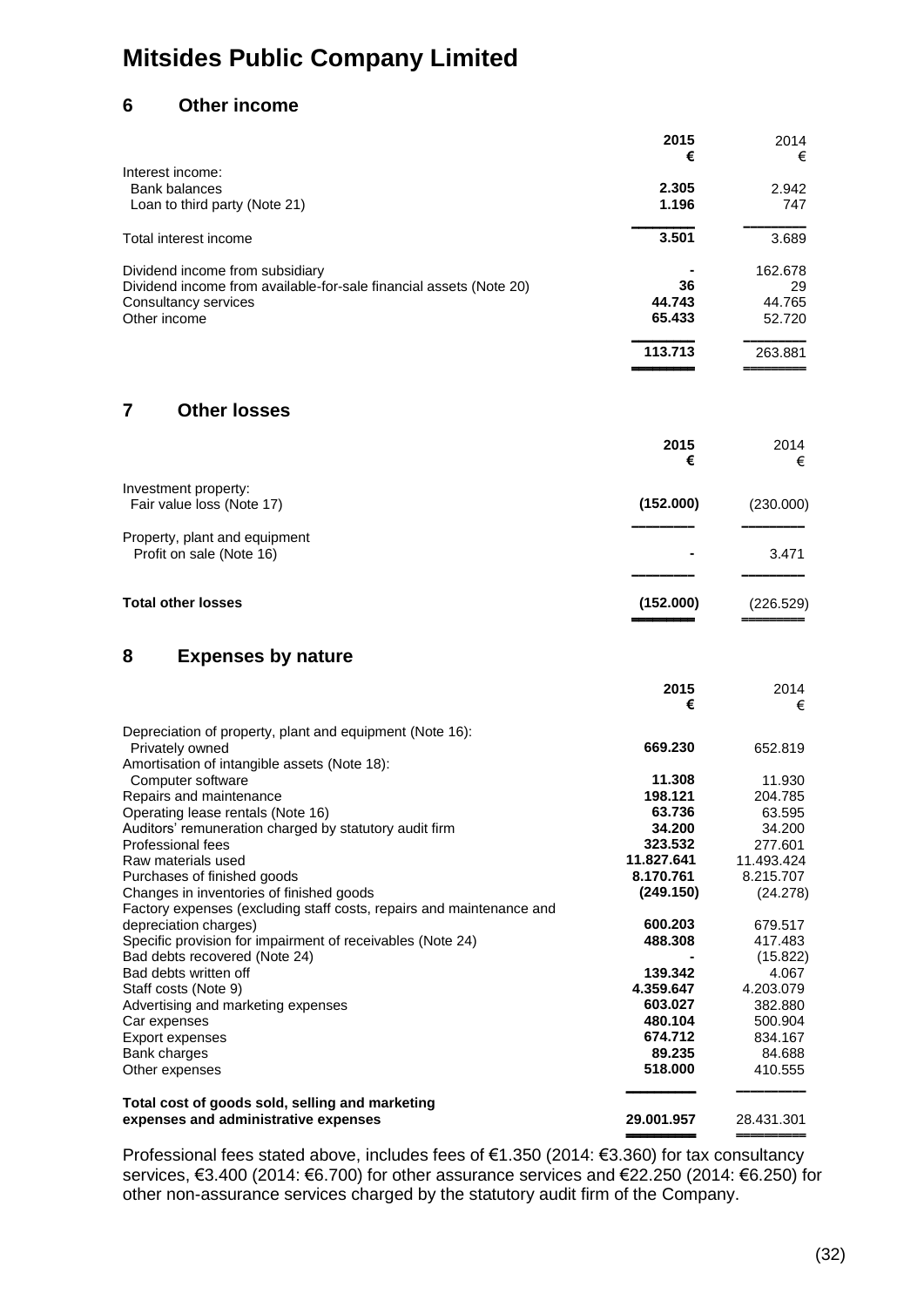# Mitsides Public Company Limited

## 6 Other income

| | 2015 € | 2014 € |
|---|---|---|
| Interest income: | | |
| Bank balances | **2.305** | 2.942 |
| Loan to third party (Note 21) | **1.196** | 747 |
| Total interest income | **3.501** | 3.689 |
| Dividend income from subsidiary | **-** | 162.678 |
| Dividend income from available-for-sale financial assets (Note 20) | **36** | 29 |
| Consultancy services | **44.743** | 44.765 |
| Other income | **65.433** | 52.720 |
| | **113.713** | 263.881 |

## 7 Other losses

| | 2015 € | 2014 € |
|---|---|---|
| Investment property: | | |
| Fair value loss (Note 17) | **(152.000)** | (230.000) |
| Property, plant and equipment | | |
| Profit on sale (Note 16) | **-** | 3.471 |
| **Total other losses** | **(152.000)** | (226.529) |

## 8 Expenses by nature

| | 2015 € | 2014 € |
|---|---|---|
| Depreciation of property, plant and equipment (Note 16): | | |
| Privately owned | **669.230** | 652.819 |
| Amortisation of intangible assets (Note 18): | | |
| Computer software | **11.308** | 11.930 |
| Repairs and maintenance | **198.121** | 204.785 |
| Operating lease rentals (Note 16) | **63.736** | 63.595 |
| Auditors' remuneration charged by statutory audit firm | **34.200** | 34.200 |
| Professional fees | **323.532** | 277.601 |
| Raw materials used | **11.827.641** | 11.493.424 |
| Purchases of finished goods | **8.170.761** | 8.215.707 |
| Changes in inventories of finished goods | **(249.150)** | (24.278) |
| Factory expenses (excluding staff costs, repairs and maintenance and depreciation charges) | **600.203** | 679.517 |
| Specific provision for impairment of receivables (Note 24) | **488.308** | 417.483 |
| Bad debts recovered (Note 24) | **-** | (15.822) |
| Bad debts written off | **139.342** | 4.067 |
| Staff costs (Note 9) | **4.359.647** | 4.203.079 |
| Advertising and marketing expenses | **603.027** | 382.880 |
| Car expenses | **480.104** | 500.904 |
| Export expenses | **674.712** | 834.167 |
| Bank charges | **89.235** | 84.688 |
| Other expenses | **518.000** | 410.555 |
| **Total cost of goods sold, selling and marketing expenses and administrative expenses** | **29.001.957** | 28.431.301 |

Professional fees stated above, includes fees of €1.350 (2014: €3.360) for tax consultancy services, €3.400 (2014: €6.700) for other assurance services and €22.250 (2014: €6.250) for other non-assurance services charged by the statutory audit firm of the Company.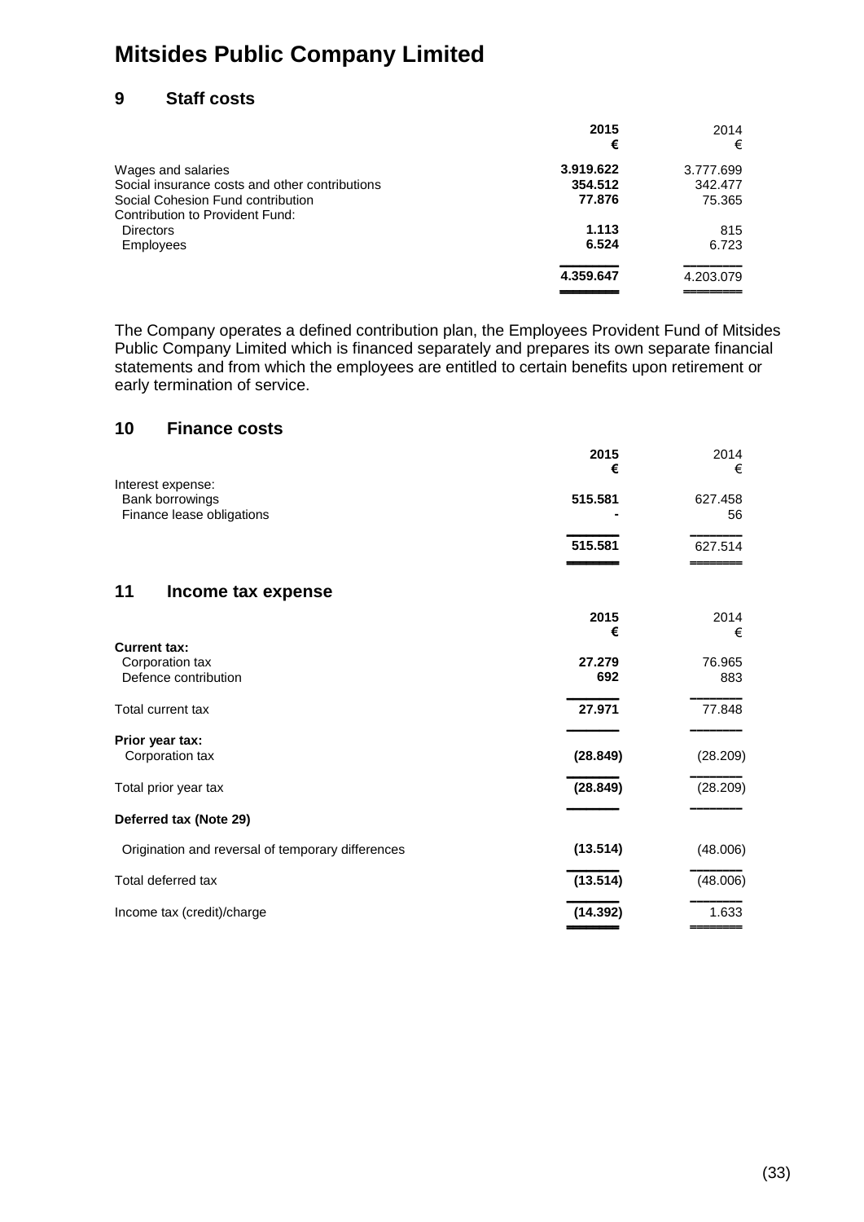# Mitsides Public Company Limited

## 9 Staff costs

| | **2015** | 2014 |
|---|---|---|
| | **€** | € |
| Wages and salaries | **3.919.622** | 3.777.699 |
| Social insurance costs and other contributions | **354.512** | 342.477 |
| Social Cohesion Fund contribution | **77.876** | 75.365 |
| Contribution to Provident Fund: | | |
| Directors | **1.113** | 815 |
| Employees | **6.524** | 6.723 |
| | **4.359.647** | 4.203.079 |

The Company operates a defined contribution plan, the Employees Provident Fund of Mitsides Public Company Limited which is financed separately and prepares its own separate financial statements and from which the employees are entitled to certain benefits upon retirement or early termination of service.

## 10 Finance costs

| | **2015** | 2014 |
|---|---|---|
| | **€** | € |
| Interest expense: | | |
| Bank borrowings | **515.581** | 627.458 |
| Finance lease obligations | **-** | 56 |
| | **515.581** | 627.514 |

## 11 Income tax expense

| | **2015** | 2014 |
|---|---|---|
| | **€** | € |
| **Current tax:** | | |
| Corporation tax | **27.279** | 76.965 |
| Defence contribution | **692** | 883 |
| Total current tax | **27.971** | 77.848 |
| **Prior year tax:** | | |
| Corporation tax | **(28.849)** | (28.209) |
| Total prior year tax | **(28.849)** | (28.209) |
| **Deferred tax (Note 29)** | | |
| Origination and reversal of temporary differences | **(13.514)** | (48.006) |
| Total deferred tax | **(13.514)** | (48.006) |
| Income tax (credit)/charge | **(14.392)** | 1.633 |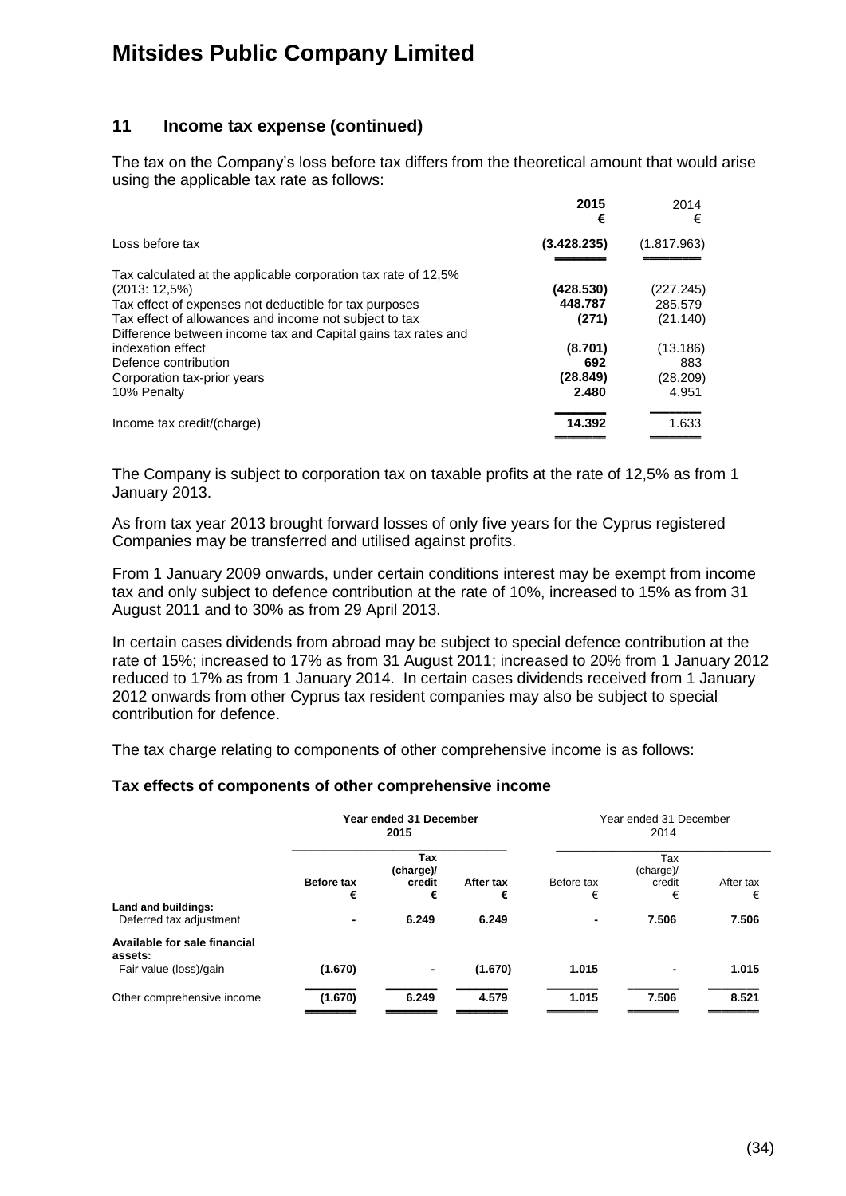# Mitsides Public Company Limited

## 11 Income tax expense (continued)

The tax on the Company's loss before tax differs from the theoretical amount that would arise using the applicable tax rate as follows:

| | 2015 € | 2014 € |
|---|---|---|
| Loss before tax | **(3.428.235)** | (1.817.963) |
| Tax calculated at the applicable corporation tax rate of 12,5% (2013: 12,5%) | **(428.530)** | (227.245) |
| Tax effect of expenses not deductible for tax purposes | **448.787** | 285.579 |
| Tax effect of allowances and income not subject to tax | **(271)** | (21.140) |
| Difference between income tax and Capital gains tax rates and indexation effect | **(8.701)** | (13.186) |
| Defence contribution | **692** | 883 |
| Corporation tax-prior years | **(28.849)** | (28.209) |
| 10% Penalty | **2.480** | 4.951 |
| Income tax credit/(charge) | **14.392** | 1.633 |

The Company is subject to corporation tax on taxable profits at the rate of 12,5% as from 1 January 2013.

As from tax year 2013 brought forward losses of only five years for the Cyprus registered Companies may be transferred and utilised against profits.

From 1 January 2009 onwards, under certain conditions interest may be exempt from income tax and only subject to defence contribution at the rate of 10%, increased to 15% as from 31 August 2011 and to 30% as from 29 April 2013.

In certain cases dividends from abroad may be subject to special defence contribution at the rate of 15%; increased to 17% as from 31 August 2011; increased to 20% from 1 January 2012 reduced to 17% as from 1 January 2014. In certain cases dividends received from 1 January 2012 onwards from other Cyprus tax resident companies may also be subject to special contribution for defence.

The tax charge relating to components of other comprehensive income is as follows:

### Tax effects of components of other comprehensive income

| | **Year ended 31 December 2015** | | | Year ended 31 December 2014 | | |
|---|---|---|---|---|---|---|
| | **Before tax €** | **Tax (charge)/ credit €** | **After tax €** | Before tax € | Tax (charge)/ credit € | After tax € |
| **Land and buildings:** | | | | | | |
| Deferred tax adjustment | **-** | **6.249** | **6.249** | - | 7.506 | 7.506 |
| **Available for sale financial assets:** | | | | | | |
| Fair value (loss)/gain | **(1.670)** | **-** | **(1.670)** | 1.015 | - | 1.015 |
| Other comprehensive income | **(1.670)** | **6.249** | **4.579** | 1.015 | 7.506 | 8.521 |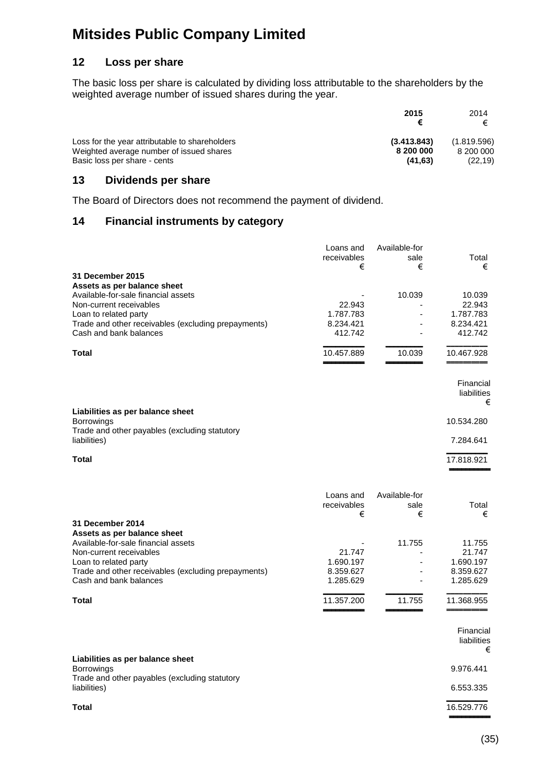# Mitsides Public Company Limited

## 12 Loss per share

The basic loss per share is calculated by dividing loss attributable to the shareholders by the weighted average number of issued shares during the year.

| | **2015** **€** | 2014 € |
|---|---|---|
| Loss for the year attributable to shareholders | **(3.413.843)** | (1.819.596) |
| Weighted average number of issued shares | **8 200 000** | 8 200 000 |
| Basic loss per share - cents | **(41,63)** | (22,19) |

## 13 Dividends per share

The Board of Directors does not recommend the payment of dividend.

## 14 Financial instruments by category

| | Loans and receivables € | Available-for sale € | Total € |
|---|---|---|---|
| **31 December 2015** | | | |
| **Assets as per balance sheet** | | | |
| Available-for-sale financial assets | - | 10.039 | 10.039 |
| Non-current receivables | 22.943 | - | 22.943 |
| Loan to related party | 1.787.783 | - | 1.787.783 |
| Trade and other receivables (excluding prepayments) | 8.234.421 | - | 8.234.421 |
| Cash and bank balances | 412.742 | - | 412.742 |
| **Total** | 10.457.889 | 10.039 | 10.467.928 |

| | Financial liabilities € |
|---|---|
| **Liabilities as per balance sheet** | |
| Borrowings | 10.534.280 |
| Trade and other payables (excluding statutory liabilities) | 7.284.641 |
| **Total** | 17.818.921 |

| | Loans and receivables € | Available-for sale € | Total € |
|---|---|---|---|
| **31 December 2014** | | | |
| **Assets as per balance sheet** | | | |
| Available-for-sale financial assets | - | 11.755 | 11.755 |
| Non-current receivables | 21.747 | - | 21.747 |
| Loan to related party | 1.690.197 | - | 1.690.197 |
| Trade and other receivables (excluding prepayments) | 8.359.627 | - | 8.359.627 |
| Cash and bank balances | 1.285.629 | - | 1.285.629 |
| **Total** | 11.357.200 | 11.755 | 11.368.955 |

| | Financial liabilities € |
|---|---|
| **Liabilities as per balance sheet** | |
| Borrowings | 9.976.441 |
| Trade and other payables (excluding statutory liabilities) | 6.553.335 |
| **Total** | 16.529.776 |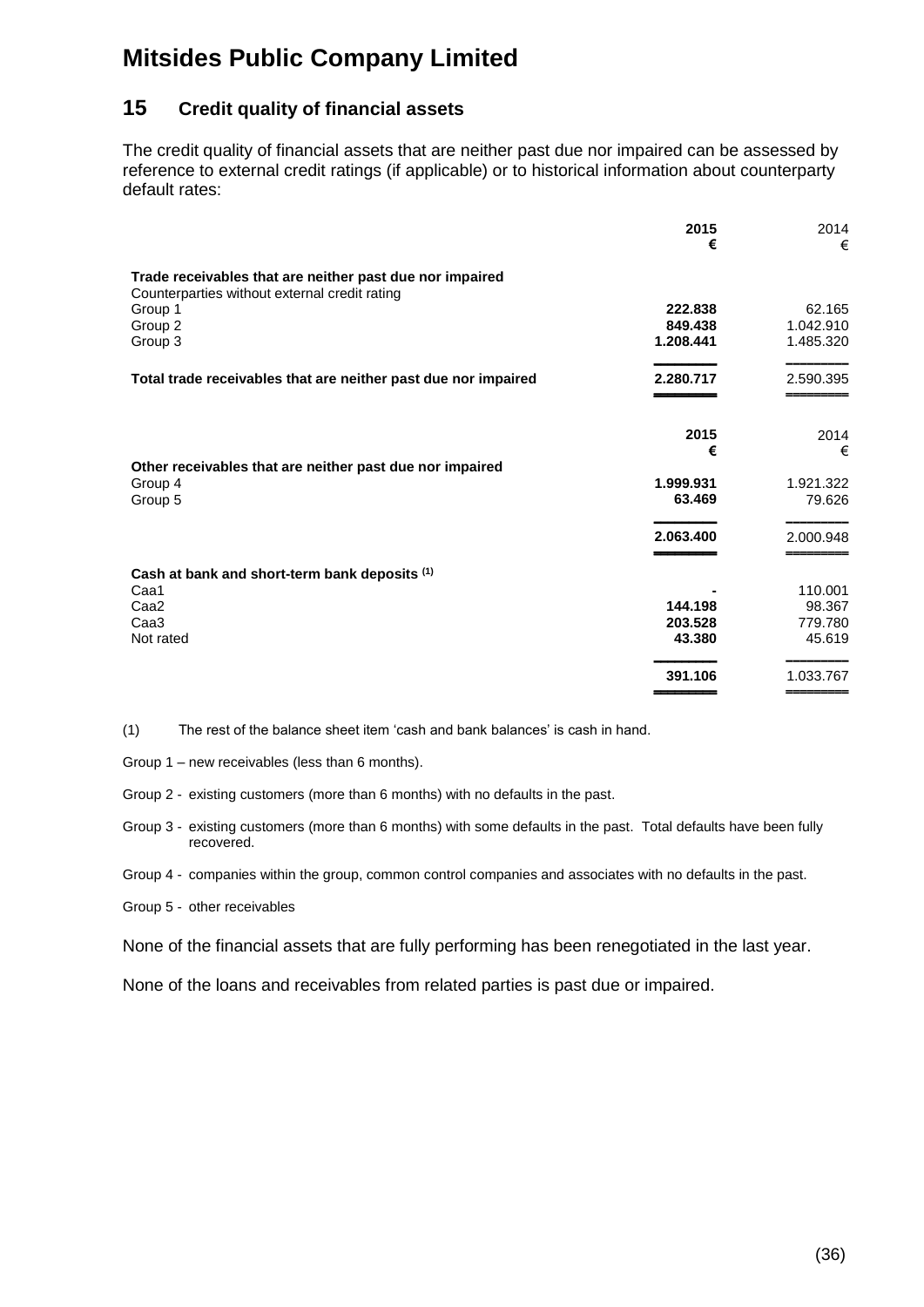# Mitsides Public Company Limited

## 15 Credit quality of financial assets

The credit quality of financial assets that are neither past due nor impaired can be assessed by reference to external credit ratings (if applicable) or to historical information about counterparty default rates:

| | 2015<br>€ | 2014<br>€ |
|---|---|---|
| **Trade receivables that are neither past due nor impaired** | | |
| Counterparties without external credit rating | | |
| Group 1 | **222.838** | 62.165 |
| Group 2 | **849.438** | 1.042.910 |
| Group 3 | **1.208.441** | 1.485.320 |
| **Total trade receivables that are neither past due nor impaired** | **2.280.717** | 2.590.395 |

| | 2015<br>€ | 2014<br>€ |
|---|---|---|
| **Other receivables that are neither past due nor impaired** | | |
| Group 4 | **1.999.931** | 1.921.322 |
| Group 5 | **63.469** | 79.626 |
| | **2.063.400** | 2.000.948 |
| **Cash at bank and short-term bank deposits [(1)]** | | |
| Caa1 | **-** | 110.001 |
| Caa2 | **144.198** | 98.367 |
| Caa3 | **203.528** | 779.780 |
| Not rated | **43.380** | 45.619 |
| | **391.106** | 1.033.767 |

(1) The rest of the balance sheet item 'cash and bank balances' is cash in hand.

Group 1 – new receivables (less than 6 months).

Group 2 - existing customers (more than 6 months) with no defaults in the past.

Group 3 - existing customers (more than 6 months) with some defaults in the past. Total defaults have been fully recovered.

Group 4 - companies within the group, common control companies and associates with no defaults in the past.

Group 5 - other receivables

None of the financial assets that are fully performing has been renegotiated in the last year.

None of the loans and receivables from related parties is past due or impaired.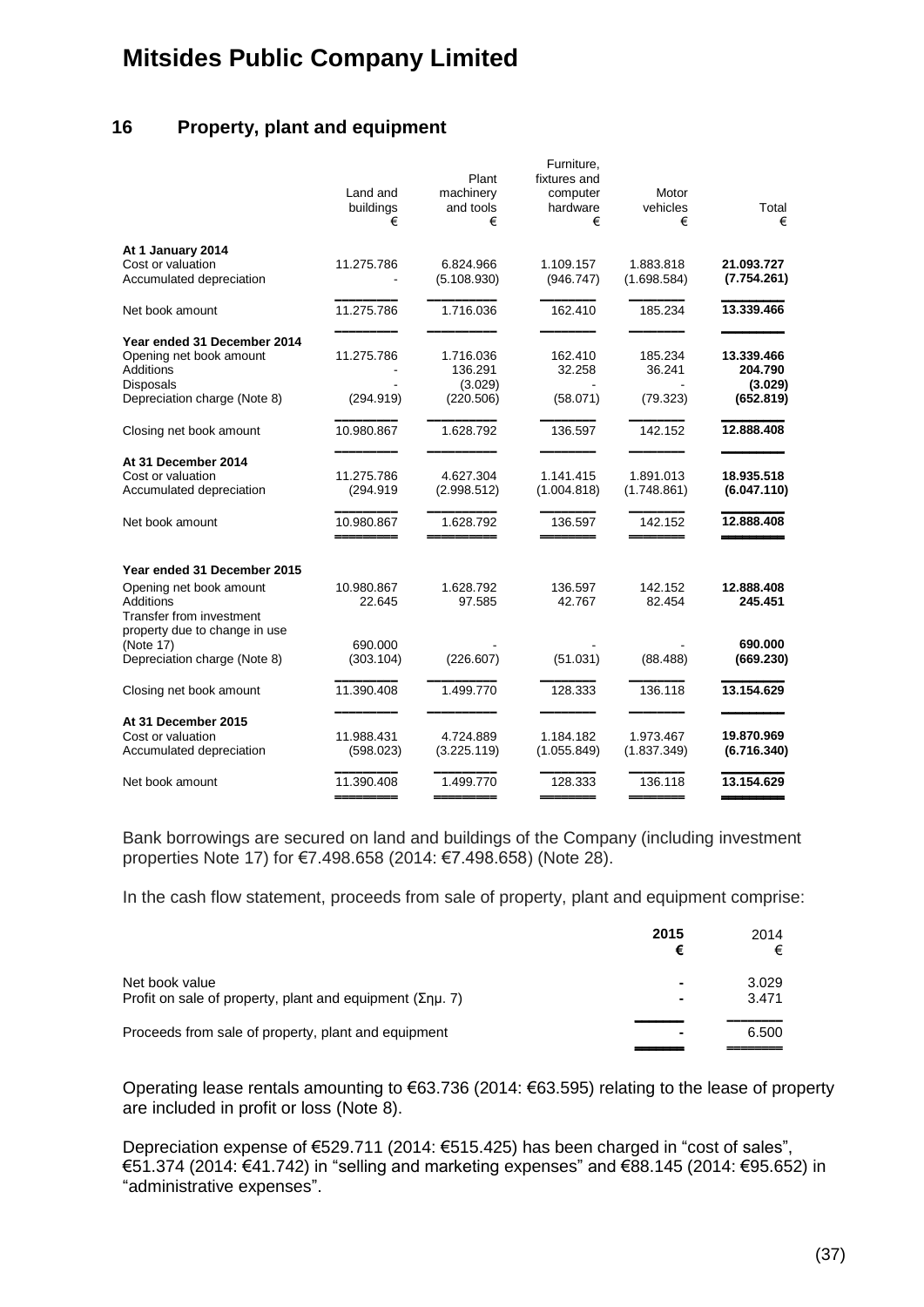# Mitsides Public Company Limited

## 16 Property, plant and equipment

| | Land and buildings € | Plant machinery and tools € | Furniture, fixtures and computer hardware € | Motor vehicles € | Total € |
|---|---|---|---|---|---|
| **At 1 January 2014** | | | | | |
| Cost or valuation | 11.275.786 | 6.824.966 | 1.109.157 | 1.883.818 | **21.093.727** |
| Accumulated depreciation | - | (5.108.930) | (946.747) | (1.698.584) | **(7.754.261)** |
| Net book amount | 11.275.786 | 1.716.036 | 162.410 | 185.234 | **13.339.466** |
| **Year ended 31 December 2014** | | | | | |
| Opening net book amount | 11.275.786 | 1.716.036 | 162.410 | 185.234 | **13.339.466** |
| Additions | - | 136.291 | 32.258 | 36.241 | **204.790** |
| Disposals | - | (3.029) | - | - | **(3.029)** |
| Depreciation charge (Note 8) | (294.919) | (220.506) | (58.071) | (79.323) | **(652.819)** |
| Closing net book amount | 10.980.867 | 1.628.792 | 136.597 | 142.152 | **12.888.408** |
| **At 31 December 2014** | | | | | |
| Cost or valuation | 11.275.786 | 4.627.304 | 1.141.415 | 1.891.013 | **18.935.518** |
| Accumulated depreciation | (294.919 | (2.998.512) | (1.004.818) | (1.748.861) | **(6.047.110)** |
| Net book amount | 10.980.867 | 1.628.792 | 136.597 | 142.152 | **12.888.408** |
| **Year ended 31 December 2015** | | | | | |
| Opening net book amount | 10.980.867 | 1.628.792 | 136.597 | 142.152 | **12.888.408** |
| Additions | 22.645 | 97.585 | 42.767 | 82.454 | **245.451** |
| Transfer from investment property due to change in use (Note 17) | 690.000 | - | - | - | **690.000** |
| Depreciation charge (Note 8) | (303.104) | (226.607) | (51.031) | (88.488) | **(669.230)** |
| Closing net book amount | 11.390.408 | 1.499.770 | 128.333 | 136.118 | **13.154.629** |
| **At 31 December 2015** | | | | | |
| Cost or valuation | 11.988.431 | 4.724.889 | 1.184.182 | 1.973.467 | **19.870.969** |
| Accumulated depreciation | (598.023) | (3.225.119) | (1.055.849) | (1.837.349) | **(6.716.340)** |
| Net book amount | 11.390.408 | 1.499.770 | 128.333 | 136.118 | **13.154.629** |

Bank borrowings are secured on land and buildings of the Company (including investment properties Note 17) for €7.498.658 (2014: €7.498.658) (Note 28).

In the cash flow statement, proceeds from sale of property, plant and equipment comprise:

| | **2015 €** | 2014 € |
|---|---|---|
| Net book value | - | 3.029 |
| Profit on sale of property, plant and equipment (Σημ. 7) | - | 3.471 |
| Proceeds from sale of property, plant and equipment | - | 6.500 |

Operating lease rentals amounting to €63.736 (2014: €63.595) relating to the lease of property are included in profit or loss (Note 8).

Depreciation expense of €529.711 (2014: €515.425) has been charged in "cost of sales", €51.374 (2014: €41.742) in "selling and marketing expenses" and €88.145 (2014: €95.652) in "administrative expenses".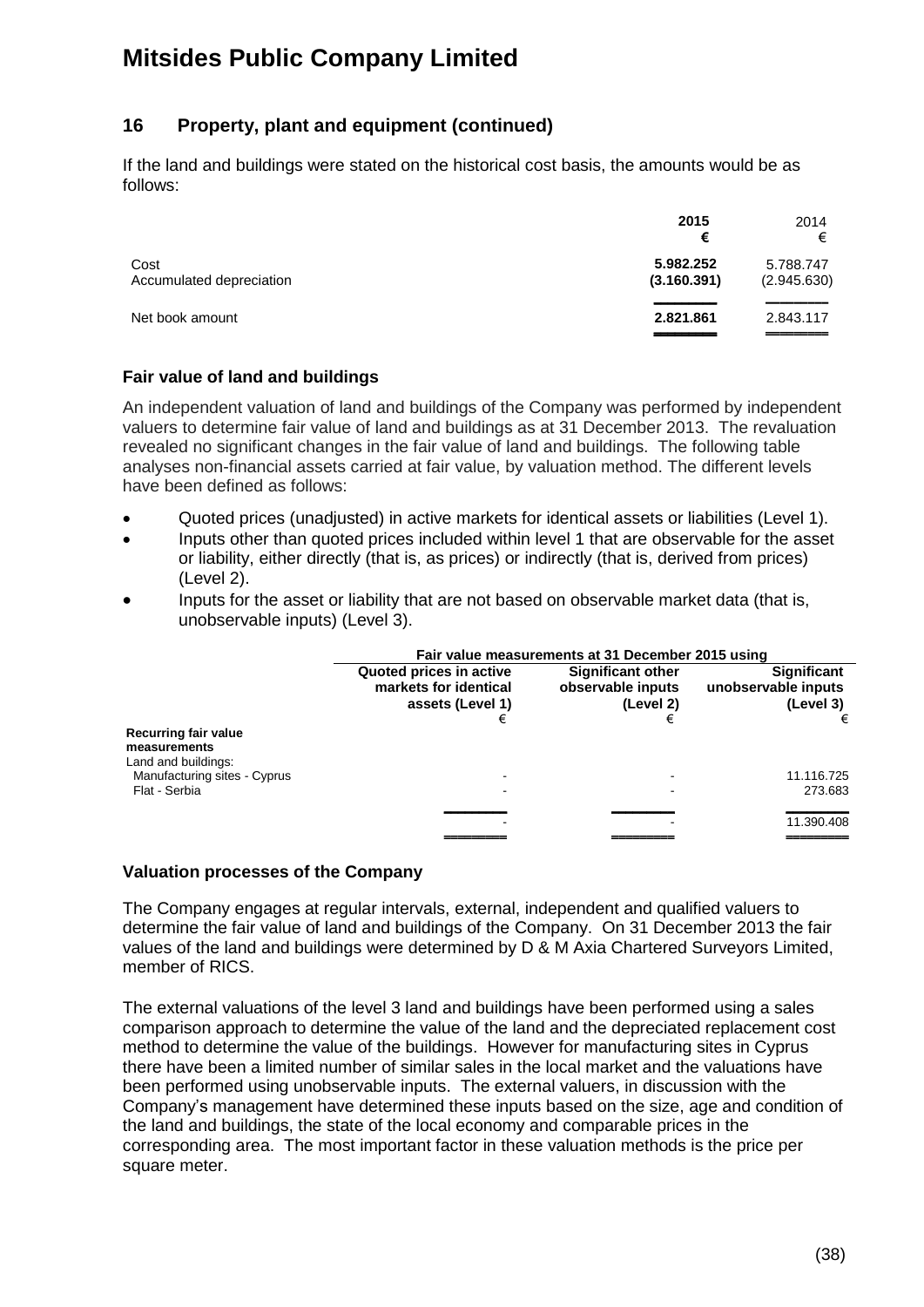# Mitsides Public Company Limited

## 16 Property, plant and equipment (continued)

If the land and buildings were stated on the historical cost basis, the amounts would be as follows:

| | **2015** **€** | 2014 € |
|---|---|---|
| Cost | **5.982.252** | 5.788.747 |
| Accumulated depreciation | **(3.160.391)** | (2.945.630) |
| Net book amount | **2.821.861** | 2.843.117 |

### Fair value of land and buildings

An independent valuation of land and buildings of the Company was performed by independent valuers to determine fair value of land and buildings as at 31 December 2013. The revaluation revealed no significant changes in the fair value of land and buildings. The following table analyses non-financial assets carried at fair value, by valuation method. The different levels have been defined as follows:

- Quoted prices (unadjusted) in active markets for identical assets or liabilities (Level 1).
- Inputs other than quoted prices included within level 1 that are observable for the asset or liability, either directly (that is, as prices) or indirectly (that is, derived from prices) (Level 2).
- Inputs for the asset or liability that are not based on observable market data (that is, unobservable inputs) (Level 3).

| | **Fair value measurements at 31 December 2015 using** | | |
|---|---|---|---|
| | **Quoted prices in active markets for identical assets (Level 1)** € | **Significant other observable inputs (Level 2)** € | **Significant unobservable inputs (Level 3)** € |
| **Recurring fair value measurements** | | | |
| Land and buildings: | | | |
| Manufacturing sites - Cyprus | - | - | 11.116.725 |
| Flat - Serbia | - | - | 273.683 |
| | - | - | 11.390.408 |

### Valuation processes of the Company

The Company engages at regular intervals, external, independent and qualified valuers to determine the fair value of land and buildings of the Company. On 31 December 2013 the fair values of the land and buildings were determined by D & M Axia Chartered Surveyors Limited, member of RICS.

The external valuations of the level 3 land and buildings have been performed using a sales comparison approach to determine the value of the land and the depreciated replacement cost method to determine the value of the buildings. However for manufacturing sites in Cyprus there have been a limited number of similar sales in the local market and the valuations have been performed using unobservable inputs. The external valuers, in discussion with the Company's management have determined these inputs based on the size, age and condition of the land and buildings, the state of the local economy and comparable prices in the corresponding area. The most important factor in these valuation methods is the price per square meter.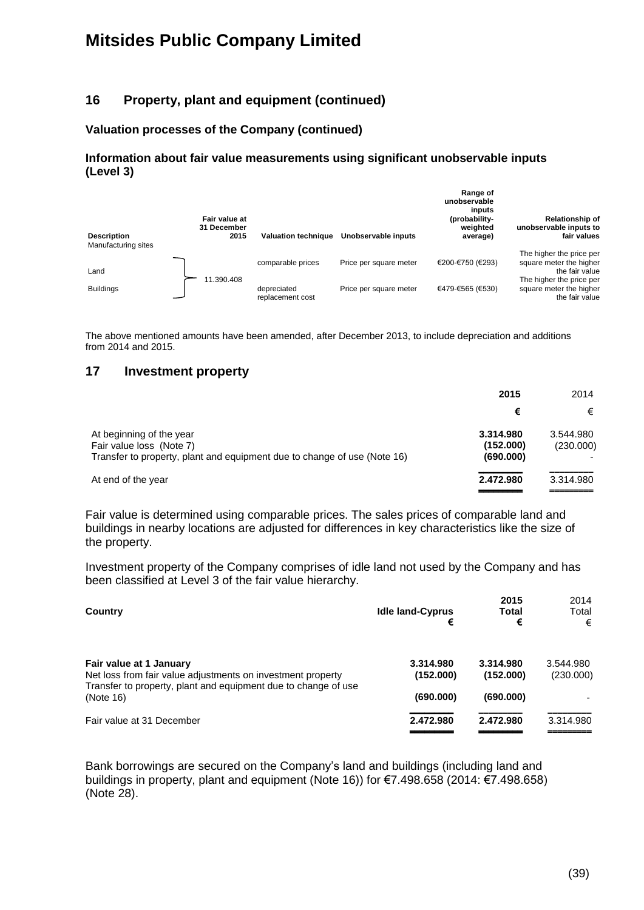# Mitsides Public Company Limited

## 16 Property, plant and equipment (continued)

### Valuation processes of the Company (continued)

### Information about fair value measurements using significant unobservable inputs (Level 3)

| Description | Fair value at 31 December 2015 | Valuation technique | Unobservable inputs | Range of unobservable inputs (probability-weighted average) | Relationship of unobservable inputs to fair values |
|---|---|---|---|---|---|
| Manufacturing sites | | | | | |
| Land | 11.390.408 | comparable prices | Price per square meter | €200-€750 (€293) | The higher the price per square meter the higher the fair value |
| Buildings | | depreciated replacement cost | Price per square meter | €479-€565 (€530) | The higher the price per square meter the higher the fair value |

The above mentioned amounts have been amended, after December 2013, to include depreciation and additions from 2014 and 2015.

## 17 Investment property

| | 2015 | 2014 |
|---|---|---|
| | **€** | € |
| At beginning of the year | **3.314.980** | 3.544.980 |
| Fair value loss (Note 7) | **(152.000)** | (230.000) |
| Transfer to property, plant and equipment due to change of use (Note 16) | **(690.000)** | - |
| At end of the year | **2.472.980** | 3.314.980 |

Fair value is determined using comparable prices. The sales prices of comparable land and buildings in nearby locations are adjusted for differences in key characteristics like the size of the property.

Investment property of the Company comprises of idle land not used by the Company and has been classified at Level 3 of the fair value hierarchy.

| Country | Idle land-Cyprus € | 2015 Total € | 2014 Total € |
|---|---|---|---|
| **Fair value at 1 January** | **3.314.980** | **3.314.980** | 3.544.980 |
| Net loss from fair value adjustments on investment property | **(152.000)** | **(152.000)** | (230.000) |
| Transfer to property, plant and equipment due to change of use (Note 16) | **(690.000)** | **(690.000)** | - |
| Fair value at 31 December | **2.472.980** | **2.472.980** | 3.314.980 |

Bank borrowings are secured on the Company's land and buildings (including land and buildings in property, plant and equipment (Note 16)) for €7.498.658 (2014: €7.498.658) (Note 28).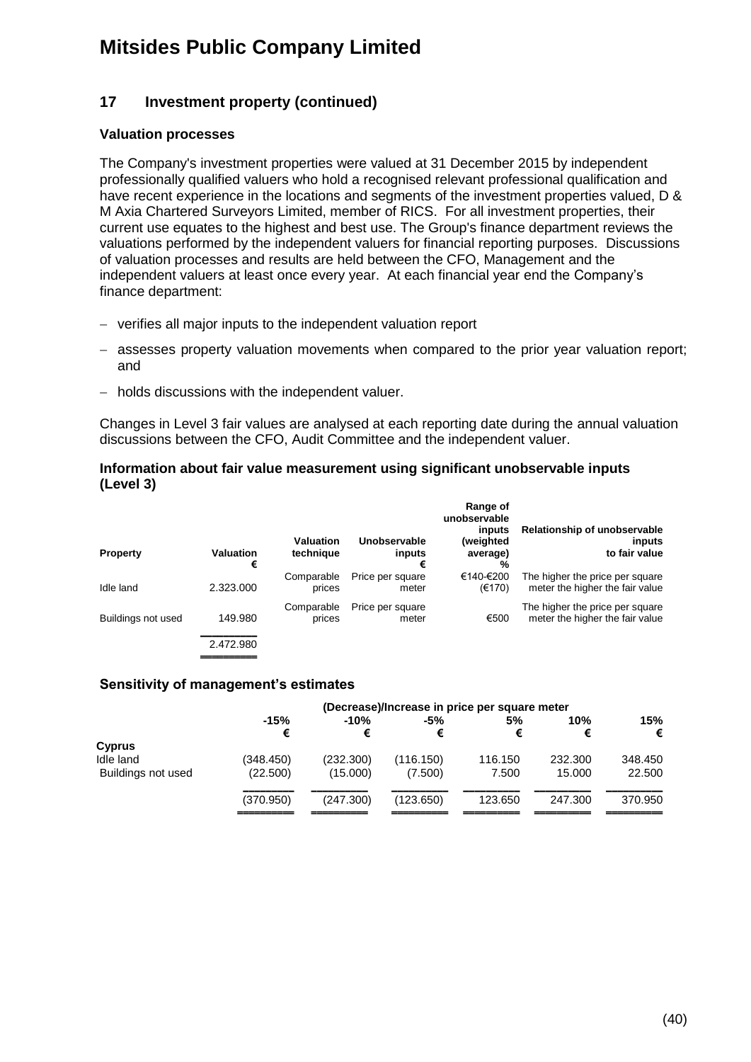# Mitsides Public Company Limited

## 17 Investment property (continued)

### Valuation processes

The Company's investment properties were valued at 31 December 2015 by independent professionally qualified valuers who hold a recognised relevant professional qualification and have recent experience in the locations and segments of the investment properties valued, D & M Axia Chartered Surveyors Limited, member of RICS. For all investment properties, their current use equates to the highest and best use. The Group's finance department reviews the valuations performed by the independent valuers for financial reporting purposes. Discussions of valuation processes and results are held between the CFO, Management and the independent valuers at least once every year. At each financial year end the Company's finance department:

- verifies all major inputs to the independent valuation report
- assesses property valuation movements when compared to the prior year valuation report; and
- holds discussions with the independent valuer.

Changes in Level 3 fair values are analysed at each reporting date during the annual valuation discussions between the CFO, Audit Committee and the independent valuer.

### Information about fair value measurement using significant unobservable inputs (Level 3)

| Property | Valuation € | Valuation technique | Unobservable inputs € | Range of unobservable inputs (weighted average) % | Relationship of unobservable inputs to fair value |
|---|---|---|---|---|---|
| Idle land | 2.323.000 | Comparable prices | Price per square meter | €140-€200 (€170) | The higher the price per square meter the higher the fair value |
| Buildings not used | 149.980 | Comparable prices | Price per square meter | €500 | The higher the price per square meter the higher the fair value |
| | 2.472.980 | | | | |

### Sensitivity of management's estimates

| | (Decrease)/Increase in price per square meter | | | | | |
|---|---|---|---|---|---|---|
| | -15% € | -10% € | -5% € | 5% € | 10% € | 15% € |
| **Cyprus** | | | | | | |
| Idle land | (348.450) | (232.300) | (116.150) | 116.150 | 232.300 | 348.450 |
| Buildings not used | (22.500) | (15.000) | (7.500) | 7.500 | 15.000 | 22.500 |
| | (370.950) | (247.300) | (123.650) | 123.650 | 247.300 | 370.950 |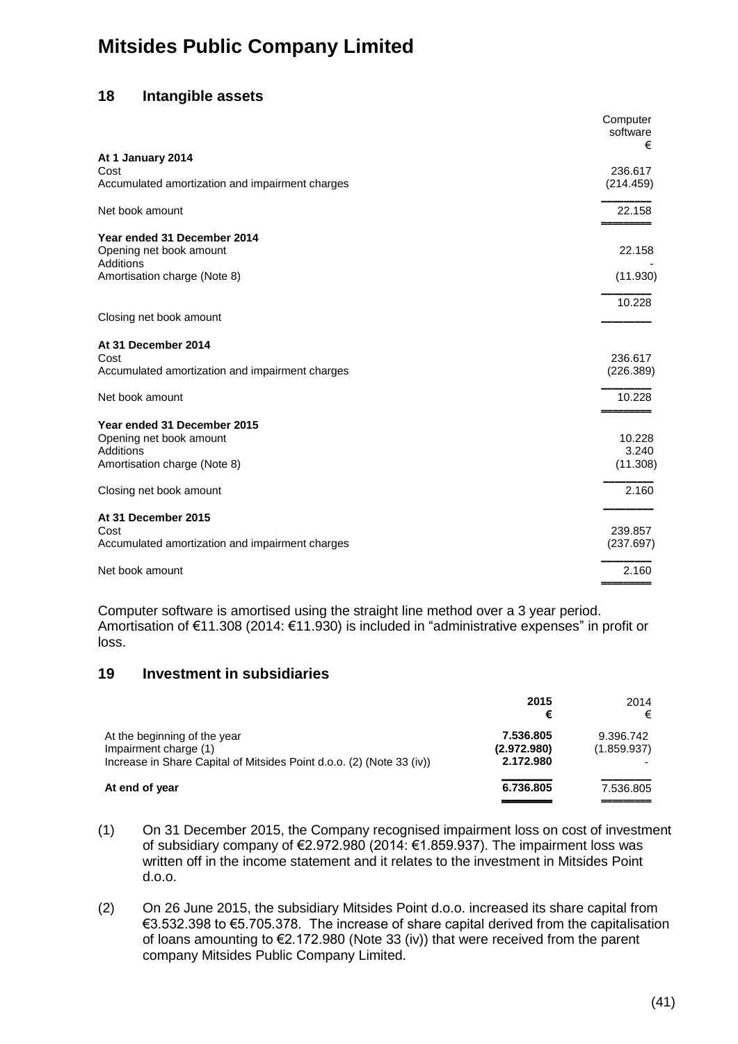# Mitsides Public Company Limited

## 18 Intangible assets

| | Computer software €|
|---|---|
| **At 1 January 2014** | |
| Cost | 236.617 |
| Accumulated amortization and impairment charges | (214.459) |
| Net book amount | 22.158 |
| **Year ended 31 December 2014** | |
| Opening net book amount | 22.158 |
| Additions | - |
| Amortisation charge (Note 8) | (11.930) |
| Closing net book amount | 10.228 |
| **At 31 December 2014** | |
| Cost | 236.617 |
| Accumulated amortization and impairment charges | (226.389) |
| Net book amount | 10.228 |
| **Year ended 31 December 2015** | |
| Opening net book amount | 10.228 |
| Additions | 3.240 |
| Amortisation charge (Note 8) | (11.308) |
| Closing net book amount | 2.160 |
| **At 31 December 2015** | |
| Cost | 239.857 |
| Accumulated amortization and impairment charges | (237.697) |
| Net book amount | 2.160 |

Computer software is amortised using the straight line method over a 3 year period. Amortisation of €11.308 (2014: €11.930) is included in "administrative expenses" in profit or loss.

## 19 Investment in subsidiaries

| | **2015** **€** | 2014 € |
|---|---|---|
| At the beginning of the year | **7.536.805** | 9.396.742 |
| Impairment charge (1) | **(2.972.980)** | (1.859.937) |
| Increase in Share Capital of Mitsides Point d.o.o. (2) (Note 33 (iv)) | **2.172.980** | - |
| **At end of year** | **6.736.805** | 7.536.805 |

(1) On 31 December 2015, the Company recognised impairment loss on cost of investment of subsidiary company of €2.972.980 (2014: €1.859.937). The impairment loss was written off in the income statement and it relates to the investment in Mitsides Point d.o.o.

(2) On 26 June 2015, the subsidiary Mitsides Point d.o.o. increased its share capital from €3.532.398 to €5.705.378. The increase of share capital derived from the capitalisation of loans amounting to €2.172.980 (Note 33 (iv)) that were received from the parent company Mitsides Public Company Limited.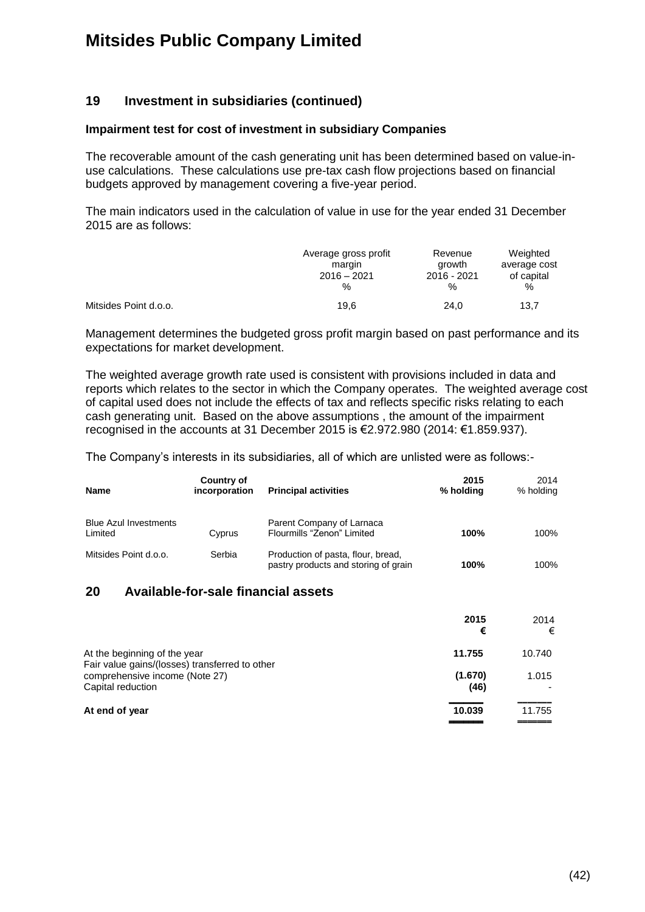# Mitsides Public Company Limited

## 19 Investment in subsidiaries (continued)

### Impairment test for cost of investment in subsidiary Companies

The recoverable amount of the cash generating unit has been determined based on value-in-use calculations. These calculations use pre-tax cash flow projections based on financial budgets approved by management covering a five-year period.

The main indicators used in the calculation of value in use for the year ended 31 December 2015 are as follows:

| | Average gross profit margin 2016 – 2021 % | Revenue growth 2016 - 2021 % | Weighted average cost of capital % |
|---|---|---|---|
| Mitsides Point d.o.o. | 19,6 | 24,0 | 13,7 |

Management determines the budgeted gross profit margin based on past performance and its expectations for market development.

The weighted average growth rate used is consistent with provisions included in data and reports which relates to the sector in which the Company operates. The weighted average cost of capital used does not include the effects of tax and reflects specific risks relating to each cash generating unit. Based on the above assumptions , the amount of the impairment recognised in the accounts at 31 December 2015 is €2.972.980 (2014: €1.859.937).

The Company's interests in its subsidiaries, all of which are unlisted were as follows:-

| Name | Country of incorporation | Principal activities | 2015 % holding | 2014 % holding |
|---|---|---|---|---|
| Blue Azul Investments Limited | Cyprus | Parent Company of Larnaca Flourmills "Zenon" Limited | **100%** | 100% |
| Mitsides Point d.o.o. | Serbia | Production of pasta, flour, bread, pastry products and storing of grain | **100%** | 100% |

## 20 Available-for-sale financial assets

| | 2015 € | 2014 € |
|---|---|---|
| At the beginning of the year | **11.755** | 10.740 |
| Fair value gains/(losses) transferred to other comprehensive income (Note 27) | **(1.670)** | 1.015 |
| Capital reduction | **(46)** | - |
| **At end of year** | **10.039** | 11.755 |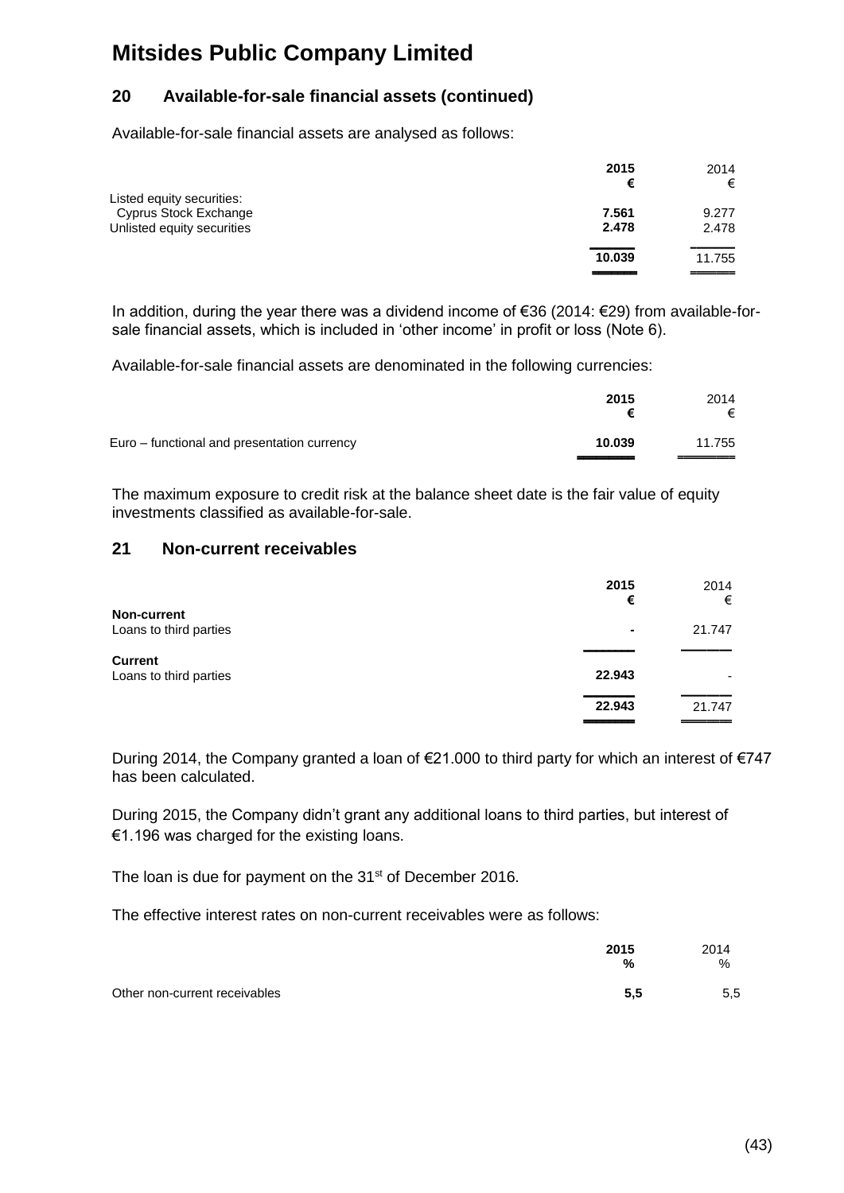# Mitsides Public Company Limited

## 20 Available-for-sale financial assets (continued)

Available-for-sale financial assets are analysed as follows:

| | **2015** | 2014 |
|---|---|---|
| | **€** | € |
| Listed equity securities: | | |
| Cyprus Stock Exchange | **7.561** | 9.277 |
| Unlisted equity securities | **2.478** | 2.478 |
| | **10.039** | 11.755 |

In addition, during the year there was a dividend income of €36 (2014: €29) from available-for-sale financial assets, which is included in 'other income' in profit or loss (Note 6).

Available-for-sale financial assets are denominated in the following currencies:

| | **2015** | 2014 |
|---|---|---|
| | **€** | € |
| Euro – functional and presentation currency | **10.039** | 11.755 |

The maximum exposure to credit risk at the balance sheet date is the fair value of equity investments classified as available-for-sale.

## 21 Non-current receivables

| | **2015** | 2014 |
|---|---|---|
| | **€** | € |
| **Non-current** | | |
| Loans to third parties | **-** | 21.747 |
| **Current** | | |
| Loans to third parties | **22.943** | - |
| | **22.943** | 21.747 |

During 2014, the Company granted a loan of €21.000 to third party for which an interest of €747 has been calculated.

During 2015, the Company didn't grant any additional loans to third parties, but interest of €1.196 was charged for the existing loans.

The loan is due for payment on the 31st of December 2016.

The effective interest rates on non-current receivables were as follows:

| | **2015** | 2014 |
|---|---|---|
| | **%** | % |
| Other non-current receivables | **5,5** | 5,5 |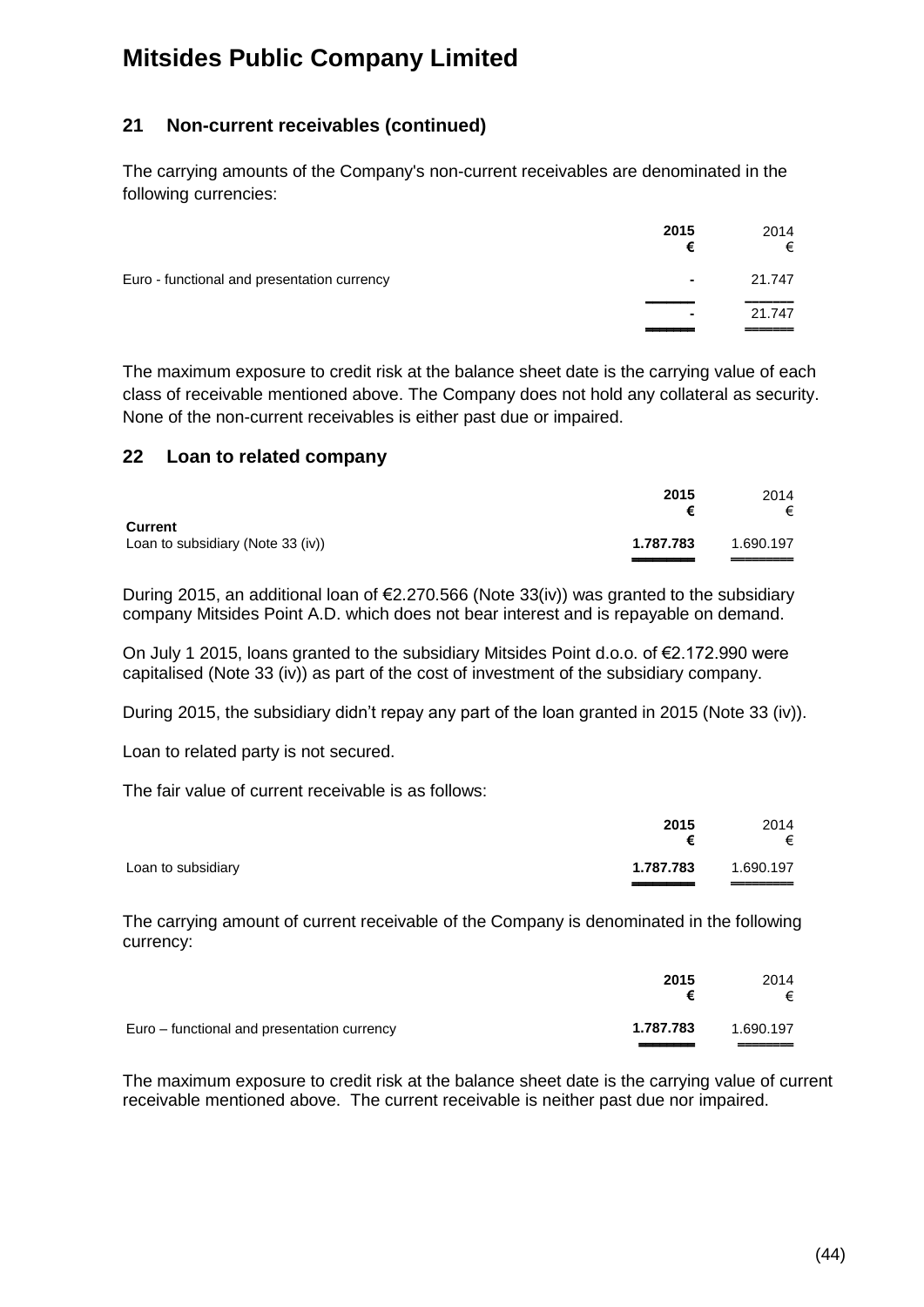## 21 Non-current receivables (continued)

The carrying amounts of the Company's non-current receivables are denominated in the following currencies:

| | 2015 € | 2014 € |
|---|---|---|
| Euro - functional and presentation currency | - | 21.747 |
| | - | 21.747 |

The maximum exposure to credit risk at the balance sheet date is the carrying value of each class of receivable mentioned above. The Company does not hold any collateral as security. None of the non-current receivables is either past due or impaired.

## 22 Loan to related company

| | 2015 € | 2014 € |
|---|---|---|
| **Current** | | |
| Loan to subsidiary (Note 33 (iv)) | **1.787.783** | 1.690.197 |

During 2015, an additional loan of €2.270.566 (Note 33(iv)) was granted to the subsidiary company Mitsides Point A.D. which does not bear interest and is repayable on demand.

On July 1 2015, loans granted to the subsidiary Mitsides Point d.o.o. of €2.172.990 were capitalised (Note 33 (iv)) as part of the cost of investment of the subsidiary company.

During 2015, the subsidiary didn't repay any part of the loan granted in 2015 (Note 33 (iv)).

Loan to related party is not secured.

The fair value of current receivable is as follows:

| | 2015 € | 2014 € |
|---|---|---|
| Loan to subsidiary | **1.787.783** | 1.690.197 |

The carrying amount of current receivable of the Company is denominated in the following currency:

| | 2015 € | 2014 € |
|---|---|---|
| Euro – functional and presentation currency | **1.787.783** | 1.690.197 |

The maximum exposure to credit risk at the balance sheet date is the carrying value of current receivable mentioned above. The current receivable is neither past due nor impaired.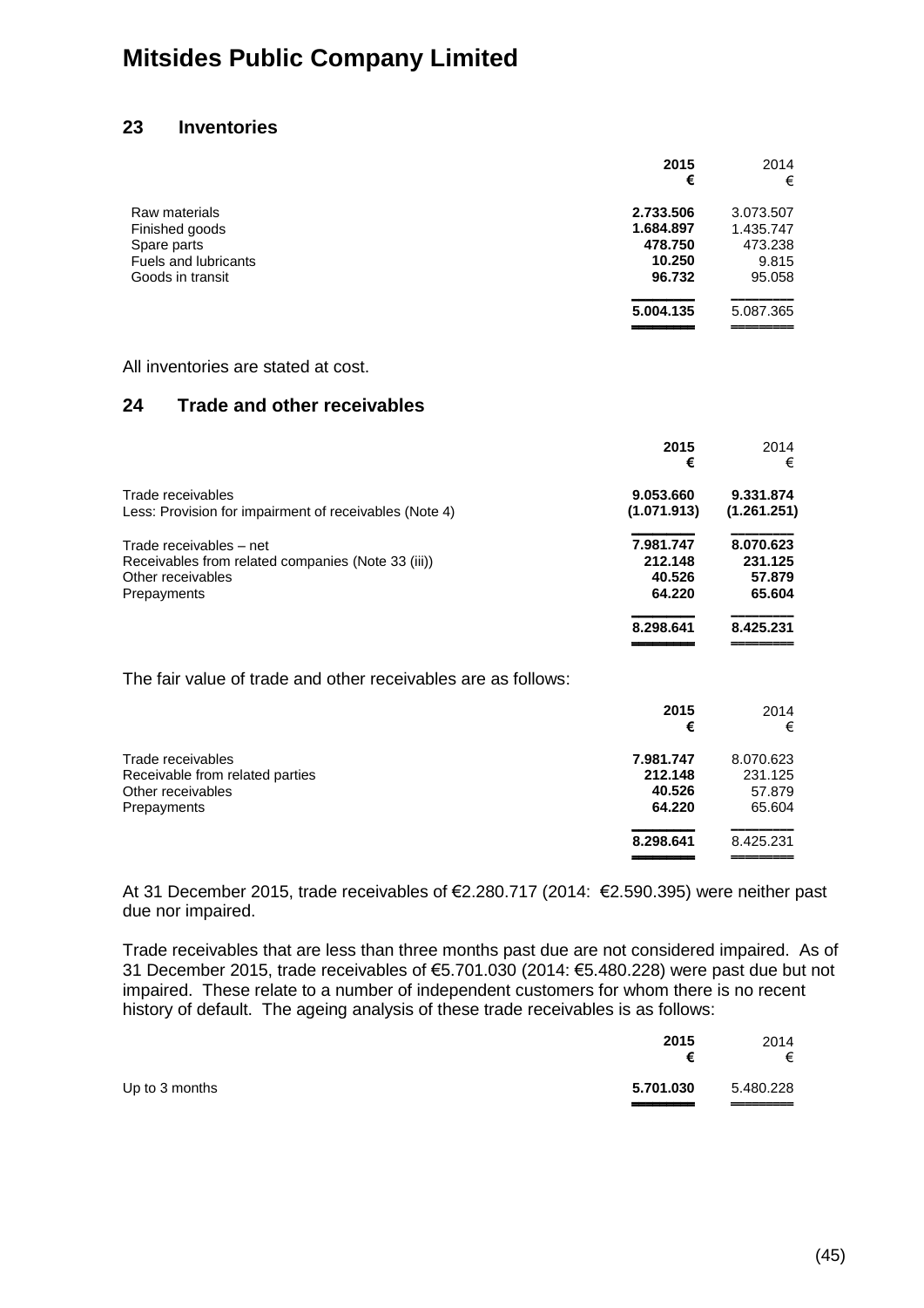# Mitsides Public Company Limited

## 23 Inventories

| | 2015 € | 2014 € |
|---|---|---|
| Raw materials | **2.733.506** | 3.073.507 |
| Finished goods | **1.684.897** | 1.435.747 |
| Spare parts | **478.750** | 473.238 |
| Fuels and lubricants | **10.250** | 9.815 |
| Goods in transit | **96.732** | 95.058 |
| | **5.004.135** | 5.087.365 |

All inventories are stated at cost.

## 24 Trade and other receivables

| | 2015 € | 2014 € |
|---|---|---|
| Trade receivables | **9.053.660** | **9.331.874** |
| Less: Provision for impairment of receivables (Note 4) | **(1.071.913)** | **(1.261.251)** |
| Trade receivables – net | **7.981.747** | **8.070.623** |
| Receivables from related companies (Note 33 (iii)) | **212.148** | **231.125** |
| Other receivables | **40.526** | **57.879** |
| Prepayments | **64.220** | **65.604** |
| | **8.298.641** | **8.425.231** |

The fair value of trade and other receivables are as follows:

| | 2015 € | 2014 € |
|---|---|---|
| Trade receivables | **7.981.747** | 8.070.623 |
| Receivable from related parties | **212.148** | 231.125 |
| Other receivables | **40.526** | 57.879 |
| Prepayments | **64.220** | 65.604 |
| | **8.298.641** | 8.425.231 |

At 31 December 2015, trade receivables of €2.280.717 (2014: €2.590.395) were neither past due nor impaired.

Trade receivables that are less than three months past due are not considered impaired. As of 31 December 2015, trade receivables of €5.701.030 (2014: €5.480.228) were past due but not impaired. These relate to a number of independent customers for whom there is no recent history of default. The ageing analysis of these trade receivables is as follows:

| | 2015 € | 2014 € |
|---|---|---|
| Up to 3 months | **5.701.030** | 5.480.228 |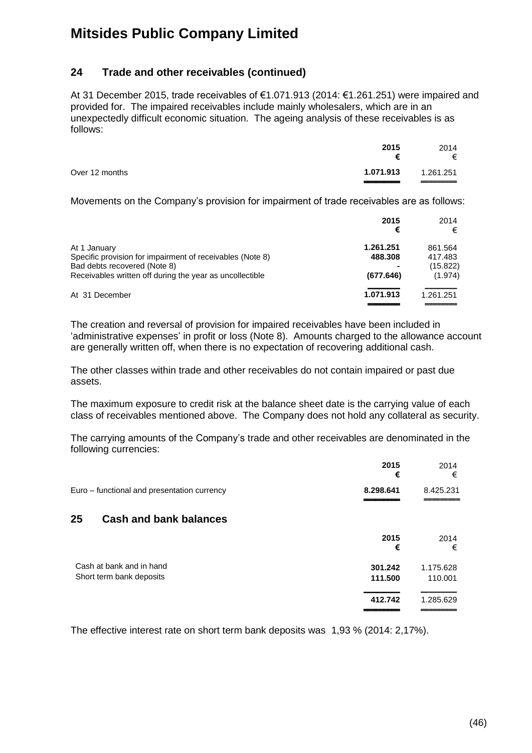## Mitsides Public Company Limited

### 24 Trade and other receivables (continued)

At 31 December 2015, trade receivables of €1.071.913 (2014: €1.261.251) were impaired and provided for. The impaired receivables include mainly wholesalers, which are in an unexpectedly difficult economic situation. The ageing analysis of these receivables is as follows:

| | 2015 € | 2014 € |
|---|---|---|
| Over 12 months | **1.071.913** | 1.261.251 |

Movements on the Company's provision for impairment of trade receivables are as follows:

| | 2015 € | 2014 € |
|---|---|---|
| At 1 January | **1.261.251** | 861.564 |
| Specific provision for impairment of receivables (Note 8) | **488.308** | 417.483 |
| Bad debts recovered (Note 8) | **-** | (15.822) |
| Receivables written off during the year as uncollectible | **(677.646)** | (1.974) |
| At 31 December | **1.071.913** | 1.261.251 |

The creation and reversal of provision for impaired receivables have been included in 'administrative expenses' in profit or loss (Note 8). Amounts charged to the allowance account are generally written off, when there is no expectation of recovering additional cash.

The other classes within trade and other receivables do not contain impaired or past due assets.

The maximum exposure to credit risk at the balance sheet date is the carrying value of each class of receivables mentioned above. The Company does not hold any collateral as security.

The carrying amounts of the Company's trade and other receivables are denominated in the following currencies:

| | 2015 € | 2014 € |
|---|---|---|
| Euro – functional and presentation currency | **8.298.641** | 8.425.231 |

### 25 Cash and bank balances

| | 2015 € | 2014 € |
|---|---|---|
| Cash at bank and in hand | **301.242** | 1.175.628 |
| Short term bank deposits | **111.500** | 110.001 |
| | **412.742** | 1.285.629 |

The effective interest rate on short term bank deposits was 1,93 % (2014: 2,17%).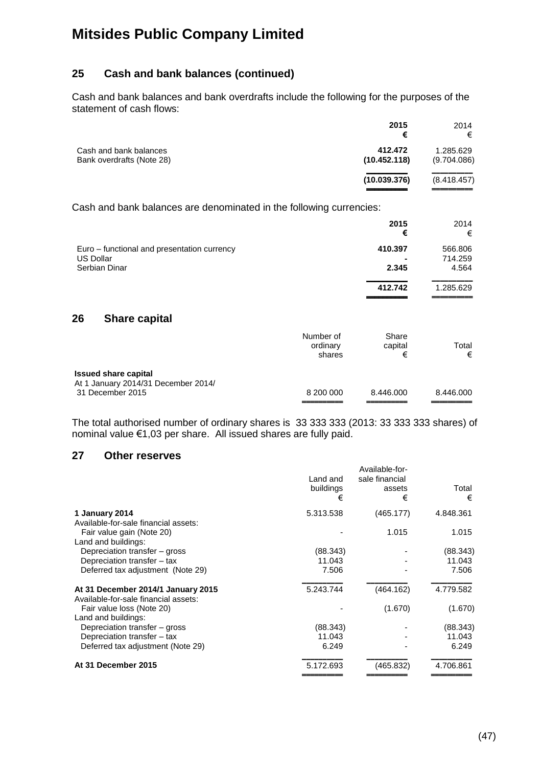# Mitsides Public Company Limited

## 25 Cash and bank balances (continued)

Cash and bank balances and bank overdrafts include the following for the purposes of the statement of cash flows:

| | 2015 € | 2014 € |
|---|---|---|
| Cash and bank balances | **412.472** | 1.285.629 |
| Bank overdrafts (Note 28) | **(10.452.118)** | (9.704.086) |
| | **(10.039.376)** | (8.418.457) |

Cash and bank balances are denominated in the following currencies:

| | 2015 € | 2014 € |
|---|---|---|
| Euro – functional and presentation currency | **410.397** | 566.806 |
| US Dollar | **-** | 714.259 |
| Serbian Dinar | **2.345** | 4.564 |
| | **412.742** | 1.285.629 |

## 26 Share capital

| | Number of ordinary shares | Share capital € | Total € |
|---|---|---|---|
| **Issued share capital** | | | |
| At 1 January 2014/31 December 2014/ 31 December 2015 | 8 200 000 | 8.446.000 | 8.446.000 |

The total authorised number of ordinary shares is 33 333 333 (2013: 33 333 333 shares) of nominal value €1,03 per share. All issued shares are fully paid.

## 27 Other reserves

| | Land and buildings € | Available-for-sale financial assets € | Total € |
|---|---|---|---|
| **1 January 2014** | 5.313.538 | (465.177) | 4.848.361 |
| Available-for-sale financial assets: | | | |
| Fair value gain (Note 20) | - | 1.015 | 1.015 |
| Land and buildings: | | | |
| Depreciation transfer – gross | (88.343) | - | (88.343) |
| Depreciation transfer – tax | 11.043 | - | 11.043 |
| Deferred tax adjustment (Note 29) | 7.506 | - | 7.506 |
| **At 31 December 2014/1 January 2015** | 5.243.744 | (464.162) | 4.779.582 |
| Available-for-sale financial assets: | | | |
| Fair value loss (Note 20) | - | (1.670) | (1.670) |
| Land and buildings: | | | |
| Depreciation transfer – gross | (88.343) | - | (88.343) |
| Depreciation transfer – tax | 11.043 | - | 11.043 |
| Deferred tax adjustment (Note 29) | 6.249 | - | 6.249 |
| **At 31 December 2015** | 5.172.693 | (465.832) | 4.706.861 |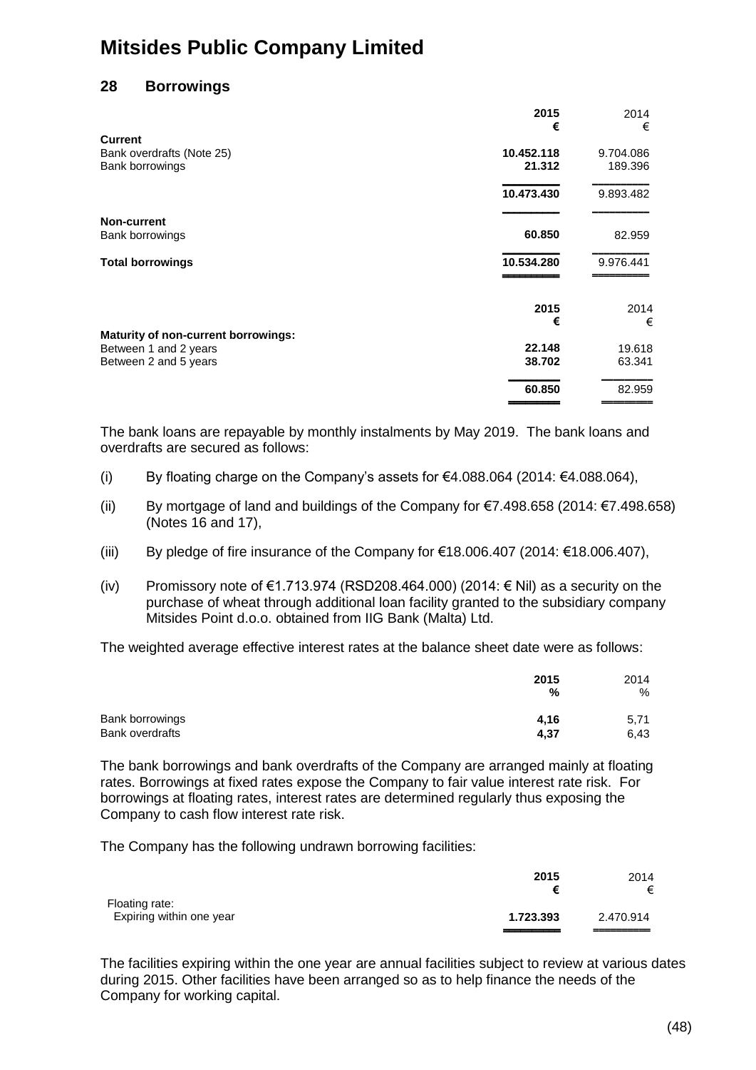# Mitsides Public Company Limited

## 28 Borrowings

| | **2015** | 2014 |
|---|---|---|
| | **€** | € |
| **Current** | | |
| Bank overdrafts (Note 25) | **10.452.118** | 9.704.086 |
| Bank borrowings | **21.312** | 189.396 |
| | **10.473.430** | 9.893.482 |
| **Non-current** | | |
| Bank borrowings | **60.850** | 82.959 |
| **Total borrowings** | **10.534.280** | 9.976.441 |

| | **2015** | 2014 |
|---|---|---|
| | **€** | € |
| **Maturity of non-current borrowings:** | | |
| Between 1 and 2 years | **22.148** | 19.618 |
| Between 2 and 5 years | **38.702** | 63.341 |
| | **60.850** | 82.959 |

The bank loans are repayable by monthly instalments by May 2019. The bank loans and overdrafts are secured as follows:

(i) By floating charge on the Company's assets for €4.088.064 (2014: €4.088.064),

(ii) By mortgage of land and buildings of the Company for €7.498.658 (2014: €7.498.658) (Notes 16 and 17),

(iii) By pledge of fire insurance of the Company for €18.006.407 (2014: €18.006.407),

(iv) Promissory note of €1.713.974 (RSD208.464.000) (2014: € Nil) as a security on the purchase of wheat through additional loan facility granted to the subsidiary company Mitsides Point d.o.o. obtained from IIG Bank (Malta) Ltd.

The weighted average effective interest rates at the balance sheet date were as follows:

| | **2015** | 2014 |
|---|---|---|
| | **%** | % |
| Bank borrowings | **4,16** | 5,71 |
| Bank overdrafts | **4,37** | 6,43 |

The bank borrowings and bank overdrafts of the Company are arranged mainly at floating rates. Borrowings at fixed rates expose the Company to fair value interest rate risk. For borrowings at floating rates, interest rates are determined regularly thus exposing the Company to cash flow interest rate risk.

The Company has the following undrawn borrowing facilities:

| | **2015** | 2014 |
|---|---|---|
| | **€** | € |
| Floating rate: | | |
| Expiring within one year | **1.723.393** | 2.470.914 |

The facilities expiring within the one year are annual facilities subject to review at various dates during 2015. Other facilities have been arranged so as to help finance the needs of the Company for working capital.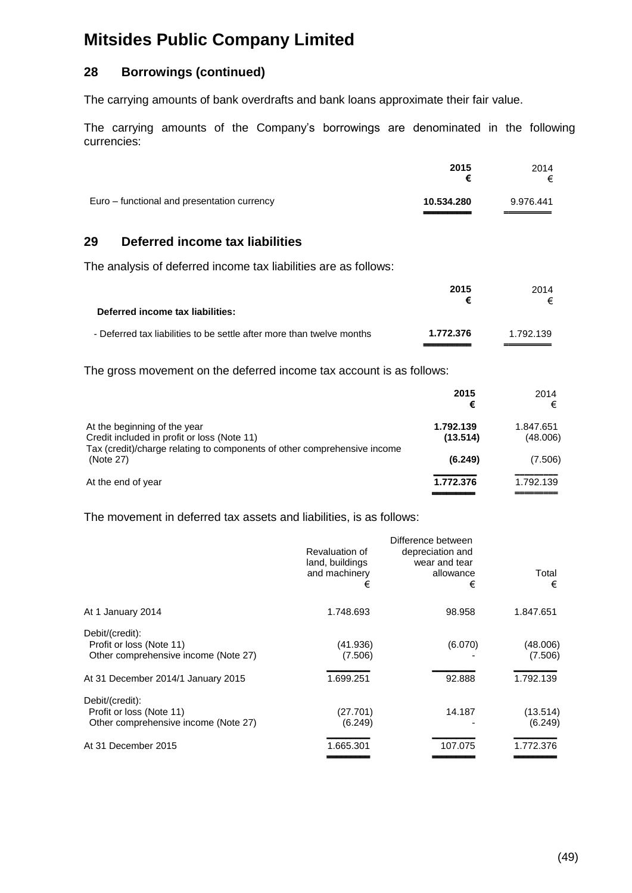# Mitsides Public Company Limited

## 28 Borrowings (continued)

The carrying amounts of bank overdrafts and bank loans approximate their fair value.

The carrying amounts of the Company's borrowings are denominated in the following currencies:

| | **2015**<br>**€** | 2014<br>€ |
|---|---|---|
| Euro – functional and presentation currency | **10.534.280** | 9.976.441 |

## 29 Deferred income tax liabilities

The analysis of deferred income tax liabilities are as follows:

| | **2015**<br>**€** | 2014<br>€ |
|---|---|---|
| **Deferred income tax liabilities:** | | |
| - Deferred tax liabilities to be settle after more than twelve months | **1.772.376** | 1.792.139 |

The gross movement on the deferred income tax account is as follows:

| | **2015**<br>**€** | 2014<br>€ |
|---|---|---|
| At the beginning of the year | **1.792.139** | 1.847.651 |
| Credit included in profit or loss (Note 11) | **(13.514)** | (48.006) |
| Tax (credit)/charge relating to components of other comprehensive income (Note 27) | **(6.249)** | (7.506) |
| At the end of year | **1.772.376** | 1.792.139 |

The movement in deferred tax assets and liabilities, is as follows:

| | Revaluation of land, buildings and machinery<br>€ | Difference between depreciation and wear and tear allowance<br>€ | Total<br>€ |
|---|---|---|---|
| At 1 January 2014 | 1.748.693 | 98.958 | 1.847.651 |
| Debit/(credit): | | | |
| Profit or loss (Note 11) | (41.936) | (6.070) | (48.006) |
| Other comprehensive income (Note 27) | (7.506) | - | (7.506) |
| At 31 December 2014/1 January 2015 | 1.699.251 | 92.888 | 1.792.139 |
| Debit/(credit): | | | |
| Profit or loss (Note 11) | (27.701) | 14.187 | (13.514) |
| Other comprehensive income (Note 27) | (6.249) | - | (6.249) |
| At 31 December 2015 | 1.665.301 | 107.075 | 1.772.376 |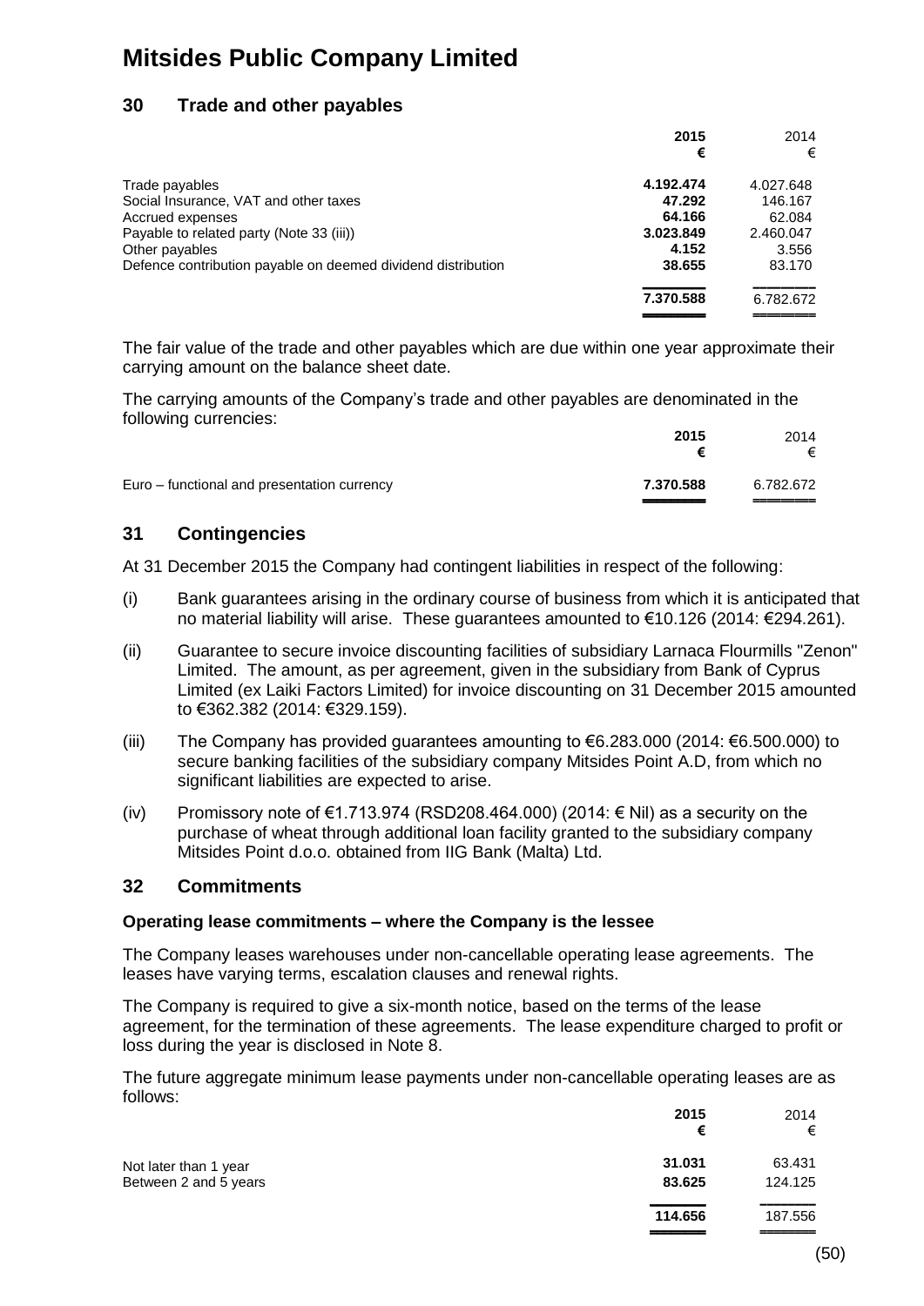# Mitsides Public Company Limited

## 30 Trade and other payables

| | 2015 € | 2014 € |
|---|---|---|
| Trade payables | **4.192.474** | 4.027.648 |
| Social Insurance, VAT and other taxes | **47.292** | 146.167 |
| Accrued expenses | **64.166** | 62.084 |
| Payable to related party (Note 33 (iii)) | **3.023.849** | 2.460.047 |
| Other payables | **4.152** | 3.556 |
| Defence contribution payable on deemed dividend distribution | **38.655** | 83.170 |
| | **7.370.588** | 6.782.672 |

The fair value of the trade and other payables which are due within one year approximate their carrying amount on the balance sheet date.

The carrying amounts of the Company's trade and other payables are denominated in the following currencies:

| | 2015 € | 2014 € |
|---|---|---|
| Euro – functional and presentation currency | **7.370.588** | 6.782.672 |

## 31 Contingencies

At 31 December 2015 the Company had contingent liabilities in respect of the following:

(i) Bank guarantees arising in the ordinary course of business from which it is anticipated that no material liability will arise. These guarantees amounted to €10.126 (2014: €294.261).

(ii) Guarantee to secure invoice discounting facilities of subsidiary Larnaca Flourmills "Zenon" Limited. The amount, as per agreement, given in the subsidiary from Bank of Cyprus Limited (ex Laiki Factors Limited) for invoice discounting on 31 December 2015 amounted to €362.382 (2014: €329.159).

(iii) The Company has provided guarantees amounting to €6.283.000 (2014: €6.500.000) to secure banking facilities of the subsidiary company Mitsides Point A.D, from which no significant liabilities are expected to arise.

(iv) Promissory note of €1.713.974 (RSD208.464.000) (2014: € Nil) as a security on the purchase of wheat through additional loan facility granted to the subsidiary company Mitsides Point d.o.o. obtained from IIG Bank (Malta) Ltd.

## 32 Commitments

**Operating lease commitments – where the Company is the lessee**

The Company leases warehouses under non-cancellable operating lease agreements. The leases have varying terms, escalation clauses and renewal rights.

The Company is required to give a six-month notice, based on the terms of the lease agreement, for the termination of these agreements. The lease expenditure charged to profit or loss during the year is disclosed in Note 8.

The future aggregate minimum lease payments under non-cancellable operating leases are as follows:

| | 2015 € | 2014 € |
|---|---|---|
| Not later than 1 year | **31.031** | 63.431 |
| Between 2 and 5 years | **83.625** | 124.125 |
| | **114.656** | 187.556 |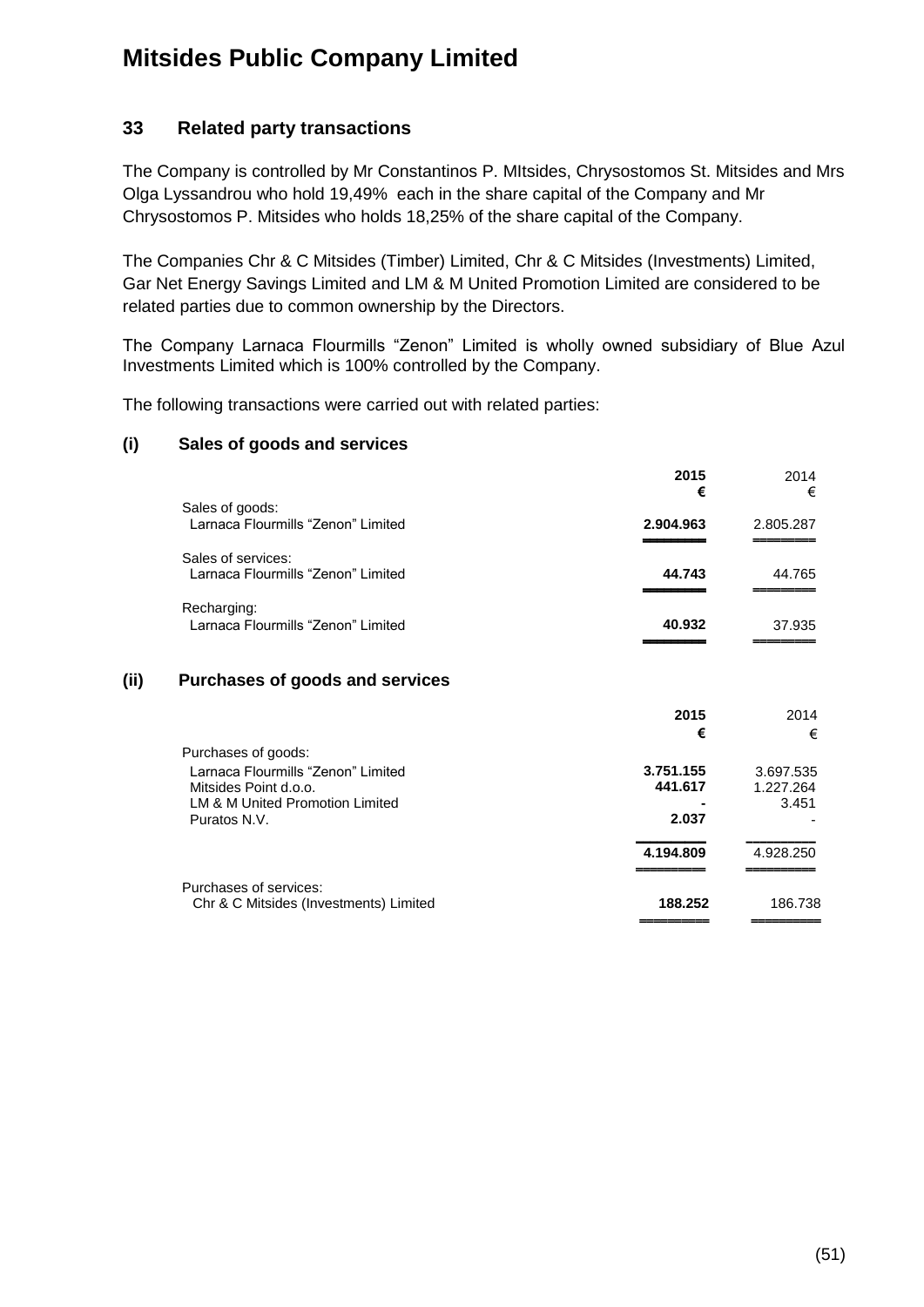# Mitsides Public Company Limited

## 33 Related party transactions

The Company is controlled by Mr Constantinos P. MItsides, Chrysostomos St. Mitsides and Mrs Olga Lyssandrou who hold 19,49% each in the share capital of the Company and Mr Chrysostomos P. Mitsides who holds 18,25% of the share capital of the Company.

The Companies Chr & C Mitsides (Timber) Limited, Chr & C Mitsides (Investments) Limited, Gar Net Energy Savings Limited and LM & M United Promotion Limited are considered to be related parties due to common ownership by the Directors.

The Company Larnaca Flourmills "Zenon" Limited is wholly owned subsidiary of Blue Azul Investments Limited which is 100% controlled by the Company.

The following transactions were carried out with related parties:

### (i) Sales of goods and services

| | **2015** | 2014 |
|---|---|---|
| | **€** | € |
| Sales of goods: | | |
| Larnaca Flourmills "Zenon" Limited | **2.904.963** | 2.805.287 |
| Sales of services: | | |
| Larnaca Flourmills "Zenon" Limited | **44.743** | 44.765 |
| Recharging: | | |
| Larnaca Flourmills "Zenon" Limited | **40.932** | 37.935 |

### (ii) Purchases of goods and services

| | **2015** | 2014 |
|---|---|---|
| | **€** | € |
| Purchases of goods: | | |
| Larnaca Flourmills "Zenon" Limited | **3.751.155** | 3.697.535 |
| Mitsides Point d.o.o. | **441.617** | 1.227.264 |
| LM & M United Promotion Limited | **-** | 3.451 |
| Puratos N.V. | **2.037** | - |
| | **4.194.809** | 4.928.250 |
| Purchases of services: | | |
| Chr & C Mitsides (Investments) Limited | **188.252** | 186.738 |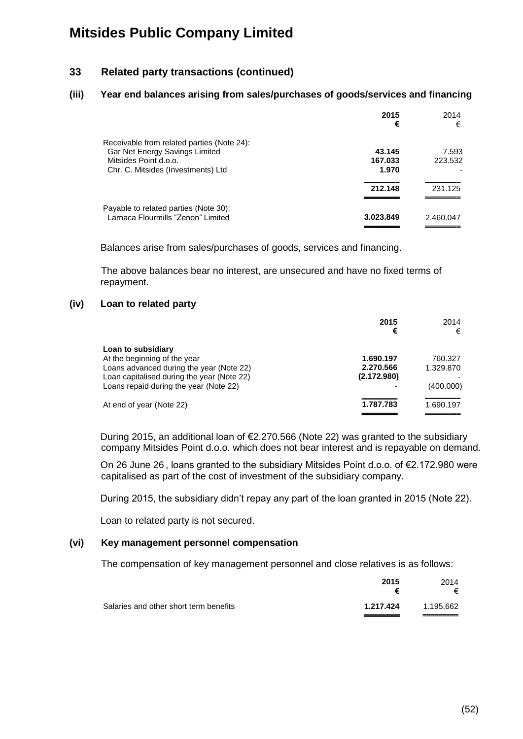# Mitsides Public Company Limited

## 33 Related party transactions (continued)

### (iii) Year end balances arising from sales/purchases of goods/services and financing

| | 2015 € | 2014 € |
|---|---|---|
| Receivable from related parties (Note 24): | | |
| Gar Net Energy Savings Limited | **43.145** | 7.593 |
| Mitsides Point d.o.o. | **167.033** | 223.532 |
| Chr. C. Mitsides (Investments) Ltd | **1.970** | - |
| | **212.148** | 231.125 |
| Payable to related parties (Note 30): | | |
| Larnaca Flourmills "Zenon" Limited | **3.023.849** | 2.460.047 |

Balances arise from sales/purchases of goods, services and financing.

The above balances bear no interest, are unsecured and have no fixed terms of repayment.

### (iv) Loan to related party

| | 2015 € | 2014 € |
|---|---|---|
| **Loan to subsidiary** | | |
| At the beginning of the year | **1.690.197** | 760.327 |
| Loans advanced during the year (Note 22) | **2.270.566** | 1.329.870 |
| Loan capitalised during the year (Note 22) | **(2.172.980)** | - |
| Loans repaid during the year (Note 22) | **-** | (400.000) |
| At end of year (Note 22) | **1.787.783** | 1.690.197 |

During 2015, an additional loan of €2.270.566 (Note 22) was granted to the subsidiary company Mitsides Point d.o.o. which does not bear interest and is repayable on demand.

On 26 June 26 , loans granted to the subsidiary Mitsides Point d.o.o. of €2.172.980 were capitalised as part of the cost of investment of the subsidiary company.

During 2015, the subsidiary didn't repay any part of the loan granted in 2015 (Note 22).

Loan to related party is not secured.

### (vi) Key management personnel compensation

The compensation of key management personnel and close relatives is as follows:

| | 2015 € | 2014 € |
|---|---|---|
| Salaries and other short term benefits | **1.217.424** | 1.195.662 |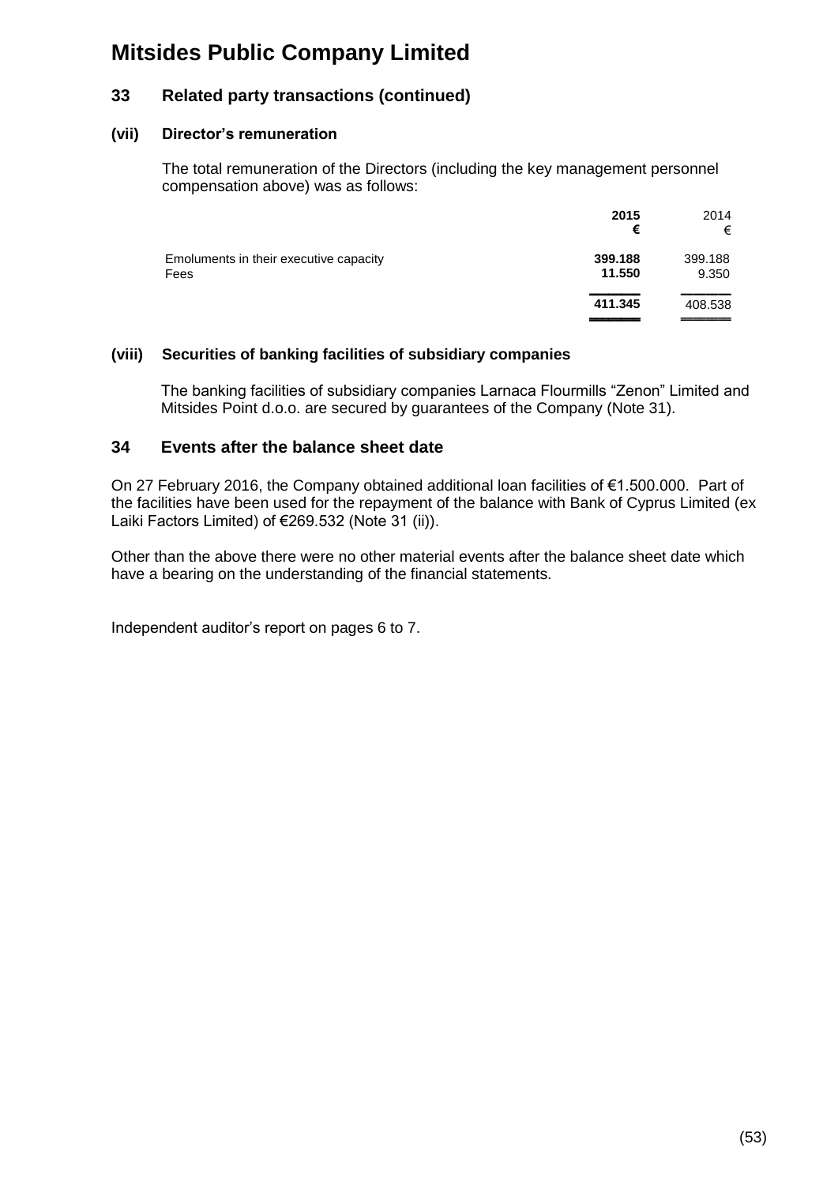# Mitsides Public Company Limited

## 33 Related party transactions (continued)

### (vii) Director's remuneration

The total remuneration of the Directors (including the key management personnel compensation above) was as follows:

| | 2015 € | 2014 € |
|---|---|---|
| Emoluments in their executive capacity | **399.188** | 399.188 |
| Fees | **11.550** | 9.350 |
| | **411.345** | 408.538 |

### (viii) Securities of banking facilities of subsidiary companies

The banking facilities of subsidiary companies Larnaca Flourmills "Zenon" Limited and Mitsides Point d.o.o. are secured by guarantees of the Company (Note 31).

## 34 Events after the balance sheet date

On 27 February 2016, the Company obtained additional loan facilities of €1.500.000. Part of the facilities have been used for the repayment of the balance with Bank of Cyprus Limited (ex Laiki Factors Limited) of €269.532 (Note 31 (ii)).

Other than the above there were no other material events after the balance sheet date which have a bearing on the understanding of the financial statements.

Independent auditor's report on pages 6 to 7.